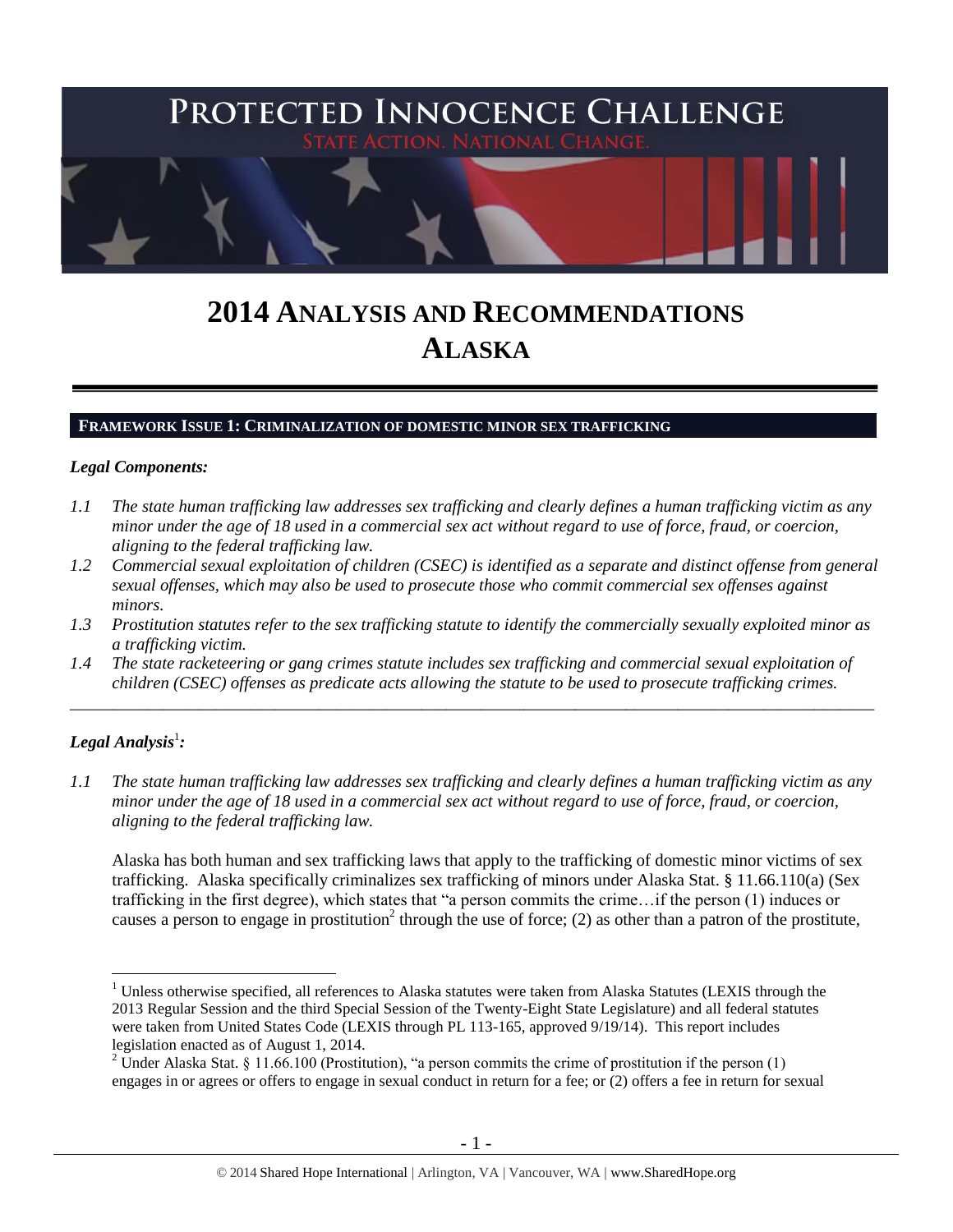# PROTECTED INNOCENCE CHALLENGE

STATE ACTION. NATIONAL CHANGE.

# 2014 ANALYSIS AND RECOMMENDATIONS ALASKA

## FRAMEWORK ISSUE 1: CRIMINALIZATION OF DOMESTIC MINOR SEX TRAFFICKING

### *Legal Components:*

*1.1 The state human trafficking law addresses sex trafficking and clearly defines a human trafficking victim as any minor under the age of 18 used in a commercial sex act without regard to use of force, fraud, or coercion, aligning to the federal trafficking law.*

*1.2 Commercial sexual exploitation of children (CSEC) is identified as a separate and distinct offense from general sexual offenses, which may also be used to prosecute those who commit commercial sex offenses against minors.*

*1.3 Prostitution statutes refer to the sex trafficking statute to identify the commercially sexually exploited minor as a trafficking victim.*

*1.4 The state racketeering or gang crimes statute includes sex trafficking and commercial sexual exploitation of children (CSEC) offenses as predicate acts allowing the statute to be used to prosecute trafficking crimes.*

---

### *Legal Analysis*[1]*:*

*1.1 The state human trafficking law addresses sex trafficking and clearly defines a human trafficking victim as any minor under the age of 18 used in a commercial sex act without regard to use of force, fraud, or coercion, aligning to the federal trafficking law.*

Alaska has both human and sex trafficking laws that apply to the trafficking of domestic minor victims of sex trafficking. Alaska specifically criminalizes sex trafficking of minors under Alaska Stat. § 11.66.110(a) (Sex trafficking in the first degree), which states that "a person commits the crime…if the person (1) induces or causes a person to engage in prostitution[2] through the use of force; (2) as other than a patron of the prostitute,

---

[1] Unless otherwise specified, all references to Alaska statutes were taken from Alaska Statutes (LEXIS through the 2013 Regular Session and the third Special Session of the Twenty-Eight State Legislature) and all federal statutes were taken from United States Code (LEXIS through PL 113-165, approved 9/19/14). This report includes legislation enacted as of August 1, 2014.

[2] Under Alaska Stat. § 11.66.100 (Prostitution), "a person commits the crime of prostitution if the person (1) engages in or agrees or offers to engage in sexual conduct in return for a fee; or (2) offers a fee in return for sexual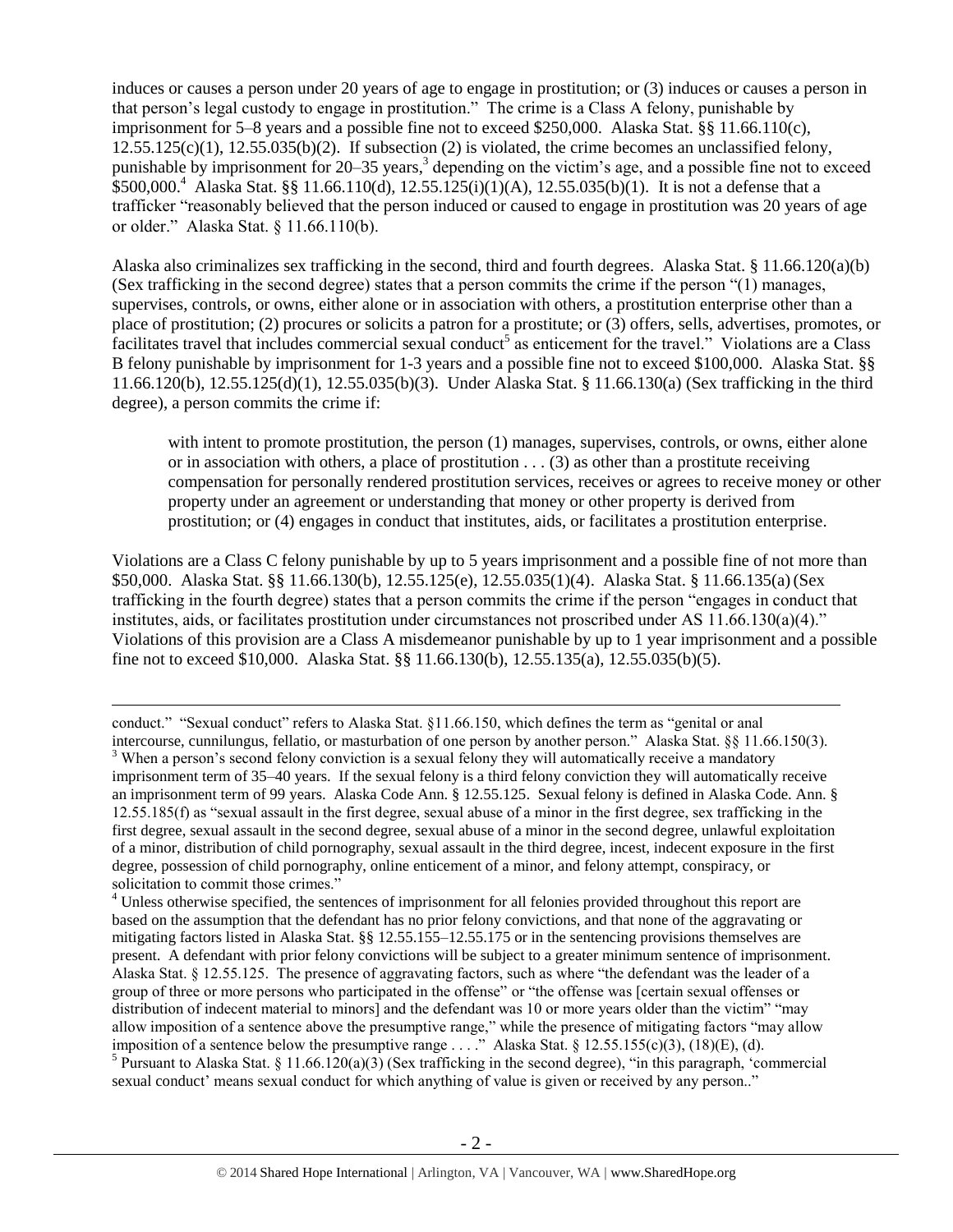induces or causes a person under 20 years of age to engage in prostitution; or (3) induces or causes a person in that person's legal custody to engage in prostitution." The crime is a Class A felony, punishable by imprisonment for 5–8 years and a possible fine not to exceed $250,000. Alaska Stat. §§ 11.66.110(c), 12.55.125(c)(1), 12.55.035(b)(2). If subsection (2) is violated, the crime becomes an unclassified felony, punishable by imprisonment for 20–35 years,[3] depending on the victim's age, and a possible fine not to exceed $500,000.[4] Alaska Stat. §§ 11.66.110(d), 12.55.125(i)(1)(A), 12.55.035(b)(1). It is not a defense that a trafficker "reasonably believed that the person induced or caused to engage in prostitution was 20 years of age or older." Alaska Stat. § 11.66.110(b).

Alaska also criminalizes sex trafficking in the second, third and fourth degrees. Alaska Stat. § 11.66.120(a)(b) (Sex trafficking in the second degree) states that a person commits the crime if the person "(1) manages, supervises, controls, or owns, either alone or in association with others, a prostitution enterprise other than a place of prostitution; (2) procures or solicits a patron for a prostitute; or (3) offers, sells, advertises, promotes, or facilitates travel that includes commercial sexual conduct[5] as enticement for the travel." Violations are a Class B felony punishable by imprisonment for 1-3 years and a possible fine not to exceed $100,000. Alaska Stat. §§ 11.66.120(b), 12.55.125(d)(1), 12.55.035(b)(3). Under Alaska Stat. § 11.66.130(a) (Sex trafficking in the third degree), a person commits the crime if:

> with intent to promote prostitution, the person (1) manages, supervises, controls, or owns, either alone or in association with others, a place of prostitution . . . (3) as other than a prostitute receiving compensation for personally rendered prostitution services, receives or agrees to receive money or other property under an agreement or understanding that money or other property is derived from prostitution; or (4) engages in conduct that institutes, aids, or facilitates a prostitution enterprise.

Violations are a Class C felony punishable by up to 5 years imprisonment and a possible fine of not more than $50,000. Alaska Stat. §§ 11.66.130(b), 12.55.125(e), 12.55.035(1)(4). Alaska Stat. § 11.66.135(a) (Sex trafficking in the fourth degree) states that a person commits the crime if the person "engages in conduct that institutes, aids, or facilitates prostitution under circumstances not proscribed under AS 11.66.130(a)(4)." Violations of this provision are a Class A misdemeanor punishable by up to 1 year imprisonment and a possible fine not to exceed $10,000. Alaska Stat. §§ 11.66.130(b), 12.55.135(a), 12.55.035(b)(5).

---

conduct." "Sexual conduct" refers to Alaska Stat. §11.66.150, which defines the term as "genital or anal intercourse, cunnilungus, fellatio, or masturbation of one person by another person." Alaska Stat. §§ 11.66.150(3).

[3] When a person's second felony conviction is a sexual felony they will automatically receive a mandatory imprisonment term of 35–40 years. If the sexual felony is a third felony conviction they will automatically receive an imprisonment term of 99 years. Alaska Code Ann. § 12.55.125. Sexual felony is defined in Alaska Code. Ann. § 12.55.185(f) as "sexual assault in the first degree, sexual abuse of a minor in the first degree, sex trafficking in the first degree, sexual assault in the second degree, sexual abuse of a minor in the second degree, unlawful exploitation of a minor, distribution of child pornography, sexual assault in the third degree, incest, indecent exposure in the first degree, possession of child pornography, online enticement of a minor, and felony attempt, conspiracy, or solicitation to commit those crimes."

[4] Unless otherwise specified, the sentences of imprisonment for all felonies provided throughout this report are based on the assumption that the defendant has no prior felony convictions, and that none of the aggravating or mitigating factors listed in Alaska Stat. §§ 12.55.155–12.55.175 or in the sentencing provisions themselves are present. A defendant with prior felony convictions will be subject to a greater minimum sentence of imprisonment. Alaska Stat. § 12.55.125. The presence of aggravating factors, such as where "the defendant was the leader of a group of three or more persons who participated in the offense" or "the offense was [certain sexual offenses or distribution of indecent material to minors] and the defendant was 10 or more years older than the victim" "may allow imposition of a sentence above the presumptive range," while the presence of mitigating factors "may allow imposition of a sentence below the presumptive range . . . ." Alaska Stat. § 12.55.155(c)(3), (18)(E), (d).

[5] Pursuant to Alaska Stat. § 11.66.120(a)(3) (Sex trafficking in the second degree), "in this paragraph, 'commercial sexual conduct' means sexual conduct for which anything of value is given or received by any person.."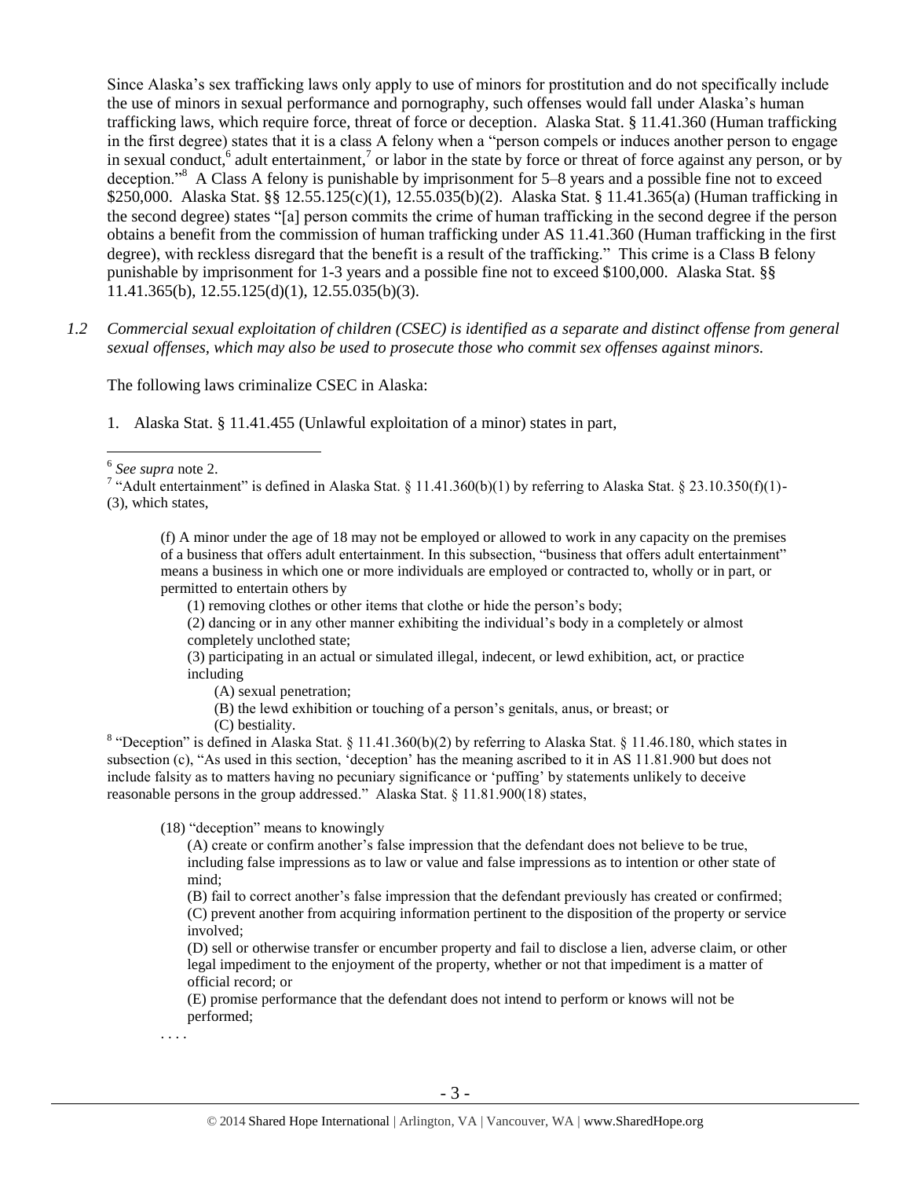Since Alaska's sex trafficking laws only apply to use of minors for prostitution and do not specifically include the use of minors in sexual performance and pornography, such offenses would fall under Alaska's human trafficking laws, which require force, threat of force or deception. Alaska Stat. § 11.41.360 (Human trafficking in the first degree) states that it is a class A felony when a "person compels or induces another person to engage in sexual conduct,[6] adult entertainment,[7] or labor in the state by force or threat of force against any person, or by deception."[8] A Class A felony is punishable by imprisonment for 5–8 years and a possible fine not to exceed $250,000. Alaska Stat. §§ 12.55.125(c)(1), 12.55.035(b)(2). Alaska Stat. § 11.41.365(a) (Human trafficking in the second degree) states "[a] person commits the crime of human trafficking in the second degree if the person obtains a benefit from the commission of human trafficking under AS 11.41.360 (Human trafficking in the first degree), with reckless disregard that the benefit is a result of the trafficking." This crime is a Class B felony punishable by imprisonment for 1-3 years and a possible fine not to exceed $100,000. Alaska Stat. §§ 11.41.365(b), 12.55.125(d)(1), 12.55.035(b)(3).

*1.2 Commercial sexual exploitation of children (CSEC) is identified as a separate and distinct offense from general sexual offenses, which may also be used to prosecute those who commit sex offenses against minors.*

The following laws criminalize CSEC in Alaska:

1. Alaska Stat. § 11.41.455 (Unlawful exploitation of a minor) states in part,

---

[6] *See supra* note 2.

[7] "Adult entertainment" is defined in Alaska Stat. § 11.41.360(b)(1) by referring to Alaska Stat. § 23.10.350(f)(1)-(3), which states,

> (f) A minor under the age of 18 may not be employed or allowed to work in any capacity on the premises of a business that offers adult entertainment. In this subsection, "business that offers adult entertainment" means a business in which one or more individuals are employed or contracted to, wholly or in part, or permitted to entertain others by
>
> (1) removing clothes or other items that clothe or hide the person's body;
>
> (2) dancing or in any other manner exhibiting the individual's body in a completely or almost completely unclothed state;
>
> (3) participating in an actual or simulated illegal, indecent, or lewd exhibition, act, or practice including
>
> (A) sexual penetration;
>
> (B) the lewd exhibition or touching of a person's genitals, anus, or breast; or
>
> (C) bestiality.

[8] "Deception" is defined in Alaska Stat. § 11.41.360(b)(2) by referring to Alaska Stat. § 11.46.180, which states in subsection (c), "As used in this section, 'deception' has the meaning ascribed to it in AS 11.81.900 but does not include falsity as to matters having no pecuniary significance or 'puffing' by statements unlikely to deceive reasonable persons in the group addressed." Alaska Stat. § 11.81.900(18) states,

> (18) "deception" means to knowingly
>
> (A) create or confirm another's false impression that the defendant does not believe to be true, including false impressions as to law or value and false impressions as to intention or other state of mind;
>
> (B) fail to correct another's false impression that the defendant previously has created or confirmed;
>
> (C) prevent another from acquiring information pertinent to the disposition of the property or service involved;
>
> (D) sell or otherwise transfer or encumber property and fail to disclose a lien, adverse claim, or other legal impediment to the enjoyment of the property, whether or not that impediment is a matter of official record; or
>
> (E) promise performance that the defendant does not intend to perform or knows will not be performed;
>
> . . . .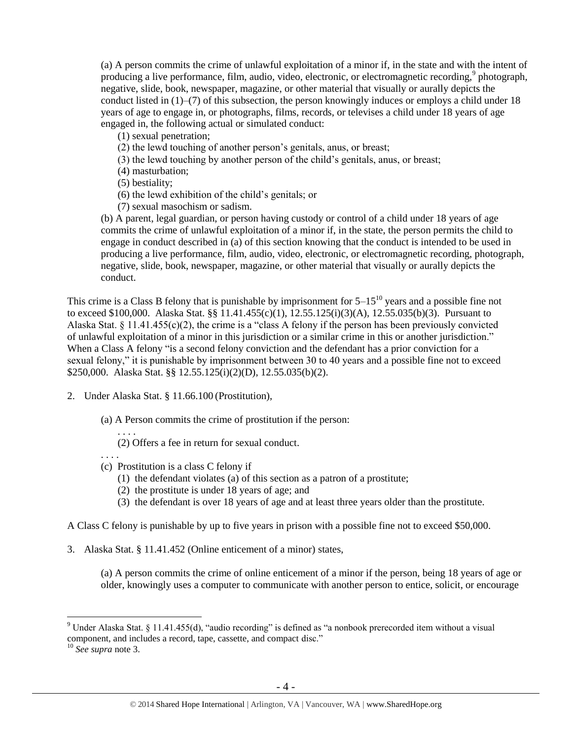(a) A person commits the crime of unlawful exploitation of a minor if, in the state and with the intent of producing a live performance, film, audio, video, electronic, or electromagnetic recording,[9] photograph, negative, slide, book, newspaper, magazine, or other material that visually or aurally depicts the conduct listed in (1)–(7) of this subsection, the person knowingly induces or employs a child under 18 years of age to engage in, or photographs, films, records, or televises a child under 18 years of age engaged in, the following actual or simulated conduct:

(1) sexual penetration;
(2) the lewd touching of another person's genitals, anus, or breast;
(3) the lewd touching by another person of the child's genitals, anus, or breast;
(4) masturbation;
(5) bestiality;
(6) the lewd exhibition of the child's genitals; or
(7) sexual masochism or sadism.

(b) A parent, legal guardian, or person having custody or control of a child under 18 years of age commits the crime of unlawful exploitation of a minor if, in the state, the person permits the child to engage in conduct described in (a) of this section knowing that the conduct is intended to be used in producing a live performance, film, audio, video, electronic, or electromagnetic recording, photograph, negative, slide, book, newspaper, magazine, or other material that visually or aurally depicts the conduct.

This crime is a Class B felony that is punishable by imprisonment for 5–15[10] years and a possible fine not to exceed \$100,000. Alaska Stat. §§ 11.41.455(c)(1), 12.55.125(i)(3)(A), 12.55.035(b)(3). Pursuant to Alaska Stat. § 11.41.455(c)(2), the crime is a "class A felony if the person has been previously convicted of unlawful exploitation of a minor in this jurisdiction or a similar crime in this or another jurisdiction." When a Class A felony "is a second felony conviction and the defendant has a prior conviction for a sexual felony," it is punishable by imprisonment between 30 to 40 years and a possible fine not to exceed \$250,000. Alaska Stat. §§ 12.55.125(i)(2)(D), 12.55.035(b)(2).

2. Under Alaska Stat. § 11.66.100 (Prostitution),

(a) A Person commits the crime of prostitution if the person:

. . . .

(2) Offers a fee in return for sexual conduct.

. . . .

(c) Prostitution is a class C felony if

(1) the defendant violates (a) of this section as a patron of a prostitute;
(2) the prostitute is under 18 years of age; and
(3) the defendant is over 18 years of age and at least three years older than the prostitute.

A Class C felony is punishable by up to five years in prison with a possible fine not to exceed \$50,000.

3. Alaska Stat. § 11.41.452 (Online enticement of a minor) states,

(a) A person commits the crime of online enticement of a minor if the person, being 18 years of age or older, knowingly uses a computer to communicate with another person to entice, solicit, or encourage

[9] Under Alaska Stat. § 11.41.455(d), "audio recording" is defined as "a nonbook prerecorded item without a visual component, and includes a record, tape, cassette, and compact disc."

[10] *See supra* note 3.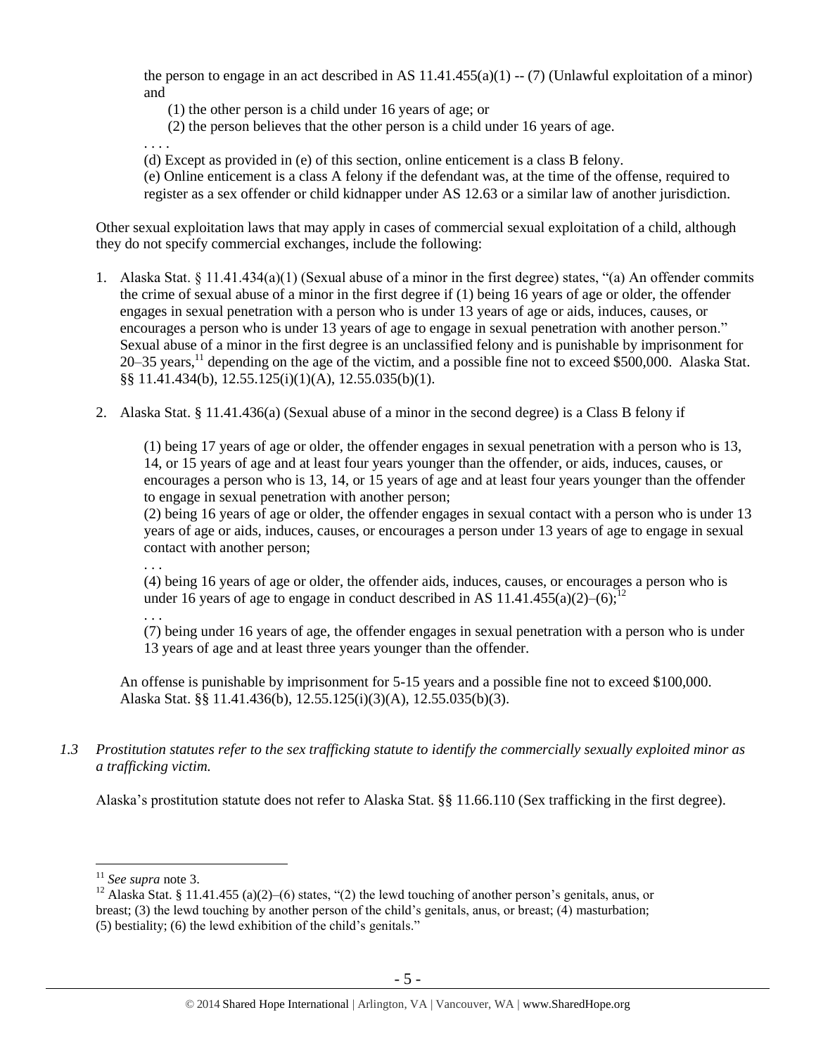the person to engage in an act described in AS 11.41.455(a)(1) -- (7) (Unlawful exploitation of a minor) and

(1) the other person is a child under 16 years of age; or

(2) the person believes that the other person is a child under 16 years of age.

. . . .

(d) Except as provided in (e) of this section, online enticement is a class B felony.

(e) Online enticement is a class A felony if the defendant was, at the time of the offense, required to register as a sex offender or child kidnapper under AS 12.63 or a similar law of another jurisdiction.

Other sexual exploitation laws that may apply in cases of commercial sexual exploitation of a child, although they do not specify commercial exchanges, include the following:

1. Alaska Stat. § 11.41.434(a)(1) (Sexual abuse of a minor in the first degree) states, "(a) An offender commits the crime of sexual abuse of a minor in the first degree if (1) being 16 years of age or older, the offender engages in sexual penetration with a person who is under 13 years of age or aids, induces, causes, or encourages a person who is under 13 years of age to engage in sexual penetration with another person." Sexual abuse of a minor in the first degree is an unclassified felony and is punishable by imprisonment for 20–35 years,[11] depending on the age of the victim, and a possible fine not to exceed $500,000. Alaska Stat. §§ 11.41.434(b), 12.55.125(i)(1)(A), 12.55.035(b)(1).

2. Alaska Stat. § 11.41.436(a) (Sexual abuse of a minor in the second degree) is a Class B felony if

   (1) being 17 years of age or older, the offender engages in sexual penetration with a person who is 13, 14, or 15 years of age and at least four years younger than the offender, or aids, induces, causes, or encourages a person who is 13, 14, or 15 years of age and at least four years younger than the offender to engage in sexual penetration with another person;

   (2) being 16 years of age or older, the offender engages in sexual contact with a person who is under 13 years of age or aids, induces, causes, or encourages a person under 13 years of age to engage in sexual contact with another person;

   . . .

   (4) being 16 years of age or older, the offender aids, induces, causes, or encourages a person who is under 16 years of age to engage in conduct described in AS 11.41.455(a)(2)–(6);[12]

   . . .

   (7) being under 16 years of age, the offender engages in sexual penetration with a person who is under 13 years of age and at least three years younger than the offender.

   An offense is punishable by imprisonment for 5-15 years and a possible fine not to exceed $100,000. Alaska Stat. §§ 11.41.436(b), 12.55.125(i)(3)(A), 12.55.035(b)(3).

*1.3 Prostitution statutes refer to the sex trafficking statute to identify the commercially sexually exploited minor as a trafficking victim.*

Alaska's prostitution statute does not refer to Alaska Stat. §§ 11.66.110 (Sex trafficking in the first degree).

---

[11] *See supra* note 3.

[12] Alaska Stat. § 11.41.455 (a)(2)–(6) states, "(2) the lewd touching of another person's genitals, anus, or breast; (3) the lewd touching by another person of the child's genitals, anus, or breast; (4) masturbation; (5) bestiality; (6) the lewd exhibition of the child's genitals."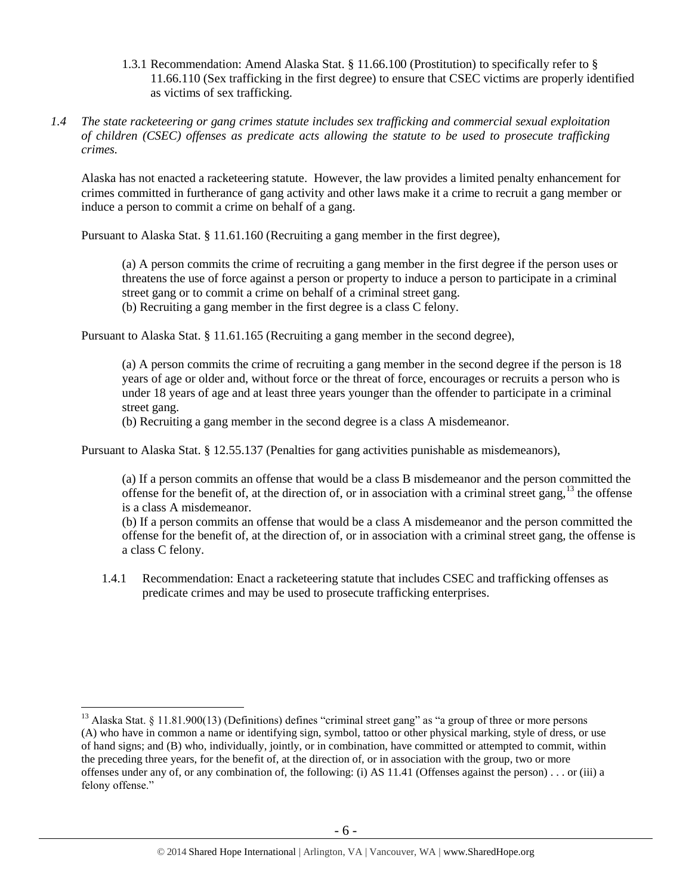1.3.1 Recommendation: Amend Alaska Stat. § 11.66.100 (Prostitution) to specifically refer to § 11.66.110 (Sex trafficking in the first degree) to ensure that CSEC victims are properly identified as victims of sex trafficking.

*1.4 The state racketeering or gang crimes statute includes sex trafficking and commercial sexual exploitation of children (CSEC) offenses as predicate acts allowing the statute to be used to prosecute trafficking crimes.*

Alaska has not enacted a racketeering statute. However, the law provides a limited penalty enhancement for crimes committed in furtherance of gang activity and other laws make it a crime to recruit a gang member or induce a person to commit a crime on behalf of a gang.

Pursuant to Alaska Stat. § 11.61.160 (Recruiting a gang member in the first degree),

> (a) A person commits the crime of recruiting a gang member in the first degree if the person uses or threatens the use of force against a person or property to induce a person to participate in a criminal street gang or to commit a crime on behalf of a criminal street gang.
> (b) Recruiting a gang member in the first degree is a class C felony.

Pursuant to Alaska Stat. § 11.61.165 (Recruiting a gang member in the second degree),

> (a) A person commits the crime of recruiting a gang member in the second degree if the person is 18 years of age or older and, without force or the threat of force, encourages or recruits a person who is under 18 years of age and at least three years younger than the offender to participate in a criminal street gang.
> (b) Recruiting a gang member in the second degree is a class A misdemeanor.

Pursuant to Alaska Stat. § 12.55.137 (Penalties for gang activities punishable as misdemeanors),

> (a) If a person commits an offense that would be a class B misdemeanor and the person committed the offense for the benefit of, at the direction of, or in association with a criminal street gang,[13] the offense is a class A misdemeanor.
> (b) If a person commits an offense that would be a class A misdemeanor and the person committed the offense for the benefit of, at the direction of, or in association with a criminal street gang, the offense is a class C felony.

1.4.1 Recommendation: Enact a racketeering statute that includes CSEC and trafficking offenses as predicate crimes and may be used to prosecute trafficking enterprises.

---

[13] Alaska Stat. § 11.81.900(13) (Definitions) defines "criminal street gang" as "a group of three or more persons (A) who have in common a name or identifying sign, symbol, tattoo or other physical marking, style of dress, or use of hand signs; and (B) who, individually, jointly, or in combination, have committed or attempted to commit, within the preceding three years, for the benefit of, at the direction of, or in association with the group, two or more offenses under any of, or any combination of, the following: (i) AS 11.41 (Offenses against the person) . . . or (iii) a felony offense."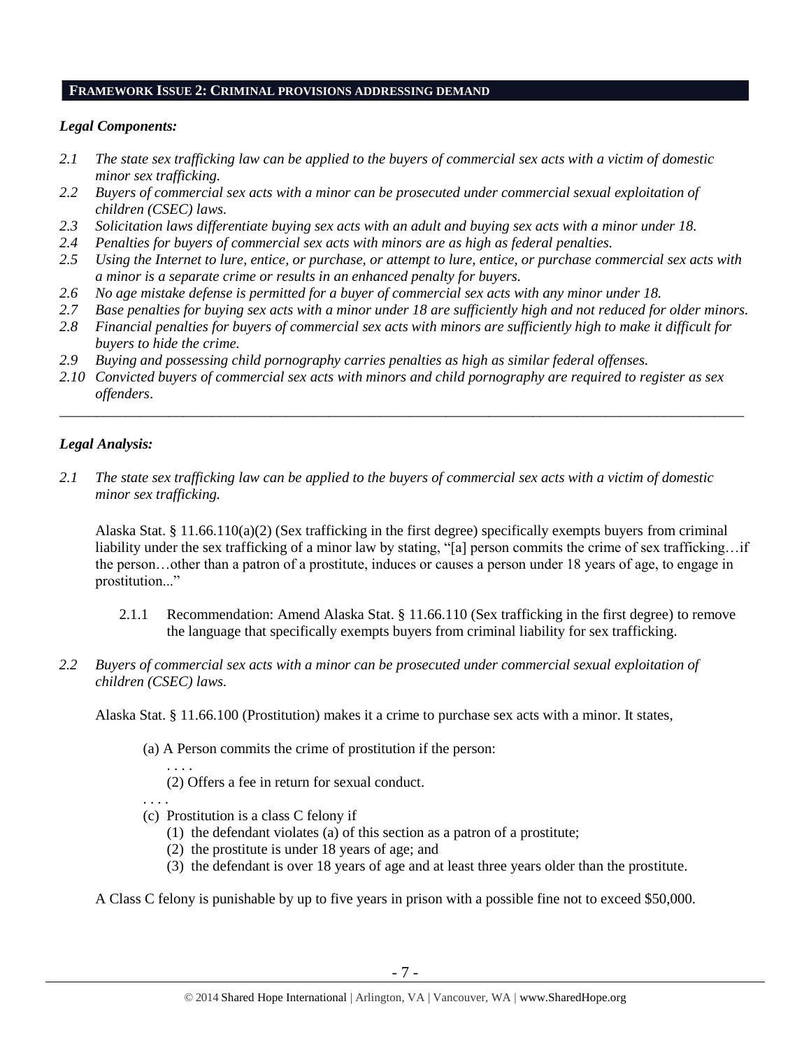## FRAMEWORK ISSUE 2: CRIMINAL PROVISIONS ADDRESSING DEMAND

### *Legal Components:*

*2.1 The state sex trafficking law can be applied to the buyers of commercial sex acts with a victim of domestic minor sex trafficking.*

*2.2 Buyers of commercial sex acts with a minor can be prosecuted under commercial sexual exploitation of children (CSEC) laws.*

*2.3 Solicitation laws differentiate buying sex acts with an adult and buying sex acts with a minor under 18.*

*2.4 Penalties for buyers of commercial sex acts with minors are as high as federal penalties.*

*2.5 Using the Internet to lure, entice, or purchase, or attempt to lure, entice, or purchase commercial sex acts with a minor is a separate crime or results in an enhanced penalty for buyers.*

*2.6 No age mistake defense is permitted for a buyer of commercial sex acts with any minor under 18.*

*2.7 Base penalties for buying sex acts with a minor under 18 are sufficiently high and not reduced for older minors.*

*2.8 Financial penalties for buyers of commercial sex acts with minors are sufficiently high to make it difficult for buyers to hide the crime.*

*2.9 Buying and possessing child pornography carries penalties as high as similar federal offenses.*

*2.10 Convicted buyers of commercial sex acts with minors and child pornography are required to register as sex offenders.*

---

### *Legal Analysis:*

*2.1 The state sex trafficking law can be applied to the buyers of commercial sex acts with a victim of domestic minor sex trafficking.*

Alaska Stat. § 11.66.110(a)(2) (Sex trafficking in the first degree) specifically exempts buyers from criminal liability under the sex trafficking of a minor law by stating, "[a] person commits the crime of sex trafficking…if the person…other than a patron of a prostitute, induces or causes a person under 18 years of age, to engage in prostitution..."

2.1.1 Recommendation: Amend Alaska Stat. § 11.66.110 (Sex trafficking in the first degree) to remove the language that specifically exempts buyers from criminal liability for sex trafficking.

*2.2 Buyers of commercial sex acts with a minor can be prosecuted under commercial sexual exploitation of children (CSEC) laws.*

Alaska Stat. § 11.66.100 (Prostitution) makes it a crime to purchase sex acts with a minor. It states,

(a) A Person commits the crime of prostitution if the person:

. . . .

(2) Offers a fee in return for sexual conduct.

. . . .

(c) Prostitution is a class C felony if

(1) the defendant violates (a) of this section as a patron of a prostitute;

(2) the prostitute is under 18 years of age; and

(3) the defendant is over 18 years of age and at least three years older than the prostitute.

A Class C felony is punishable by up to five years in prison with a possible fine not to exceed $50,000.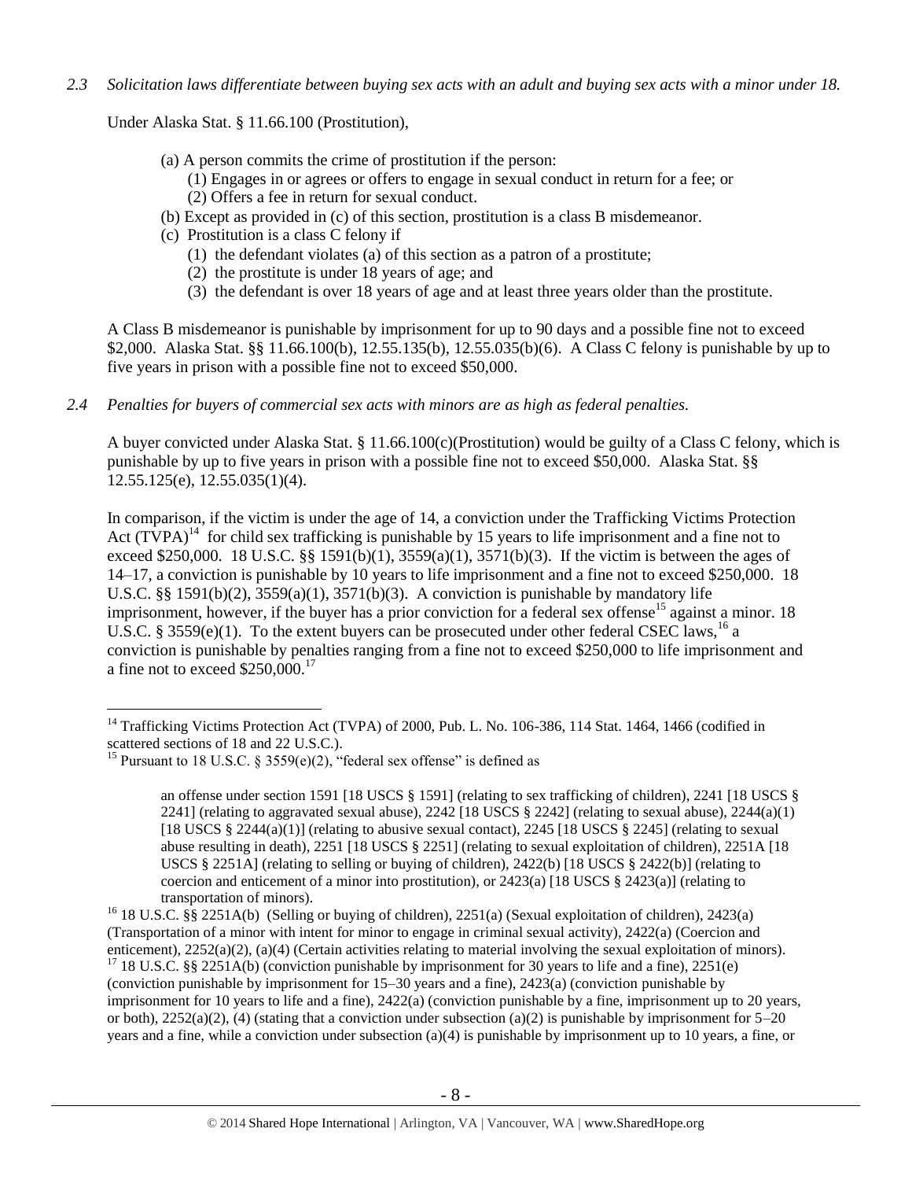*2.3 Solicitation laws differentiate between buying sex acts with an adult and buying sex acts with a minor under 18.*

Under Alaska Stat. § 11.66.100 (Prostitution),

> (a) A person commits the crime of prostitution if the person:
> (1) Engages in or agrees or offers to engage in sexual conduct in return for a fee; or
> (2) Offers a fee in return for sexual conduct.
> (b) Except as provided in (c) of this section, prostitution is a class B misdemeanor.
> (c) Prostitution is a class C felony if
> (1) the defendant violates (a) of this section as a patron of a prostitute;
> (2) the prostitute is under 18 years of age; and
> (3) the defendant is over 18 years of age and at least three years older than the prostitute.

A Class B misdemeanor is punishable by imprisonment for up to 90 days and a possible fine not to exceed $2,000. Alaska Stat. §§ 11.66.100(b), 12.55.135(b), 12.55.035(b)(6). A Class C felony is punishable by up to five years in prison with a possible fine not to exceed $50,000.

*2.4 Penalties for buyers of commercial sex acts with minors are as high as federal penalties.*

A buyer convicted under Alaska Stat. § 11.66.100(c)(Prostitution) would be guilty of a Class C felony, which is punishable by up to five years in prison with a possible fine not to exceed $50,000. Alaska Stat. §§ 12.55.125(e), 12.55.035(1)(4).

In comparison, if the victim is under the age of 14, a conviction under the Trafficking Victims Protection Act (TVPA)[14] for child sex trafficking is punishable by 15 years to life imprisonment and a fine not to exceed $250,000. 18 U.S.C. §§ 1591(b)(1), 3559(a)(1), 3571(b)(3). If the victim is between the ages of 14–17, a conviction is punishable by 10 years to life imprisonment and a fine not to exceed $250,000. 18 U.S.C. §§ 1591(b)(2), 3559(a)(1), 3571(b)(3). A conviction is punishable by mandatory life imprisonment, however, if the buyer has a prior conviction for a federal sex offense[15] against a minor. 18 U.S.C. § 3559(e)(1). To the extent buyers can be prosecuted under other federal CSEC laws,[16] a conviction is punishable by penalties ranging from a fine not to exceed $250,000 to life imprisonment and a fine not to exceed $250,000.[17]

---

[14] Trafficking Victims Protection Act (TVPA) of 2000, Pub. L. No. 106-386, 114 Stat. 1464, 1466 (codified in scattered sections of 18 and 22 U.S.C.).

[15] Pursuant to 18 U.S.C. § 3559(e)(2), "federal sex offense" is defined as

> an offense under section 1591 [18 USCS § 1591] (relating to sex trafficking of children), 2241 [18 USCS § 2241] (relating to aggravated sexual abuse), 2242 [18 USCS § 2242] (relating to sexual abuse), 2244(a)(1) [18 USCS § 2244(a)(1)] (relating to abusive sexual contact), 2245 [18 USCS § 2245] (relating to sexual abuse resulting in death), 2251 [18 USCS § 2251] (relating to sexual exploitation of children), 2251A [18 USCS § 2251A] (relating to selling or buying of children), 2422(b) [18 USCS § 2422(b)] (relating to coercion and enticement of a minor into prostitution), or 2423(a) [18 USCS § 2423(a)] (relating to transportation of minors).

[16] 18 U.S.C. §§ 2251A(b) (Selling or buying of children), 2251(a) (Sexual exploitation of children), 2423(a) (Transportation of a minor with intent for minor to engage in criminal sexual activity), 2422(a) (Coercion and enticement), 2252(a)(2), (a)(4) (Certain activities relating to material involving the sexual exploitation of minors).

[17] 18 U.S.C. §§ 2251A(b) (conviction punishable by imprisonment for 30 years to life and a fine), 2251(e) (conviction punishable by imprisonment for 15–30 years and a fine), 2423(a) (conviction punishable by imprisonment for 10 years to life and a fine), 2422(a) (conviction punishable by a fine, imprisonment up to 20 years, or both), 2252(a)(2), (4) (stating that a conviction under subsection (a)(2) is punishable by imprisonment for 5–20 years and a fine, while a conviction under subsection (a)(4) is punishable by imprisonment up to 10 years, a fine, or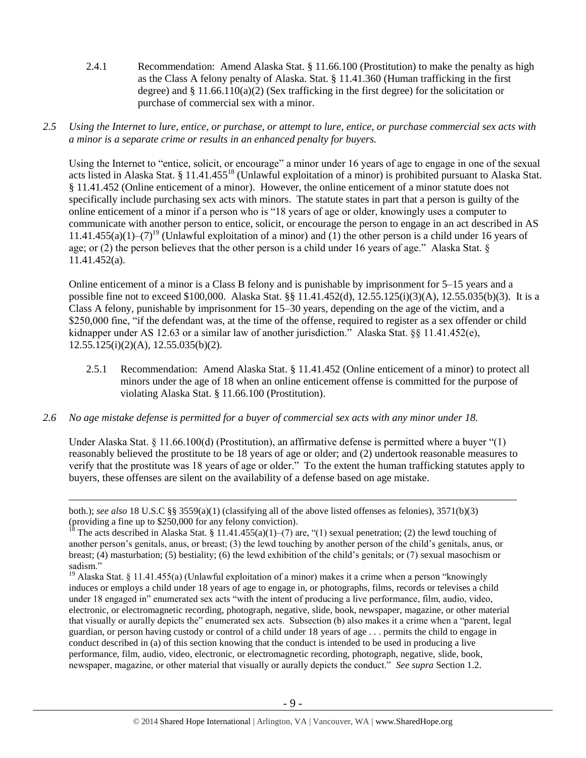2.4.1 Recommendation: Amend Alaska Stat. § 11.66.100 (Prostitution) to make the penalty as high as the Class A felony penalty of Alaska. Stat. § 11.41.360 (Human trafficking in the first degree) and § 11.66.110(a)(2) (Sex trafficking in the first degree) for the solicitation or purchase of commercial sex with a minor.

*2.5 Using the Internet to lure, entice, or purchase, or attempt to lure, entice, or purchase commercial sex acts with a minor is a separate crime or results in an enhanced penalty for buyers.*

Using the Internet to "entice, solicit, or encourage" a minor under 16 years of age to engage in one of the sexual acts listed in Alaska Stat. § 11.41.455[18] (Unlawful exploitation of a minor) is prohibited pursuant to Alaska Stat. § 11.41.452 (Online enticement of a minor). However, the online enticement of a minor statute does not specifically include purchasing sex acts with minors. The statute states in part that a person is guilty of the online enticement of a minor if a person who is "18 years of age or older, knowingly uses a computer to communicate with another person to entice, solicit, or encourage the person to engage in an act described in AS 11.41.455(a)(1)–(7)[19] (Unlawful exploitation of a minor) and (1) the other person is a child under 16 years of age; or (2) the person believes that the other person is a child under 16 years of age." Alaska Stat. § 11.41.452(a).

Online enticement of a minor is a Class B felony and is punishable by imprisonment for 5–15 years and a possible fine not to exceed $100,000. Alaska Stat. §§ 11.41.452(d), 12.55.125(i)(3)(A), 12.55.035(b)(3). It is a Class A felony, punishable by imprisonment for 15–30 years, depending on the age of the victim, and a $250,000 fine, "if the defendant was, at the time of the offense, required to register as a sex offender or child kidnapper under AS 12.63 or a similar law of another jurisdiction." Alaska Stat. §§ 11.41.452(e), 12.55.125(i)(2)(A), 12.55.035(b)(2).

2.5.1 Recommendation: Amend Alaska Stat. § 11.41.452 (Online enticement of a minor) to protect all minors under the age of 18 when an online enticement offense is committed for the purpose of violating Alaska Stat. § 11.66.100 (Prostitution).

*2.6 No age mistake defense is permitted for a buyer of commercial sex acts with any minor under 18.*

Under Alaska Stat. § 11.66.100(d) (Prostitution), an affirmative defense is permitted where a buyer "(1) reasonably believed the prostitute to be 18 years of age or older; and (2) undertook reasonable measures to verify that the prostitute was 18 years of age or older." To the extent the human trafficking statutes apply to buyers, these offenses are silent on the availability of a defense based on age mistake.

---

both.); *see also* 18 U.S.C §§ 3559(a)(1) (classifying all of the above listed offenses as felonies), 3571(b)(3) (providing a fine up to $250,000 for any felony conviction).

[18] The acts described in Alaska Stat. § 11.41.455(a)(1)–(7) are, "(1) sexual penetration; (2) the lewd touching of another person's genitals, anus, or breast; (3) the lewd touching by another person of the child's genitals, anus, or breast; (4) masturbation; (5) bestiality; (6) the lewd exhibition of the child's genitals; or (7) sexual masochism or sadism."

[19] Alaska Stat. § 11.41.455(a) (Unlawful exploitation of a minor) makes it a crime when a person "knowingly induces or employs a child under 18 years of age to engage in, or photographs, films, records or televises a child under 18 engaged in" enumerated sex acts "with the intent of producing a live performance, film, audio, video, electronic, or electromagnetic recording, photograph, negative, slide, book, newspaper, magazine, or other material that visually or aurally depicts the" enumerated sex acts. Subsection (b) also makes it a crime when a "parent, legal guardian, or person having custody or control of a child under 18 years of age . . . permits the child to engage in conduct described in (a) of this section knowing that the conduct is intended to be used in producing a live performance, film, audio, video, electronic, or electromagnetic recording, photograph, negative, slide, book, newspaper, magazine, or other material that visually or aurally depicts the conduct." *See supra* Section 1.2.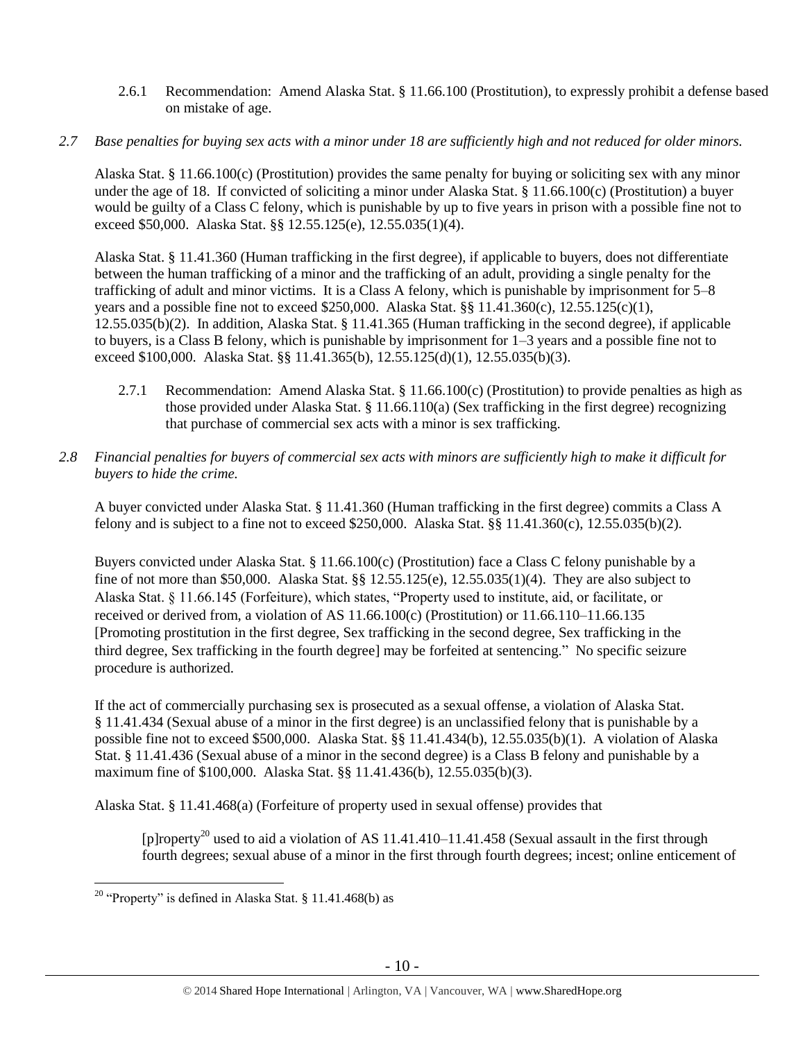2.6.1 Recommendation: Amend Alaska Stat. § 11.66.100 (Prostitution), to expressly prohibit a defense based on mistake of age.

*2.7 Base penalties for buying sex acts with a minor under 18 are sufficiently high and not reduced for older minors.*

Alaska Stat. § 11.66.100(c) (Prostitution) provides the same penalty for buying or soliciting sex with any minor under the age of 18. If convicted of soliciting a minor under Alaska Stat. § 11.66.100(c) (Prostitution) a buyer would be guilty of a Class C felony, which is punishable by up to five years in prison with a possible fine not to exceed $50,000. Alaska Stat. §§ 12.55.125(e), 12.55.035(1)(4).

Alaska Stat. § 11.41.360 (Human trafficking in the first degree), if applicable to buyers, does not differentiate between the human trafficking of a minor and the trafficking of an adult, providing a single penalty for the trafficking of adult and minor victims. It is a Class A felony, which is punishable by imprisonment for 5–8 years and a possible fine not to exceed $250,000. Alaska Stat. §§ 11.41.360(c), 12.55.125(c)(1), 12.55.035(b)(2). In addition, Alaska Stat. § 11.41.365 (Human trafficking in the second degree), if applicable to buyers, is a Class B felony, which is punishable by imprisonment for 1–3 years and a possible fine not to exceed $100,000. Alaska Stat. §§ 11.41.365(b), 12.55.125(d)(1), 12.55.035(b)(3).

2.7.1 Recommendation: Amend Alaska Stat. § 11.66.100(c) (Prostitution) to provide penalties as high as those provided under Alaska Stat. § 11.66.110(a) (Sex trafficking in the first degree) recognizing that purchase of commercial sex acts with a minor is sex trafficking.

*2.8 Financial penalties for buyers of commercial sex acts with minors are sufficiently high to make it difficult for buyers to hide the crime.*

A buyer convicted under Alaska Stat. § 11.41.360 (Human trafficking in the first degree) commits a Class A felony and is subject to a fine not to exceed $250,000. Alaska Stat. §§ 11.41.360(c), 12.55.035(b)(2).

Buyers convicted under Alaska Stat. § 11.66.100(c) (Prostitution) face a Class C felony punishable by a fine of not more than $50,000. Alaska Stat. §§ 12.55.125(e), 12.55.035(1)(4). They are also subject to Alaska Stat. § 11.66.145 (Forfeiture), which states, "Property used to institute, aid, or facilitate, or received or derived from, a violation of AS 11.66.100(c) (Prostitution) or 11.66.110–11.66.135 [Promoting prostitution in the first degree, Sex trafficking in the second degree, Sex trafficking in the third degree, Sex trafficking in the fourth degree] may be forfeited at sentencing." No specific seizure procedure is authorized.

If the act of commercially purchasing sex is prosecuted as a sexual offense, a violation of Alaska Stat. § 11.41.434 (Sexual abuse of a minor in the first degree) is an unclassified felony that is punishable by a possible fine not to exceed $500,000. Alaska Stat. §§ 11.41.434(b), 12.55.035(b)(1). A violation of Alaska Stat. § 11.41.436 (Sexual abuse of a minor in the second degree) is a Class B felony and punishable by a maximum fine of $100,000. Alaska Stat. §§ 11.41.436(b), 12.55.035(b)(3).

Alaska Stat. § 11.41.468(a) (Forfeiture of property used in sexual offense) provides that

> [p]roperty[20] used to aid a violation of AS 11.41.410–11.41.458 (Sexual assault in the first through fourth degrees; sexual abuse of a minor in the first through fourth degrees; incest; online enticement of

[20] "Property" is defined in Alaska Stat. § 11.41.468(b) as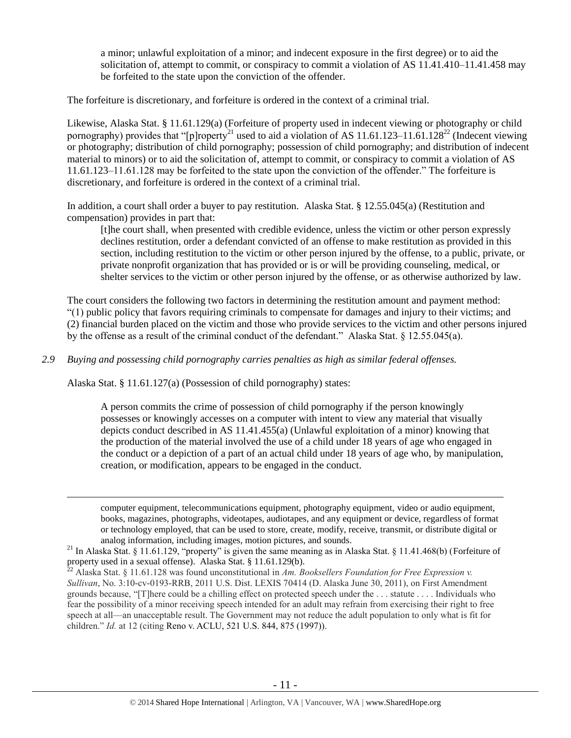a minor; unlawful exploitation of a minor; and indecent exposure in the first degree) or to aid the solicitation of, attempt to commit, or conspiracy to commit a violation of AS 11.41.410–11.41.458 may be forfeited to the state upon the conviction of the offender.

The forfeiture is discretionary, and forfeiture is ordered in the context of a criminal trial.

Likewise, Alaska Stat. § 11.61.129(a) (Forfeiture of property used in indecent viewing or photography or child pornography) provides that "[p]roperty[21] used to aid a violation of AS 11.61.123–11.61.128[22] (Indecent viewing or photography; distribution of child pornography; possession of child pornography; and distribution of indecent material to minors) or to aid the solicitation of, attempt to commit, or conspiracy to commit a violation of AS 11.61.123–11.61.128 may be forfeited to the state upon the conviction of the offender." The forfeiture is discretionary, and forfeiture is ordered in the context of a criminal trial.

In addition, a court shall order a buyer to pay restitution. Alaska Stat. § 12.55.045(a) (Restitution and compensation) provides in part that:

> [t]he court shall, when presented with credible evidence, unless the victim or other person expressly declines restitution, order a defendant convicted of an offense to make restitution as provided in this section, including restitution to the victim or other person injured by the offense, to a public, private, or private nonprofit organization that has provided or is or will be providing counseling, medical, or shelter services to the victim or other person injured by the offense, or as otherwise authorized by law.

The court considers the following two factors in determining the restitution amount and payment method: "(1) public policy that favors requiring criminals to compensate for damages and injury to their victims; and (2) financial burden placed on the victim and those who provide services to the victim and other persons injured by the offense as a result of the criminal conduct of the defendant." Alaska Stat. § 12.55.045(a).

*2.9 Buying and possessing child pornography carries penalties as high as similar federal offenses.*

Alaska Stat. § 11.61.127(a) (Possession of child pornography) states:

> A person commits the crime of possession of child pornography if the person knowingly possesses or knowingly accesses on a computer with intent to view any material that visually depicts conduct described in AS 11.41.455(a) (Unlawful exploitation of a minor) knowing that the production of the material involved the use of a child under 18 years of age who engaged in the conduct or a depiction of a part of an actual child under 18 years of age who, by manipulation, creation, or modification, appears to be engaged in the conduct.

---

computer equipment, telecommunications equipment, photography equipment, video or audio equipment, books, magazines, photographs, videotapes, audiotapes, and any equipment or device, regardless of format or technology employed, that can be used to store, create, modify, receive, transmit, or distribute digital or analog information, including images, motion pictures, and sounds.

[21] In Alaska Stat. § 11.61.129, "property" is given the same meaning as in Alaska Stat. § 11.41.468(b) (Forfeiture of property used in a sexual offense). Alaska Stat. § 11.61.129(b).

[22] Alaska Stat. § 11.61.128 was found unconstitutional in *Am. Booksellers Foundation for Free Expression v. Sullivan*, No. 3:10-cv-0193-RRB, 2011 U.S. Dist. LEXIS 70414 (D. Alaska June 30, 2011), on First Amendment grounds because, "[T]here could be a chilling effect on protected speech under the . . . statute . . . . Individuals who fear the possibility of a minor receiving speech intended for an adult may refrain from exercising their right to free speech at all—an unacceptable result. The Government may not reduce the adult population to only what is fit for children." *Id.* at 12 (citing Reno v. ACLU, 521 U.S. 844, 875 (1997)).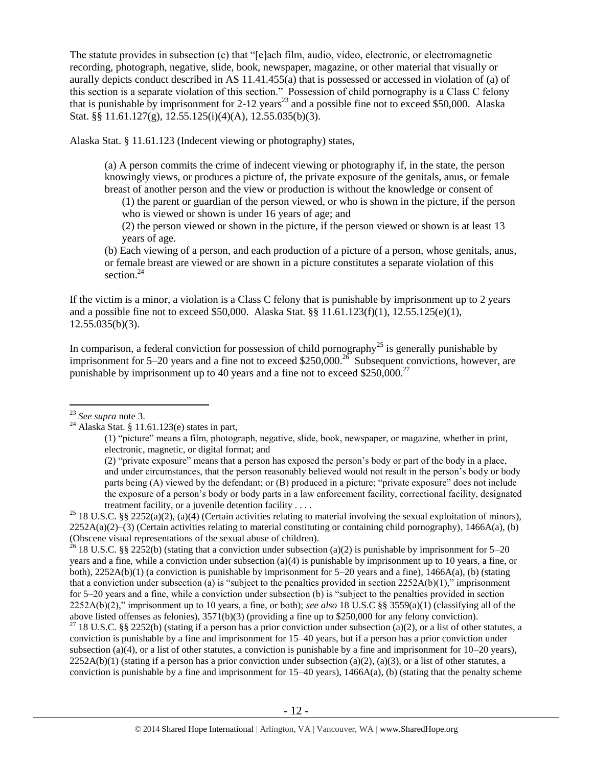The statute provides in subsection (c) that "[e]ach film, audio, video, electronic, or electromagnetic recording, photograph, negative, slide, book, newspaper, magazine, or other material that visually or aurally depicts conduct described in AS 11.41.455(a) that is possessed or accessed in violation of (a) of this section is a separate violation of this section." Possession of child pornography is a Class C felony that is punishable by imprisonment for 2-12 years[23] and a possible fine not to exceed $50,000. Alaska Stat. §§ 11.61.127(g), 12.55.125(i)(4)(A), 12.55.035(b)(3).

Alaska Stat. § 11.61.123 (Indecent viewing or photography) states,

> (a) A person commits the crime of indecent viewing or photography if, in the state, the person knowingly views, or produces a picture of, the private exposure of the genitals, anus, or female breast of another person and the view or production is without the knowledge or consent of
>
> (1) the parent or guardian of the person viewed, or who is shown in the picture, if the person who is viewed or shown is under 16 years of age; and
>
> (2) the person viewed or shown in the picture, if the person viewed or shown is at least 13 years of age.
>
> (b) Each viewing of a person, and each production of a picture of a person, whose genitals, anus, or female breast are viewed or are shown in a picture constitutes a separate violation of this section.[24]

If the victim is a minor, a violation is a Class C felony that is punishable by imprisonment up to 2 years and a possible fine not to exceed $50,000. Alaska Stat. §§ 11.61.123(f)(1), 12.55.125(e)(1), 12.55.035(b)(3).

In comparison, a federal conviction for possession of child pornography[25] is generally punishable by imprisonment for 5–20 years and a fine not to exceed $250,000.[26] Subsequent convictions, however, are punishable by imprisonment up to 40 years and a fine not to exceed $250,000.[27]

---

[23] *See supra* note 3.

[24] Alaska Stat. § 11.61.123(e) states in part,

> (1) "picture" means a film, photograph, negative, slide, book, newspaper, or magazine, whether in print, electronic, magnetic, or digital format; and
>
> (2) "private exposure" means that a person has exposed the person's body or part of the body in a place, and under circumstances, that the person reasonably believed would not result in the person's body or body parts being (A) viewed by the defendant; or (B) produced in a picture; "private exposure" does not include the exposure of a person's body or body parts in a law enforcement facility, correctional facility, designated treatment facility, or a juvenile detention facility . . . .

[25] 18 U.S.C. §§ 2252(a)(2), (a)(4) (Certain activities relating to material involving the sexual exploitation of minors), 2252A(a)(2)–(3) (Certain activities relating to material constituting or containing child pornography), 1466A(a), (b) (Obscene visual representations of the sexual abuse of children).

[26] 18 U.S.C. §§ 2252(b) (stating that a conviction under subsection (a)(2) is punishable by imprisonment for 5–20 years and a fine, while a conviction under subsection (a)(4) is punishable by imprisonment up to 10 years, a fine, or both), 2252A(b)(1) (a conviction is punishable by imprisonment for 5–20 years and a fine), 1466A(a), (b) (stating that a conviction under subsection (a) is "subject to the penalties provided in section 2252A(b)(1)," imprisonment for 5–20 years and a fine, while a conviction under subsection (b) is "subject to the penalties provided in section 2252A(b)(2)," imprisonment up to 10 years, a fine, or both); *see also* 18 U.S.C §§ 3559(a)(1) (classifying all of the above listed offenses as felonies), 3571(b)(3) (providing a fine up to $250,000 for any felony conviction).

[27] 18 U.S.C. §§ 2252(b) (stating if a person has a prior conviction under subsection (a)(2), or a list of other statutes, a conviction is punishable by a fine and imprisonment for 15–40 years, but if a person has a prior conviction under subsection (a)(4), or a list of other statutes, a conviction is punishable by a fine and imprisonment for 10–20 years), 2252A(b)(1) (stating if a person has a prior conviction under subsection (a)(2), (a)(3), or a list of other statutes, a conviction is punishable by a fine and imprisonment for 15–40 years), 1466A(a), (b) (stating that the penalty scheme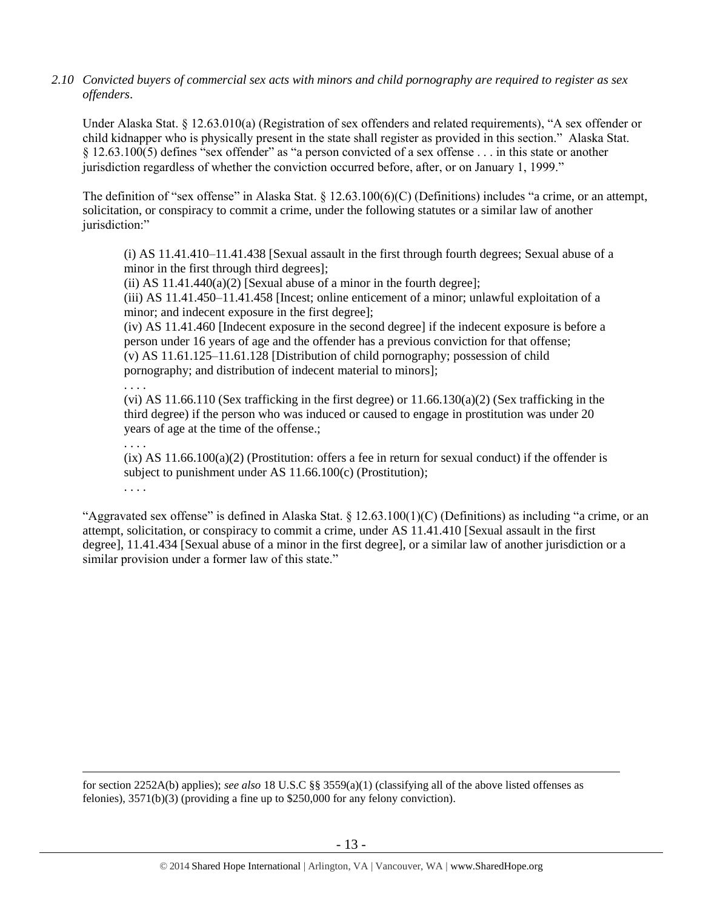*2.10 Convicted buyers of commercial sex acts with minors and child pornography are required to register as sex offenders.*

Under Alaska Stat. § 12.63.010(a) (Registration of sex offenders and related requirements), "A sex offender or child kidnapper who is physically present in the state shall register as provided in this section." Alaska Stat. § 12.63.100(5) defines "sex offender" as "a person convicted of a sex offense . . . in this state or another jurisdiction regardless of whether the conviction occurred before, after, or on January 1, 1999."

The definition of "sex offense" in Alaska Stat. § 12.63.100(6)(C) (Definitions) includes "a crime, or an attempt, solicitation, or conspiracy to commit a crime, under the following statutes or a similar law of another jurisdiction:"

> (i) AS 11.41.410–11.41.438 [Sexual assault in the first through fourth degrees; Sexual abuse of a minor in the first through third degrees];
> (ii) AS 11.41.440(a)(2) [Sexual abuse of a minor in the fourth degree];
> (iii) AS 11.41.450–11.41.458 [Incest; online enticement of a minor; unlawful exploitation of a minor; and indecent exposure in the first degree];
> (iv) AS 11.41.460 [Indecent exposure in the second degree] if the indecent exposure is before a person under 16 years of age and the offender has a previous conviction for that offense;
> (v) AS 11.61.125–11.61.128 [Distribution of child pornography; possession of child pornography; and distribution of indecent material to minors];
> . . . .
> (vi) AS 11.66.110 (Sex trafficking in the first degree) or 11.66.130(a)(2) (Sex trafficking in the third degree) if the person who was induced or caused to engage in prostitution was under 20 years of age at the time of the offense.;
> . . . .
> (ix) AS 11.66.100(a)(2) (Prostitution: offers a fee in return for sexual conduct) if the offender is subject to punishment under AS 11.66.100(c) (Prostitution);
> . . . .

"Aggravated sex offense" is defined in Alaska Stat. § 12.63.100(1)(C) (Definitions) as including "a crime, or an attempt, solicitation, or conspiracy to commit a crime, under AS 11.41.410 [Sexual assault in the first degree], 11.41.434 [Sexual abuse of a minor in the first degree], or a similar law of another jurisdiction or a similar provision under a former law of this state."

---

for section 2252A(b) applies); *see also* 18 U.S.C §§ 3559(a)(1) (classifying all of the above listed offenses as felonies), 3571(b)(3) (providing a fine up to $250,000 for any felony conviction).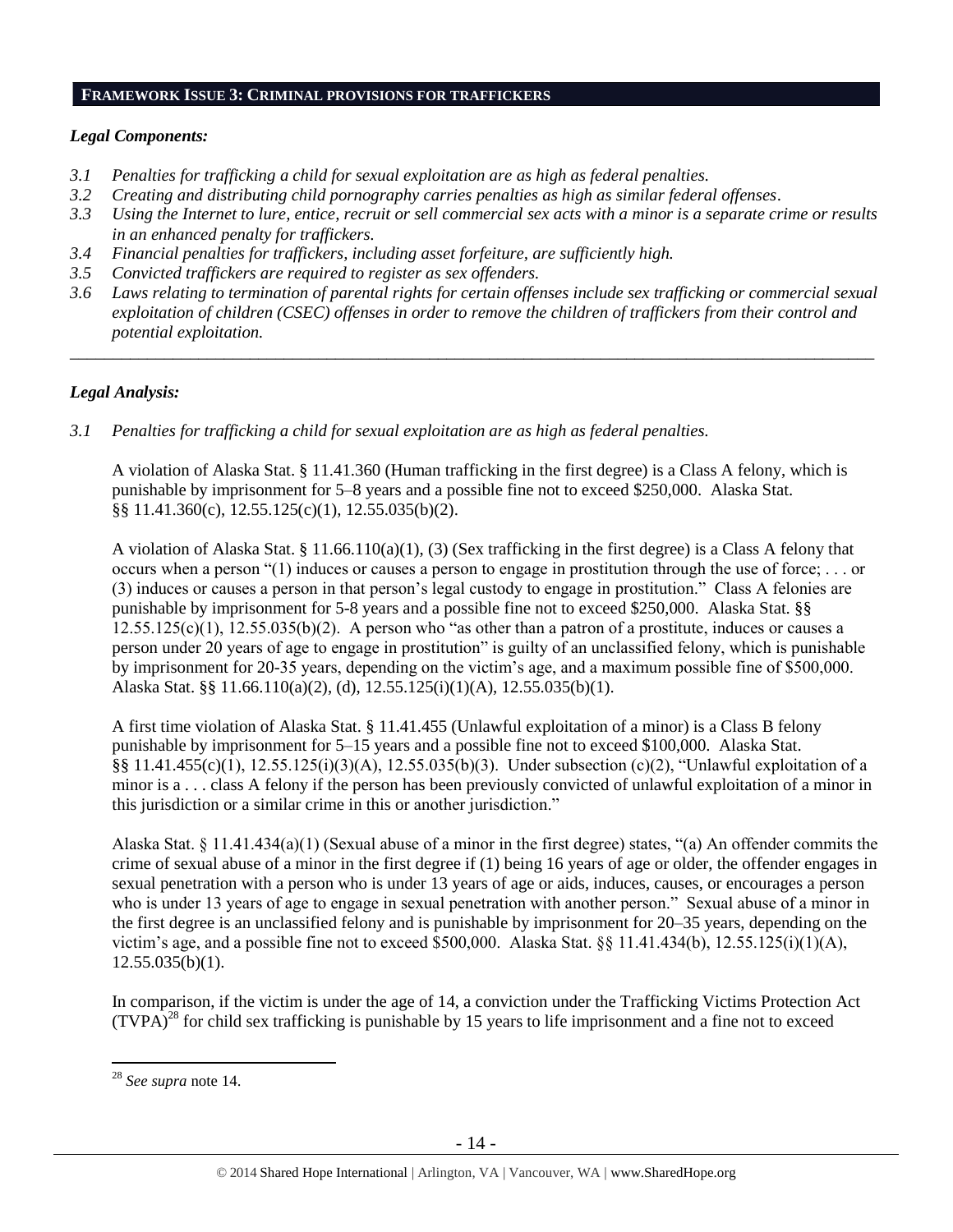## FRAMEWORK ISSUE 3: CRIMINAL PROVISIONS FOR TRAFFICKERS

### *Legal Components:*

*3.1 Penalties for trafficking a child for sexual exploitation are as high as federal penalties.*

*3.2 Creating and distributing child pornography carries penalties as high as similar federal offenses.*

*3.3 Using the Internet to lure, entice, recruit or sell commercial sex acts with a minor is a separate crime or results in an enhanced penalty for traffickers.*

*3.4 Financial penalties for traffickers, including asset forfeiture, are sufficiently high.*

*3.5 Convicted traffickers are required to register as sex offenders.*

*3.6 Laws relating to termination of parental rights for certain offenses include sex trafficking or commercial sexual exploitation of children (CSEC) offenses in order to remove the children of traffickers from their control and potential exploitation.*

---

### *Legal Analysis:*

*3.1 Penalties for trafficking a child for sexual exploitation are as high as federal penalties.*

A violation of Alaska Stat. § 11.41.360 (Human trafficking in the first degree) is a Class A felony, which is punishable by imprisonment for 5–8 years and a possible fine not to exceed $250,000. Alaska Stat. §§ 11.41.360(c), 12.55.125(c)(1), 12.55.035(b)(2).

A violation of Alaska Stat. § 11.66.110(a)(1), (3) (Sex trafficking in the first degree) is a Class A felony that occurs when a person "(1) induces or causes a person to engage in prostitution through the use of force; . . . or (3) induces or causes a person in that person's legal custody to engage in prostitution." Class A felonies are punishable by imprisonment for 5-8 years and a possible fine not to exceed $250,000. Alaska Stat. §§ 12.55.125(c)(1), 12.55.035(b)(2). A person who "as other than a patron of a prostitute, induces or causes a person under 20 years of age to engage in prostitution" is guilty of an unclassified felony, which is punishable by imprisonment for 20-35 years, depending on the victim's age, and a maximum possible fine of $500,000. Alaska Stat. §§ 11.66.110(a)(2), (d), 12.55.125(i)(1)(A), 12.55.035(b)(1).

A first time violation of Alaska Stat. § 11.41.455 (Unlawful exploitation of a minor) is a Class B felony punishable by imprisonment for 5–15 years and a possible fine not to exceed $100,000. Alaska Stat. §§ 11.41.455(c)(1), 12.55.125(i)(3)(A), 12.55.035(b)(3). Under subsection (c)(2), "Unlawful exploitation of a minor is a . . . class A felony if the person has been previously convicted of unlawful exploitation of a minor in this jurisdiction or a similar crime in this or another jurisdiction."

Alaska Stat. § 11.41.434(a)(1) (Sexual abuse of a minor in the first degree) states, "(a) An offender commits the crime of sexual abuse of a minor in the first degree if (1) being 16 years of age or older, the offender engages in sexual penetration with a person who is under 13 years of age or aids, induces, causes, or encourages a person who is under 13 years of age to engage in sexual penetration with another person." Sexual abuse of a minor in the first degree is an unclassified felony and is punishable by imprisonment for 20–35 years, depending on the victim's age, and a possible fine not to exceed $500,000. Alaska Stat. §§ 11.41.434(b), 12.55.125(i)(1)(A), 12.55.035(b)(1).

In comparison, if the victim is under the age of 14, a conviction under the Trafficking Victims Protection Act (TVPA)[28] for child sex trafficking is punishable by 15 years to life imprisonment and a fine not to exceed

---

[28] *See supra* note 14.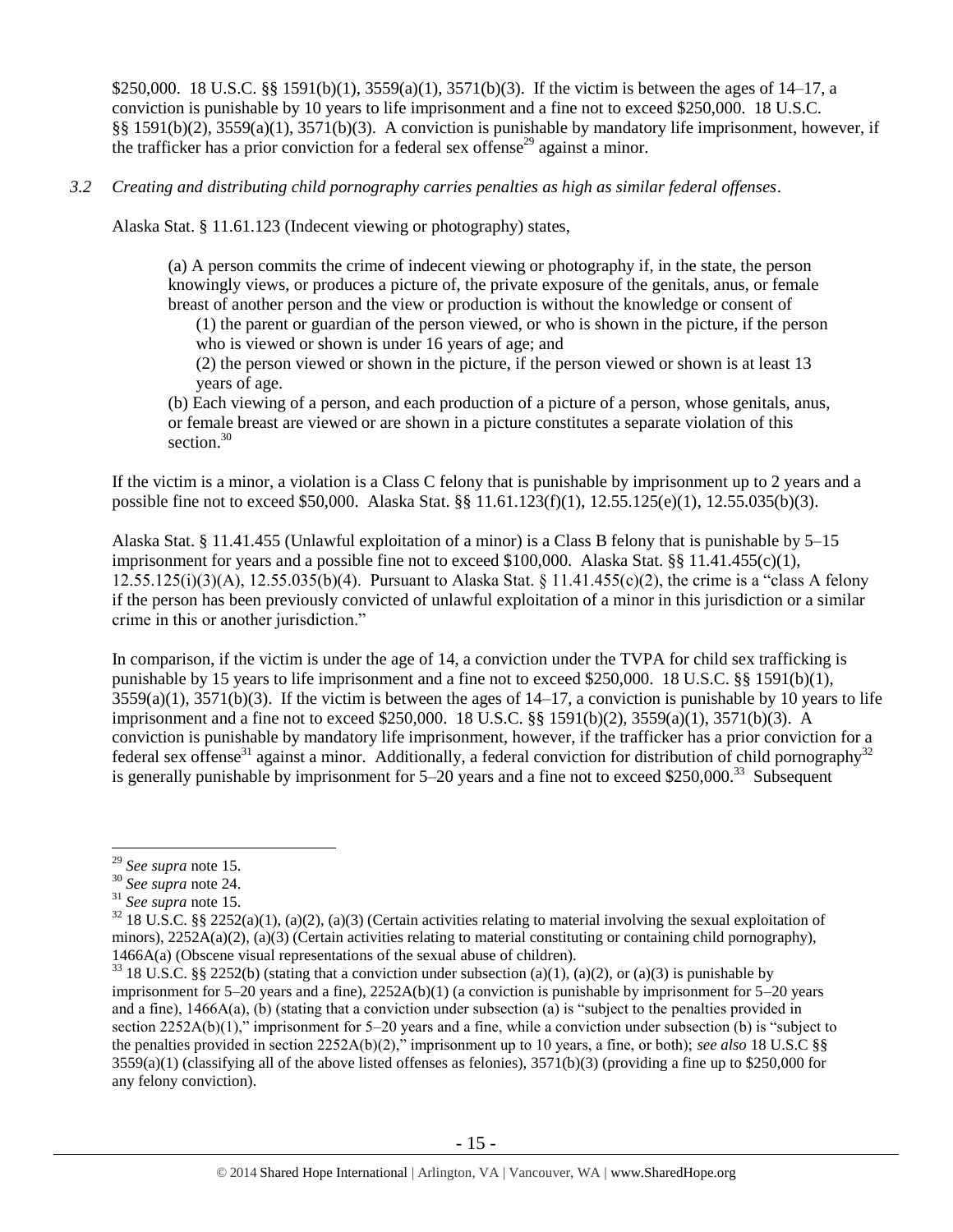$250,000. 18 U.S.C. §§ 1591(b)(1), 3559(a)(1), 3571(b)(3). If the victim is between the ages of 14–17, a conviction is punishable by 10 years to life imprisonment and a fine not to exceed $250,000. 18 U.S.C. §§ 1591(b)(2), 3559(a)(1), 3571(b)(3). A conviction is punishable by mandatory life imprisonment, however, if the trafficker has a prior conviction for a federal sex offense[29] against a minor.

*3.2 Creating and distributing child pornography carries penalties as high as similar federal offenses*.

Alaska Stat. § 11.61.123 (Indecent viewing or photography) states,

> (a) A person commits the crime of indecent viewing or photography if, in the state, the person knowingly views, or produces a picture of, the private exposure of the genitals, anus, or female breast of another person and the view or production is without the knowledge or consent of
>
> (1) the parent or guardian of the person viewed, or who is shown in the picture, if the person who is viewed or shown is under 16 years of age; and
>
> (2) the person viewed or shown in the picture, if the person viewed or shown is at least 13 years of age.
>
> (b) Each viewing of a person, and each production of a picture of a person, whose genitals, anus, or female breast are viewed or are shown in a picture constitutes a separate violation of this section.[30]

If the victim is a minor, a violation is a Class C felony that is punishable by imprisonment up to 2 years and a possible fine not to exceed $50,000. Alaska Stat. §§ 11.61.123(f)(1), 12.55.125(e)(1), 12.55.035(b)(3).

Alaska Stat. § 11.41.455 (Unlawful exploitation of a minor) is a Class B felony that is punishable by 5–15 imprisonment for years and a possible fine not to exceed $100,000. Alaska Stat. §§ 11.41.455(c)(1), 12.55.125(i)(3)(A), 12.55.035(b)(4). Pursuant to Alaska Stat. § 11.41.455(c)(2), the crime is a "class A felony if the person has been previously convicted of unlawful exploitation of a minor in this jurisdiction or a similar crime in this or another jurisdiction."

In comparison, if the victim is under the age of 14, a conviction under the TVPA for child sex trafficking is punishable by 15 years to life imprisonment and a fine not to exceed $250,000. 18 U.S.C. §§ 1591(b)(1), 3559(a)(1), 3571(b)(3). If the victim is between the ages of 14–17, a conviction is punishable by 10 years to life imprisonment and a fine not to exceed $250,000. 18 U.S.C. §§ 1591(b)(2), 3559(a)(1), 3571(b)(3). A conviction is punishable by mandatory life imprisonment, however, if the trafficker has a prior conviction for a federal sex offense[31] against a minor. Additionally, a federal conviction for distribution of child pornography[32] is generally punishable by imprisonment for 5–20 years and a fine not to exceed $250,000.[33] Subsequent

---

[29] *See supra* note 15.

[30] *See supra* note 24.

[31] *See supra* note 15.

[32] 18 U.S.C. §§ 2252(a)(1), (a)(2), (a)(3) (Certain activities relating to material involving the sexual exploitation of minors), 2252A(a)(2), (a)(3) (Certain activities relating to material constituting or containing child pornography), 1466A(a) (Obscene visual representations of the sexual abuse of children).

[33] 18 U.S.C. §§ 2252(b) (stating that a conviction under subsection (a)(1), (a)(2), or (a)(3) is punishable by imprisonment for 5–20 years and a fine), 2252A(b)(1) (a conviction is punishable by imprisonment for 5–20 years and a fine), 1466A(a), (b) (stating that a conviction under subsection (a) is "subject to the penalties provided in section 2252A(b)(1)," imprisonment for 5–20 years and a fine, while a conviction under subsection (b) is "subject to the penalties provided in section 2252A(b)(2)," imprisonment up to 10 years, a fine, or both); *see also* 18 U.S.C §§ 3559(a)(1) (classifying all of the above listed offenses as felonies), 3571(b)(3) (providing a fine up to $250,000 for any felony conviction).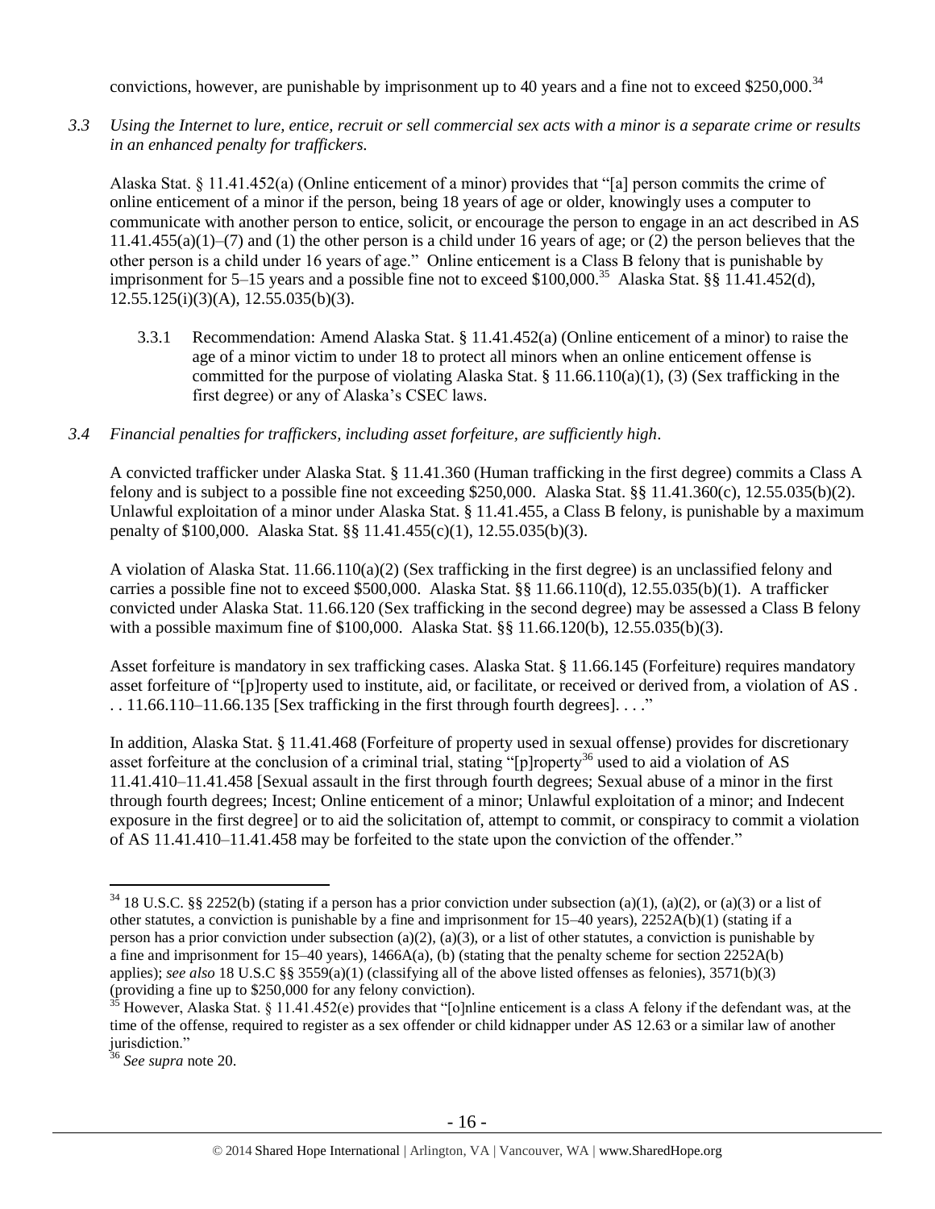convictions, however, are punishable by imprisonment up to 40 years and a fine not to exceed $250,000.[34]

*3.3 Using the Internet to lure, entice, recruit or sell commercial sex acts with a minor is a separate crime or results in an enhanced penalty for traffickers.*

Alaska Stat. § 11.41.452(a) (Online enticement of a minor) provides that "[a] person commits the crime of online enticement of a minor if the person, being 18 years of age or older, knowingly uses a computer to communicate with another person to entice, solicit, or encourage the person to engage in an act described in AS 11.41.455(a)(1)–(7) and (1) the other person is a child under 16 years of age; or (2) the person believes that the other person is a child under 16 years of age." Online enticement is a Class B felony that is punishable by imprisonment for 5–15 years and a possible fine not to exceed $100,000.[35] Alaska Stat. §§ 11.41.452(d), 12.55.125(i)(3)(A), 12.55.035(b)(3).

3.3.1 Recommendation: Amend Alaska Stat. § 11.41.452(a) (Online enticement of a minor) to raise the age of a minor victim to under 18 to protect all minors when an online enticement offense is committed for the purpose of violating Alaska Stat. § 11.66.110(a)(1), (3) (Sex trafficking in the first degree) or any of Alaska's CSEC laws.

*3.4 Financial penalties for traffickers, including asset forfeiture, are sufficiently high.*

A convicted trafficker under Alaska Stat. § 11.41.360 (Human trafficking in the first degree) commits a Class A felony and is subject to a possible fine not exceeding $250,000. Alaska Stat. §§ 11.41.360(c), 12.55.035(b)(2). Unlawful exploitation of a minor under Alaska Stat. § 11.41.455, a Class B felony, is punishable by a maximum penalty of $100,000. Alaska Stat. §§ 11.41.455(c)(1), 12.55.035(b)(3).

A violation of Alaska Stat. 11.66.110(a)(2) (Sex trafficking in the first degree) is an unclassified felony and carries a possible fine not to exceed $500,000. Alaska Stat. §§ 11.66.110(d), 12.55.035(b)(1). A trafficker convicted under Alaska Stat. 11.66.120 (Sex trafficking in the second degree) may be assessed a Class B felony with a possible maximum fine of $100,000. Alaska Stat. §§ 11.66.120(b), 12.55.035(b)(3).

Asset forfeiture is mandatory in sex trafficking cases. Alaska Stat. § 11.66.145 (Forfeiture) requires mandatory asset forfeiture of "[p]roperty used to institute, aid, or facilitate, or received or derived from, a violation of AS . . . 11.66.110–11.66.135 [Sex trafficking in the first through fourth degrees]. . . ."

In addition, Alaska Stat. § 11.41.468 (Forfeiture of property used in sexual offense) provides for discretionary asset forfeiture at the conclusion of a criminal trial, stating "[p]roperty[36] used to aid a violation of AS 11.41.410–11.41.458 [Sexual assault in the first through fourth degrees; Sexual abuse of a minor in the first through fourth degrees; Incest; Online enticement of a minor; Unlawful exploitation of a minor; and Indecent exposure in the first degree] or to aid the solicitation of, attempt to commit, or conspiracy to commit a violation of AS 11.41.410–11.41.458 may be forfeited to the state upon the conviction of the offender."

---

[34] 18 U.S.C. §§ 2252(b) (stating if a person has a prior conviction under subsection (a)(1), (a)(2), or (a)(3) or a list of other statutes, a conviction is punishable by a fine and imprisonment for 15–40 years), 2252A(b)(1) (stating if a person has a prior conviction under subsection (a)(2), (a)(3), or a list of other statutes, a conviction is punishable by a fine and imprisonment for 15–40 years), 1466A(a), (b) (stating that the penalty scheme for section 2252A(b) applies); *see also* 18 U.S.C §§ 3559(a)(1) (classifying all of the above listed offenses as felonies), 3571(b)(3) (providing a fine up to $250,000 for any felony conviction).

[35] However, Alaska Stat. § 11.41.452(e) provides that "[o]nline enticement is a class A felony if the defendant was, at the time of the offense, required to register as a sex offender or child kidnapper under AS 12.63 or a similar law of another jurisdiction."

[36] *See supra* note 20.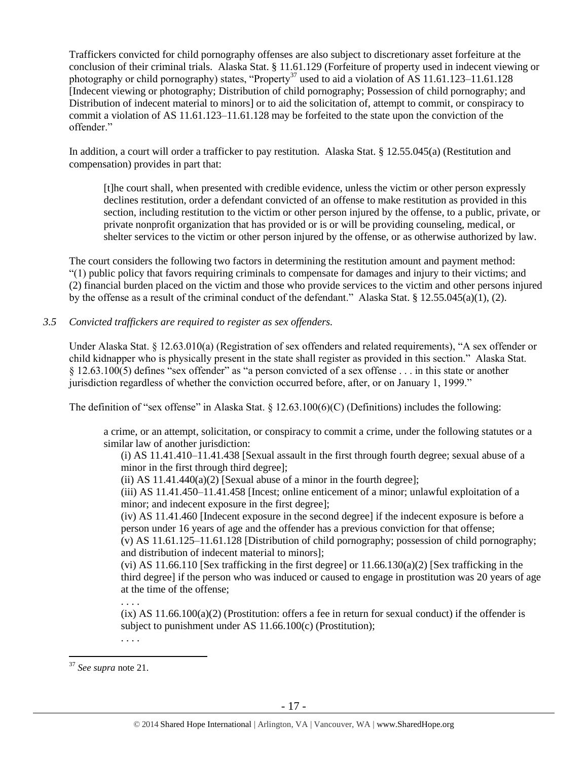Traffickers convicted for child pornography offenses are also subject to discretionary asset forfeiture at the conclusion of their criminal trials. Alaska Stat. § 11.61.129 (Forfeiture of property used in indecent viewing or photography or child pornography) states, "Property[37] used to aid a violation of AS 11.61.123–11.61.128 [Indecent viewing or photography; Distribution of child pornography; Possession of child pornography; and Distribution of indecent material to minors] or to aid the solicitation of, attempt to commit, or conspiracy to commit a violation of AS 11.61.123–11.61.128 may be forfeited to the state upon the conviction of the offender."

In addition, a court will order a trafficker to pay restitution. Alaska Stat. § 12.55.045(a) (Restitution and compensation) provides in part that:

> [t]he court shall, when presented with credible evidence, unless the victim or other person expressly declines restitution, order a defendant convicted of an offense to make restitution as provided in this section, including restitution to the victim or other person injured by the offense, to a public, private, or private nonprofit organization that has provided or is or will be providing counseling, medical, or shelter services to the victim or other person injured by the offense, or as otherwise authorized by law.

The court considers the following two factors in determining the restitution amount and payment method: "(1) public policy that favors requiring criminals to compensate for damages and injury to their victims; and (2) financial burden placed on the victim and those who provide services to the victim and other persons injured by the offense as a result of the criminal conduct of the defendant." Alaska Stat. § 12.55.045(a)(1), (2).

*3.5 Convicted traffickers are required to register as sex offenders.*

Under Alaska Stat. § 12.63.010(a) (Registration of sex offenders and related requirements), "A sex offender or child kidnapper who is physically present in the state shall register as provided in this section." Alaska Stat. § 12.63.100(5) defines "sex offender" as "a person convicted of a sex offense . . . in this state or another jurisdiction regardless of whether the conviction occurred before, after, or on January 1, 1999."

The definition of "sex offense" in Alaska Stat. § 12.63.100(6)(C) (Definitions) includes the following:

> a crime, or an attempt, solicitation, or conspiracy to commit a crime, under the following statutes or a similar law of another jurisdiction:
>
> (i) AS 11.41.410–11.41.438 [Sexual assault in the first through fourth degree; sexual abuse of a minor in the first through third degree];
>
> (ii) AS 11.41.440(a)(2) [Sexual abuse of a minor in the fourth degree];
>
> (iii) AS 11.41.450–11.41.458 [Incest; online enticement of a minor; unlawful exploitation of a minor; and indecent exposure in the first degree];
>
> (iv) AS 11.41.460 [Indecent exposure in the second degree] if the indecent exposure is before a person under 16 years of age and the offender has a previous conviction for that offense;
>
> (v) AS 11.61.125–11.61.128 [Distribution of child pornography; possession of child pornography; and distribution of indecent material to minors];
>
> (vi) AS 11.66.110 [Sex trafficking in the first degree] or 11.66.130(a)(2) [Sex trafficking in the third degree] if the person who was induced or caused to engage in prostitution was 20 years of age at the time of the offense;
>
> . . . .
>
> (ix) AS 11.66.100(a)(2) (Prostitution: offers a fee in return for sexual conduct) if the offender is subject to punishment under AS 11.66.100(c) (Prostitution);
>
> . . . .

[37] *See supra* note 21.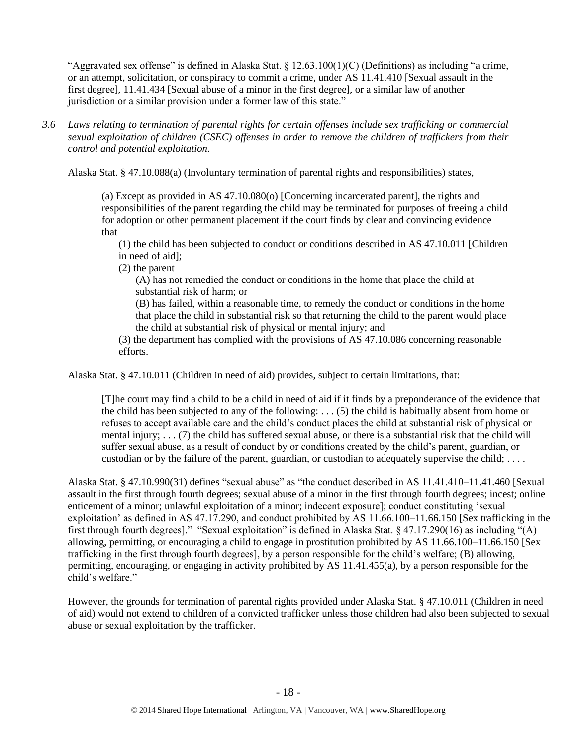"Aggravated sex offense" is defined in Alaska Stat. § 12.63.100(1)(C) (Definitions) as including "a crime, or an attempt, solicitation, or conspiracy to commit a crime, under AS 11.41.410 [Sexual assault in the first degree], 11.41.434 [Sexual abuse of a minor in the first degree], or a similar law of another jurisdiction or a similar provision under a former law of this state."

*3.6 Laws relating to termination of parental rights for certain offenses include sex trafficking or commercial sexual exploitation of children (CSEC) offenses in order to remove the children of traffickers from their control and potential exploitation.*

Alaska Stat. § 47.10.088(a) (Involuntary termination of parental rights and responsibilities) states,

> (a) Except as provided in AS 47.10.080(o) [Concerning incarcerated parent], the rights and responsibilities of the parent regarding the child may be terminated for purposes of freeing a child for adoption or other permanent placement if the court finds by clear and convincing evidence that
>
> (1) the child has been subjected to conduct or conditions described in AS 47.10.011 [Children in need of aid];
>
> (2) the parent
>
> (A) has not remedied the conduct or conditions in the home that place the child at substantial risk of harm; or
>
> (B) has failed, within a reasonable time, to remedy the conduct or conditions in the home that place the child in substantial risk so that returning the child to the parent would place the child at substantial risk of physical or mental injury; and
>
> (3) the department has complied with the provisions of AS 47.10.086 concerning reasonable efforts.

Alaska Stat. § 47.10.011 (Children in need of aid) provides, subject to certain limitations, that:

> [T]he court may find a child to be a child in need of aid if it finds by a preponderance of the evidence that the child has been subjected to any of the following: . . . (5) the child is habitually absent from home or refuses to accept available care and the child's conduct places the child at substantial risk of physical or mental injury; . . . (7) the child has suffered sexual abuse, or there is a substantial risk that the child will suffer sexual abuse, as a result of conduct by or conditions created by the child's parent, guardian, or custodian or by the failure of the parent, guardian, or custodian to adequately supervise the child; . . . .

Alaska Stat. § 47.10.990(31) defines "sexual abuse" as "the conduct described in AS 11.41.410–11.41.460 [Sexual assault in the first through fourth degrees; sexual abuse of a minor in the first through fourth degrees; incest; online enticement of a minor; unlawful exploitation of a minor; indecent exposure]; conduct constituting 'sexual exploitation' as defined in AS 47.17.290, and conduct prohibited by AS 11.66.100–11.66.150 [Sex trafficking in the first through fourth degrees]." "Sexual exploitation" is defined in Alaska Stat. § 47.17.290(16) as including "(A) allowing, permitting, or encouraging a child to engage in prostitution prohibited by AS 11.66.100–11.66.150 [Sex trafficking in the first through fourth degrees], by a person responsible for the child's welfare; (B) allowing, permitting, encouraging, or engaging in activity prohibited by AS 11.41.455(a), by a person responsible for the child's welfare."

However, the grounds for termination of parental rights provided under Alaska Stat. § 47.10.011 (Children in need of aid) would not extend to children of a convicted trafficker unless those children had also been subjected to sexual abuse or sexual exploitation by the trafficker.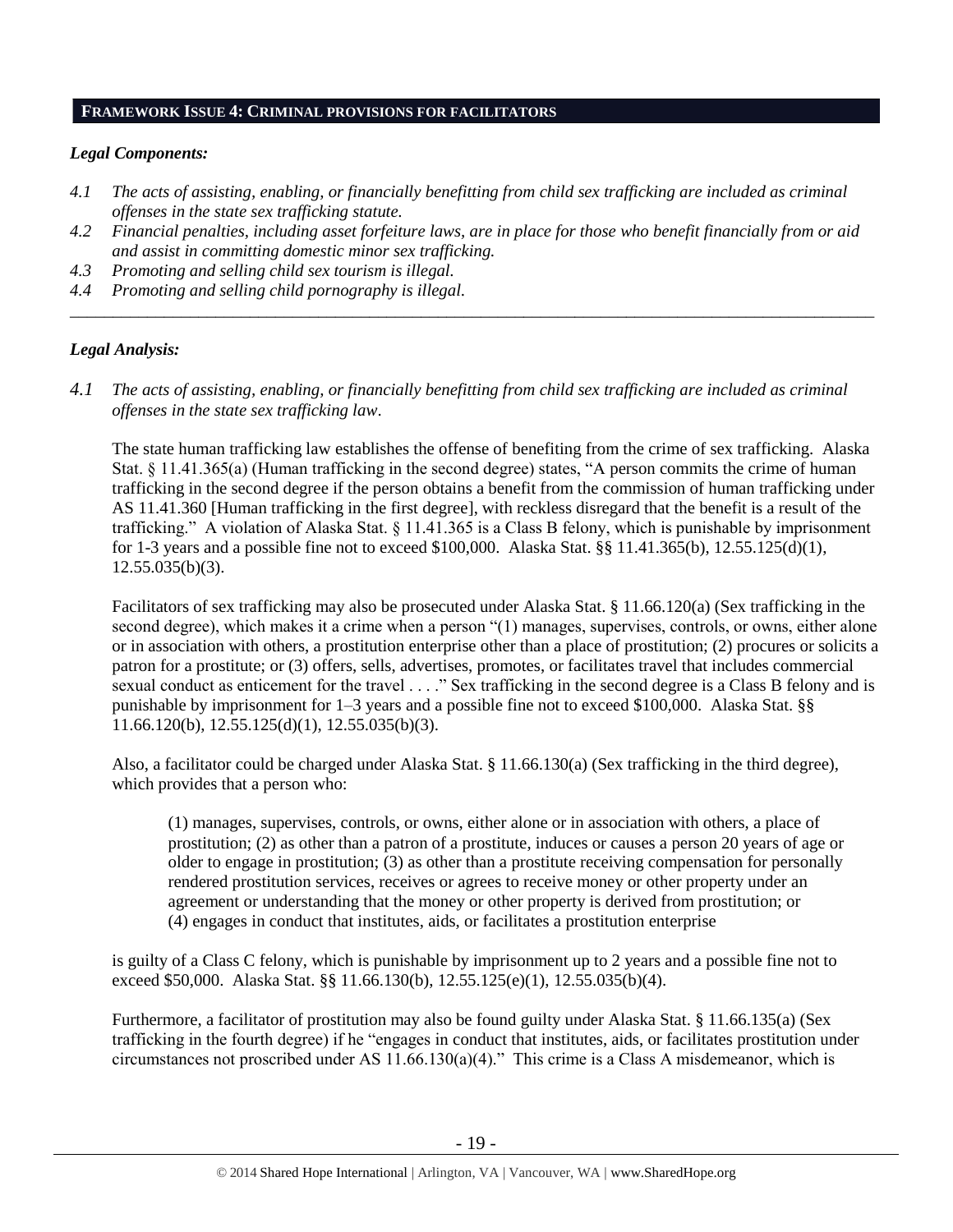## FRAMEWORK ISSUE 4: CRIMINAL PROVISIONS FOR FACILITATORS

### *Legal Components:*

*4.1 The acts of assisting, enabling, or financially benefitting from child sex trafficking are included as criminal offenses in the state sex trafficking statute.*

*4.2 Financial penalties, including asset forfeiture laws, are in place for those who benefit financially from or aid and assist in committing domestic minor sex trafficking.*

*4.3 Promoting and selling child sex tourism is illegal.*

*4.4 Promoting and selling child pornography is illegal.*

---

### *Legal Analysis:*

*4.1 The acts of assisting, enabling, or financially benefitting from child sex trafficking are included as criminal offenses in the state sex trafficking law.*

The state human trafficking law establishes the offense of benefiting from the crime of sex trafficking. Alaska Stat. § 11.41.365(a) (Human trafficking in the second degree) states, "A person commits the crime of human trafficking in the second degree if the person obtains a benefit from the commission of human trafficking under AS 11.41.360 [Human trafficking in the first degree], with reckless disregard that the benefit is a result of the trafficking." A violation of Alaska Stat. § 11.41.365 is a Class B felony, which is punishable by imprisonment for 1-3 years and a possible fine not to exceed $100,000. Alaska Stat. §§ 11.41.365(b), 12.55.125(d)(1), 12.55.035(b)(3).

Facilitators of sex trafficking may also be prosecuted under Alaska Stat. § 11.66.120(a) (Sex trafficking in the second degree), which makes it a crime when a person "(1) manages, supervises, controls, or owns, either alone or in association with others, a prostitution enterprise other than a place of prostitution; (2) procures or solicits a patron for a prostitute; or (3) offers, sells, advertises, promotes, or facilitates travel that includes commercial sexual conduct as enticement for the travel . . . ." Sex trafficking in the second degree is a Class B felony and is punishable by imprisonment for 1–3 years and a possible fine not to exceed $100,000. Alaska Stat. §§ 11.66.120(b), 12.55.125(d)(1), 12.55.035(b)(3).

Also, a facilitator could be charged under Alaska Stat. § 11.66.130(a) (Sex trafficking in the third degree), which provides that a person who:

> (1) manages, supervises, controls, or owns, either alone or in association with others, a place of prostitution; (2) as other than a patron of a prostitute, induces or causes a person 20 years of age or older to engage in prostitution; (3) as other than a prostitute receiving compensation for personally rendered prostitution services, receives or agrees to receive money or other property under an agreement or understanding that the money or other property is derived from prostitution; or (4) engages in conduct that institutes, aids, or facilitates a prostitution enterprise

is guilty of a Class C felony, which is punishable by imprisonment up to 2 years and a possible fine not to exceed $50,000. Alaska Stat. §§ 11.66.130(b), 12.55.125(e)(1), 12.55.035(b)(4).

Furthermore, a facilitator of prostitution may also be found guilty under Alaska Stat. § 11.66.135(a) (Sex trafficking in the fourth degree) if he "engages in conduct that institutes, aids, or facilitates prostitution under circumstances not proscribed under AS 11.66.130(a)(4)." This crime is a Class A misdemeanor, which is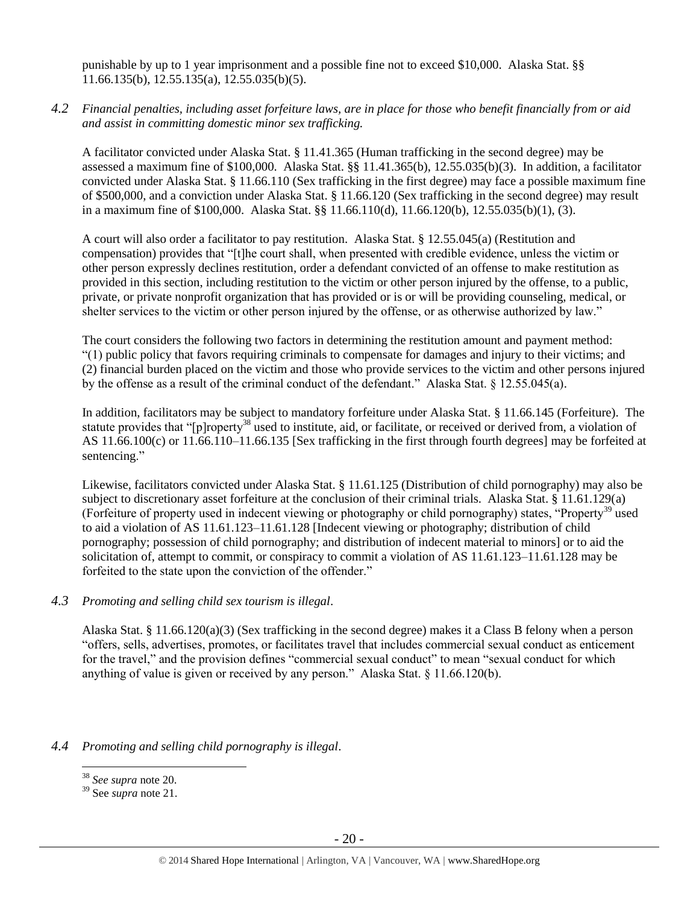punishable by up to 1 year imprisonment and a possible fine not to exceed $10,000. Alaska Stat. §§ 11.66.135(b), 12.55.135(a), 12.55.035(b)(5).

*4.2 Financial penalties, including asset forfeiture laws, are in place for those who benefit financially from or aid and assist in committing domestic minor sex trafficking.*

A facilitator convicted under Alaska Stat. § 11.41.365 (Human trafficking in the second degree) may be assessed a maximum fine of $100,000. Alaska Stat. §§ 11.41.365(b), 12.55.035(b)(3). In addition, a facilitator convicted under Alaska Stat. § 11.66.110 (Sex trafficking in the first degree) may face a possible maximum fine of $500,000, and a conviction under Alaska Stat. § 11.66.120 (Sex trafficking in the second degree) may result in a maximum fine of $100,000. Alaska Stat. §§ 11.66.110(d), 11.66.120(b), 12.55.035(b)(1), (3).

A court will also order a facilitator to pay restitution. Alaska Stat. § 12.55.045(a) (Restitution and compensation) provides that "[t]he court shall, when presented with credible evidence, unless the victim or other person expressly declines restitution, order a defendant convicted of an offense to make restitution as provided in this section, including restitution to the victim or other person injured by the offense, to a public, private, or private nonprofit organization that has provided or is or will be providing counseling, medical, or shelter services to the victim or other person injured by the offense, or as otherwise authorized by law."

The court considers the following two factors in determining the restitution amount and payment method: "(1) public policy that favors requiring criminals to compensate for damages and injury to their victims; and (2) financial burden placed on the victim and those who provide services to the victim and other persons injured by the offense as a result of the criminal conduct of the defendant." Alaska Stat. § 12.55.045(a).

In addition, facilitators may be subject to mandatory forfeiture under Alaska Stat. § 11.66.145 (Forfeiture). The statute provides that "[p]roperty[38] used to institute, aid, or facilitate, or received or derived from, a violation of AS 11.66.100(c) or 11.66.110–11.66.135 [Sex trafficking in the first through fourth degrees] may be forfeited at sentencing."

Likewise, facilitators convicted under Alaska Stat. § 11.61.125 (Distribution of child pornography) may also be subject to discretionary asset forfeiture at the conclusion of their criminal trials. Alaska Stat. § 11.61.129(a) (Forfeiture of property used in indecent viewing or photography or child pornography) states, "Property[39] used to aid a violation of AS 11.61.123–11.61.128 [Indecent viewing or photography; distribution of child pornography; possession of child pornography; and distribution of indecent material to minors] or to aid the solicitation of, attempt to commit, or conspiracy to commit a violation of AS 11.61.123–11.61.128 may be forfeited to the state upon the conviction of the offender."

*4.3 Promoting and selling child sex tourism is illegal.*

Alaska Stat. § 11.66.120(a)(3) (Sex trafficking in the second degree) makes it a Class B felony when a person "offers, sells, advertises, promotes, or facilitates travel that includes commercial sexual conduct as enticement for the travel," and the provision defines "commercial sexual conduct" to mean "sexual conduct for which anything of value is given or received by any person." Alaska Stat. § 11.66.120(b).

*4.4 Promoting and selling child pornography is illegal.*

[38] *See supra* note 20.

[39] See *supra* note 21.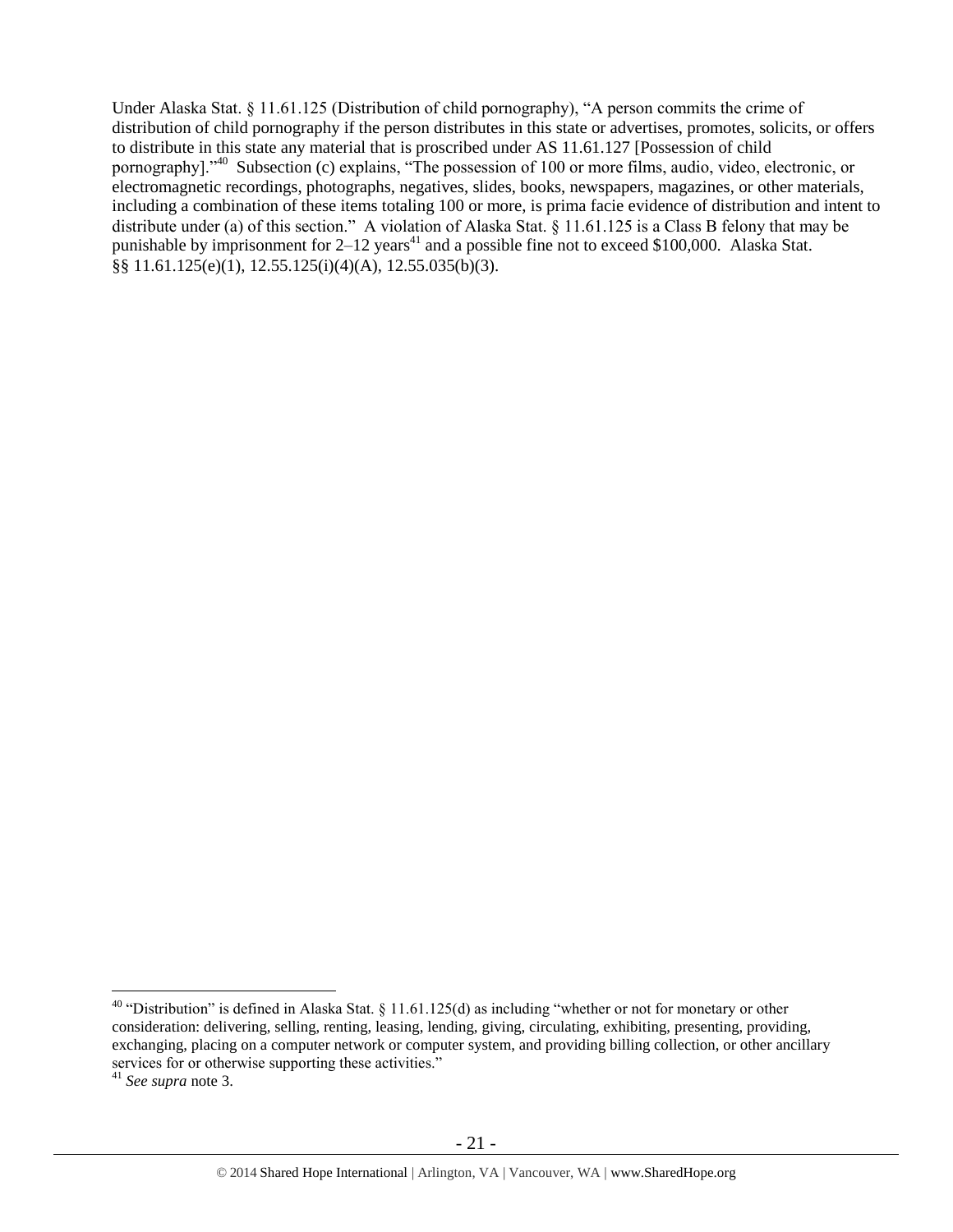Under Alaska Stat. § 11.61.125 (Distribution of child pornography), "A person commits the crime of distribution of child pornography if the person distributes in this state or advertises, promotes, solicits, or offers to distribute in this state any material that is proscribed under AS 11.61.127 [Possession of child pornography]."[40] Subsection (c) explains, "The possession of 100 or more films, audio, video, electronic, or electromagnetic recordings, photographs, negatives, slides, books, newspapers, magazines, or other materials, including a combination of these items totaling 100 or more, is prima facie evidence of distribution and intent to distribute under (a) of this section." A violation of Alaska Stat. § 11.61.125 is a Class B felony that may be punishable by imprisonment for 2–12 years[41] and a possible fine not to exceed $100,000. Alaska Stat. §§ 11.61.125(e)(1), 12.55.125(i)(4)(A), 12.55.035(b)(3).

---

[40] "Distribution" is defined in Alaska Stat. § 11.61.125(d) as including "whether or not for monetary or other consideration: delivering, selling, renting, leasing, lending, giving, circulating, exhibiting, presenting, providing, exchanging, placing on a computer network or computer system, and providing billing collection, or other ancillary services for or otherwise supporting these activities."

[41] *See supra* note 3.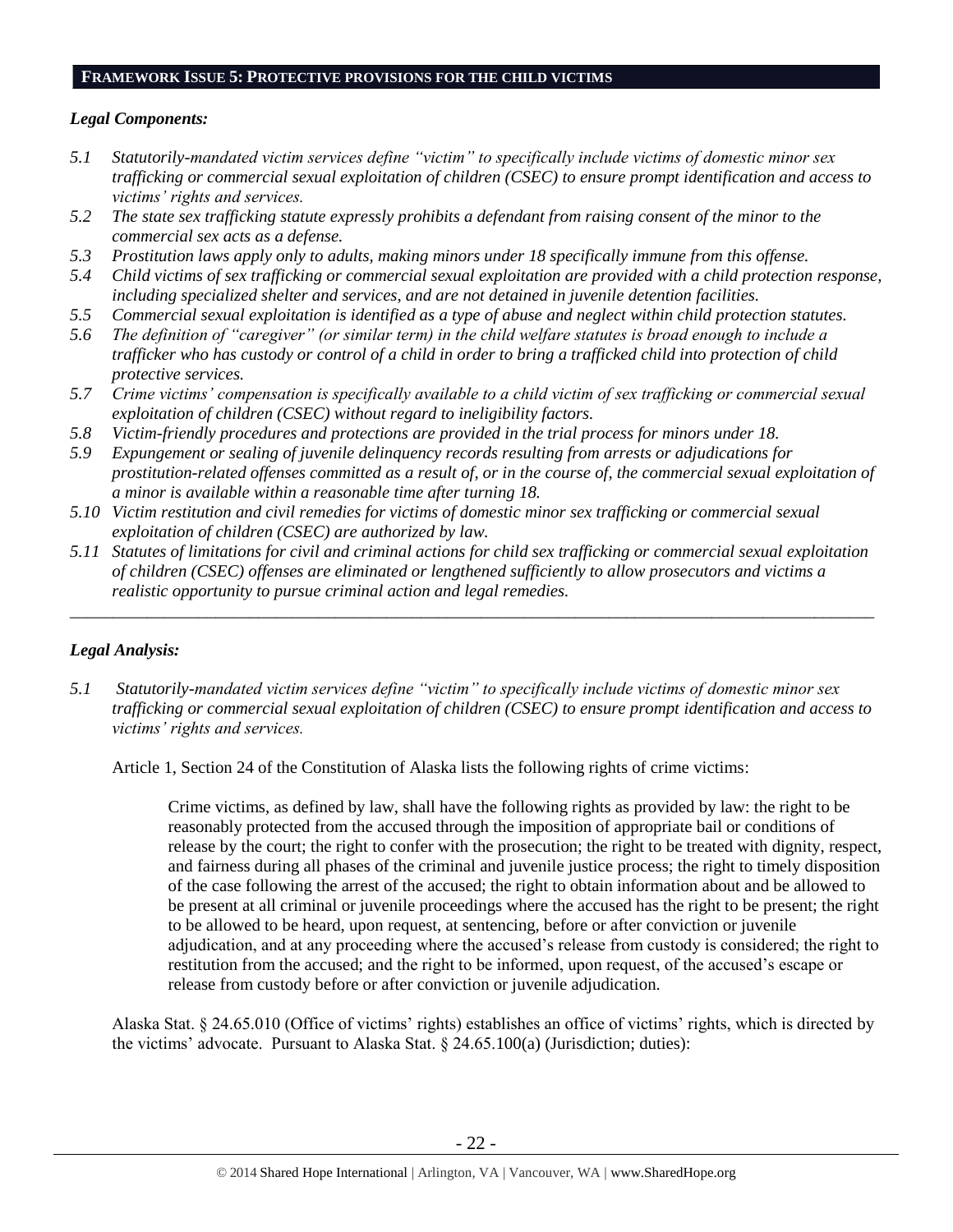## FRAMEWORK ISSUE 5: PROTECTIVE PROVISIONS FOR THE CHILD VICTIMS

### *Legal Components:*

*5.1 Statutorily-mandated victim services define "victim" to specifically include victims of domestic minor sex trafficking or commercial sexual exploitation of children (CSEC) to ensure prompt identification and access to victims' rights and services.*

*5.2 The state sex trafficking statute expressly prohibits a defendant from raising consent of the minor to the commercial sex acts as a defense.*

*5.3 Prostitution laws apply only to adults, making minors under 18 specifically immune from this offense.*

*5.4 Child victims of sex trafficking or commercial sexual exploitation are provided with a child protection response, including specialized shelter and services, and are not detained in juvenile detention facilities.*

*5.5 Commercial sexual exploitation is identified as a type of abuse and neglect within child protection statutes.*

*5.6 The definition of "caregiver" (or similar term) in the child welfare statutes is broad enough to include a trafficker who has custody or control of a child in order to bring a trafficked child into protection of child protective services.*

*5.7 Crime victims' compensation is specifically available to a child victim of sex trafficking or commercial sexual exploitation of children (CSEC) without regard to ineligibility factors.*

*5.8 Victim-friendly procedures and protections are provided in the trial process for minors under 18.*

*5.9 Expungement or sealing of juvenile delinquency records resulting from arrests or adjudications for prostitution-related offenses committed as a result of, or in the course of, the commercial sexual exploitation of a minor is available within a reasonable time after turning 18.*

*5.10 Victim restitution and civil remedies for victims of domestic minor sex trafficking or commercial sexual exploitation of children (CSEC) are authorized by law.*

*5.11 Statutes of limitations for civil and criminal actions for child sex trafficking or commercial sexual exploitation of children (CSEC) offenses are eliminated or lengthened sufficiently to allow prosecutors and victims a realistic opportunity to pursue criminal action and legal remedies.*

---

### *Legal Analysis:*

*5.1 Statutorily-mandated victim services define "victim" to specifically include victims of domestic minor sex trafficking or commercial sexual exploitation of children (CSEC) to ensure prompt identification and access to victims' rights and services.*

Article 1, Section 24 of the Constitution of Alaska lists the following rights of crime victims:

> Crime victims, as defined by law, shall have the following rights as provided by law: the right to be reasonably protected from the accused through the imposition of appropriate bail or conditions of release by the court; the right to confer with the prosecution; the right to be treated with dignity, respect, and fairness during all phases of the criminal and juvenile justice process; the right to timely disposition of the case following the arrest of the accused; the right to obtain information about and be allowed to be present at all criminal or juvenile proceedings where the accused has the right to be present; the right to be allowed to be heard, upon request, at sentencing, before or after conviction or juvenile adjudication, and at any proceeding where the accused's release from custody is considered; the right to restitution from the accused; and the right to be informed, upon request, of the accused's escape or release from custody before or after conviction or juvenile adjudication.

Alaska Stat. § 24.65.010 (Office of victims' rights) establishes an office of victims' rights, which is directed by the victims' advocate. Pursuant to Alaska Stat. § 24.65.100(a) (Jurisdiction; duties):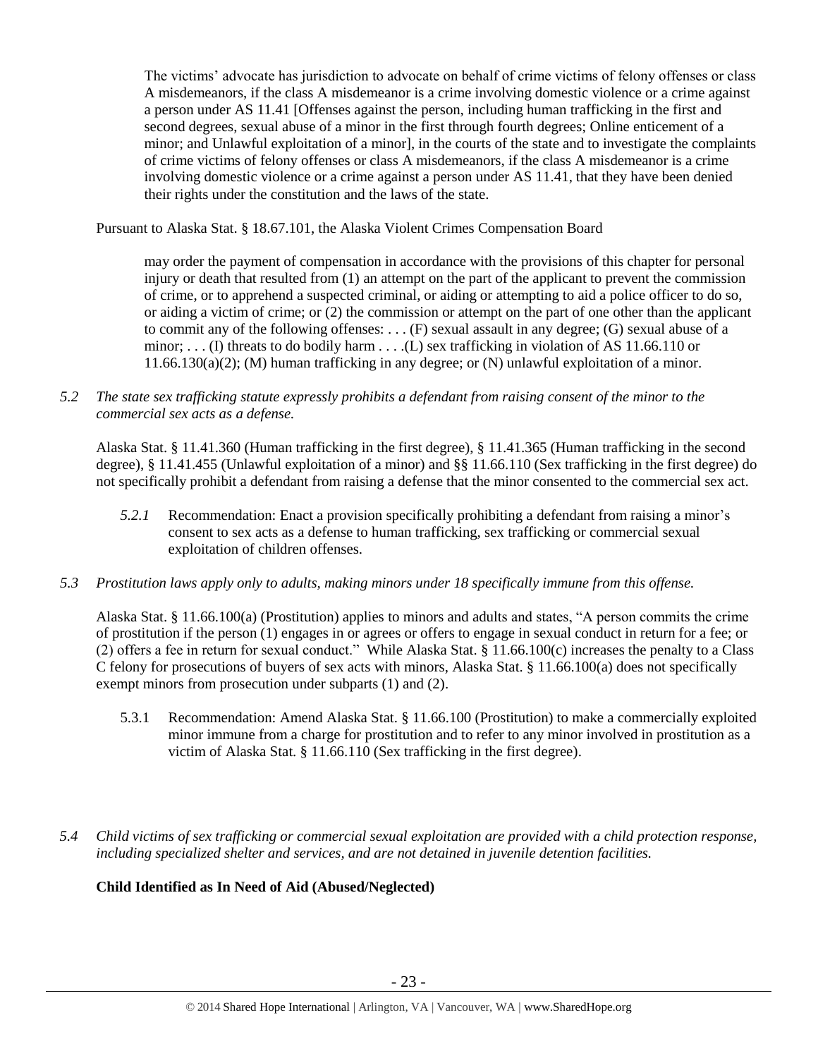> The victims' advocate has jurisdiction to advocate on behalf of crime victims of felony offenses or class A misdemeanors, if the class A misdemeanor is a crime involving domestic violence or a crime against a person under AS 11.41 [Offenses against the person, including human trafficking in the first and second degrees, sexual abuse of a minor in the first through fourth degrees; Online enticement of a minor; and Unlawful exploitation of a minor], in the courts of the state and to investigate the complaints of crime victims of felony offenses or class A misdemeanors, if the class A misdemeanor is a crime involving domestic violence or a crime against a person under AS 11.41, that they have been denied their rights under the constitution and the laws of the state.

Pursuant to Alaska Stat. § 18.67.101, the Alaska Violent Crimes Compensation Board

> may order the payment of compensation in accordance with the provisions of this chapter for personal injury or death that resulted from (1) an attempt on the part of the applicant to prevent the commission of crime, or to apprehend a suspected criminal, or aiding or attempting to aid a police officer to do so, or aiding a victim of crime; or (2) the commission or attempt on the part of one other than the applicant to commit any of the following offenses: . . . (F) sexual assault in any degree; (G) sexual abuse of a minor; . . . (I) threats to do bodily harm . . . .(L) sex trafficking in violation of AS 11.66.110 or 11.66.130(a)(2); (M) human trafficking in any degree; or (N) unlawful exploitation of a minor.

*5.2 The state sex trafficking statute expressly prohibits a defendant from raising consent of the minor to the commercial sex acts as a defense.*

Alaska Stat. § 11.41.360 (Human trafficking in the first degree), § 11.41.365 (Human trafficking in the second degree), § 11.41.455 (Unlawful exploitation of a minor) and §§ 11.66.110 (Sex trafficking in the first degree) do not specifically prohibit a defendant from raising a defense that the minor consented to the commercial sex act.

> *5.2.1* Recommendation: Enact a provision specifically prohibiting a defendant from raising a minor's consent to sex acts as a defense to human trafficking, sex trafficking or commercial sexual exploitation of children offenses.

*5.3 Prostitution laws apply only to adults, making minors under 18 specifically immune from this offense.*

Alaska Stat. § 11.66.100(a) (Prostitution) applies to minors and adults and states, "A person commits the crime of prostitution if the person (1) engages in or agrees or offers to engage in sexual conduct in return for a fee; or (2) offers a fee in return for sexual conduct." While Alaska Stat. § 11.66.100(c) increases the penalty to a Class C felony for prosecutions of buyers of sex acts with minors, Alaska Stat. § 11.66.100(a) does not specifically exempt minors from prosecution under subparts (1) and (2).

> 5.3.1 Recommendation: Amend Alaska Stat. § 11.66.100 (Prostitution) to make a commercially exploited minor immune from a charge for prostitution and to refer to any minor involved in prostitution as a victim of Alaska Stat. § 11.66.110 (Sex trafficking in the first degree).

*5.4 Child victims of sex trafficking or commercial sexual exploitation are provided with a child protection response, including specialized shelter and services, and are not detained in juvenile detention facilities.*

**Child Identified as In Need of Aid (Abused/Neglected)**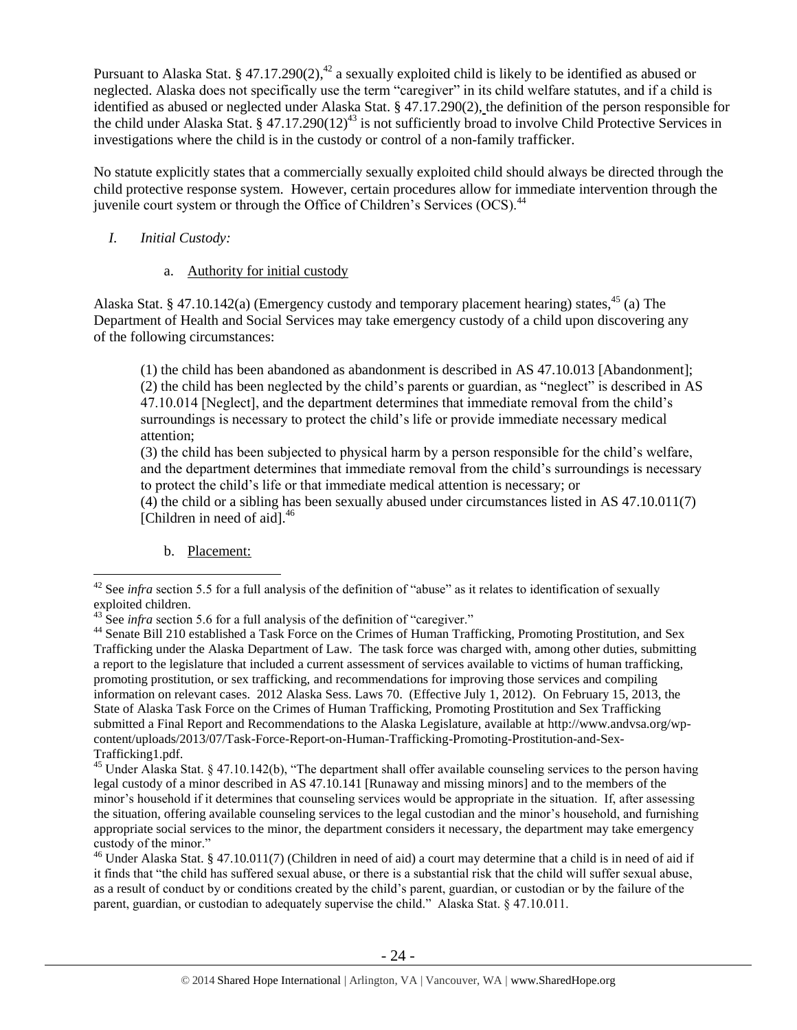Pursuant to Alaska Stat. § 47.17.290(2),[42] a sexually exploited child is likely to be identified as abused or neglected. Alaska does not specifically use the term "caregiver" in its child welfare statutes, and if a child is identified as abused or neglected under Alaska Stat. § 47.17.290(2), the definition of the person responsible for the child under Alaska Stat. § 47.17.290(12)[43] is not sufficiently broad to involve Child Protective Services in investigations where the child is in the custody or control of a non-family trafficker.

No statute explicitly states that a commercially sexually exploited child should always be directed through the child protective response system. However, certain procedures allow for immediate intervention through the juvenile court system or through the Office of Children's Services (OCS).[44]

*I. Initial Custody:*

a. Authority for initial custody

Alaska Stat. § 47.10.142(a) (Emergency custody and temporary placement hearing) states,[45] (a) The Department of Health and Social Services may take emergency custody of a child upon discovering any of the following circumstances:

> (1) the child has been abandoned as abandonment is described in AS 47.10.013 [Abandonment];
> (2) the child has been neglected by the child's parents or guardian, as "neglect" is described in AS 47.10.014 [Neglect], and the department determines that immediate removal from the child's surroundings is necessary to protect the child's life or provide immediate necessary medical attention;
> (3) the child has been subjected to physical harm by a person responsible for the child's welfare, and the department determines that immediate removal from the child's surroundings is necessary to protect the child's life or that immediate medical attention is necessary; or
> (4) the child or a sibling has been sexually abused under circumstances listed in AS 47.10.011(7) [Children in need of aid].[46]

b. Placement:

---

[42] See *infra* section 5.5 for a full analysis of the definition of "abuse" as it relates to identification of sexually exploited children.

[43] See *infra* section 5.6 for a full analysis of the definition of "caregiver."

[44] Senate Bill 210 established a Task Force on the Crimes of Human Trafficking, Promoting Prostitution, and Sex Trafficking under the Alaska Department of Law. The task force was charged with, among other duties, submitting a report to the legislature that included a current assessment of services available to victims of human trafficking, promoting prostitution, or sex trafficking, and recommendations for improving those services and compiling information on relevant cases. 2012 Alaska Sess. Laws 70. (Effective July 1, 2012). On February 15, 2013, the State of Alaska Task Force on the Crimes of Human Trafficking, Promoting Prostitution and Sex Trafficking submitted a Final Report and Recommendations to the Alaska Legislature, available at http://www.andvsa.org/wp-content/uploads/2013/07/Task-Force-Report-on-Human-Trafficking-Promoting-Prostitution-and-Sex-Trafficking1.pdf.

[45] Under Alaska Stat. § 47.10.142(b), "The department shall offer available counseling services to the person having legal custody of a minor described in AS 47.10.141 [Runaway and missing minors] and to the members of the minor's household if it determines that counseling services would be appropriate in the situation. If, after assessing the situation, offering available counseling services to the legal custodian and the minor's household, and furnishing appropriate social services to the minor, the department considers it necessary, the department may take emergency custody of the minor."

[46] Under Alaska Stat. § 47.10.011(7) (Children in need of aid) a court may determine that a child is in need of aid if it finds that "the child has suffered sexual abuse, or there is a substantial risk that the child will suffer sexual abuse, as a result of conduct by or conditions created by the child's parent, guardian, or custodian or by the failure of the parent, guardian, or custodian to adequately supervise the child." Alaska Stat. § 47.10.011.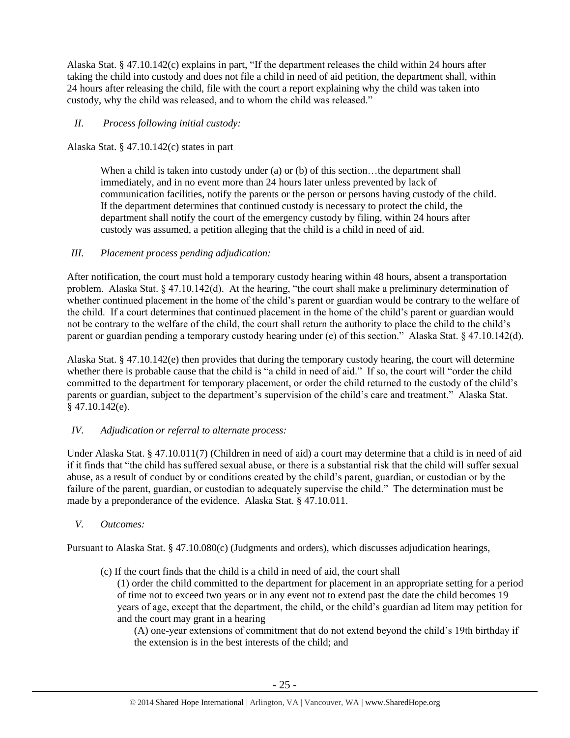Alaska Stat. § 47.10.142(c) explains in part, "If the department releases the child within 24 hours after taking the child into custody and does not file a child in need of aid petition, the department shall, within 24 hours after releasing the child, file with the court a report explaining why the child was taken into custody, why the child was released, and to whom the child was released."

*II. Process following initial custody:*

Alaska Stat. § 47.10.142(c) states in part

> When a child is taken into custody under (a) or (b) of this section…the department shall immediately, and in no event more than 24 hours later unless prevented by lack of communication facilities, notify the parents or the person or persons having custody of the child. If the department determines that continued custody is necessary to protect the child, the department shall notify the court of the emergency custody by filing, within 24 hours after custody was assumed, a petition alleging that the child is a child in need of aid.

*III. Placement process pending adjudication:*

After notification, the court must hold a temporary custody hearing within 48 hours, absent a transportation problem. Alaska Stat. § 47.10.142(d). At the hearing, "the court shall make a preliminary determination of whether continued placement in the home of the child's parent or guardian would be contrary to the welfare of the child. If a court determines that continued placement in the home of the child's parent or guardian would not be contrary to the welfare of the child, the court shall return the authority to place the child to the child's parent or guardian pending a temporary custody hearing under (e) of this section." Alaska Stat. § 47.10.142(d).

Alaska Stat. § 47.10.142(e) then provides that during the temporary custody hearing, the court will determine whether there is probable cause that the child is "a child in need of aid." If so, the court will "order the child committed to the department for temporary placement, or order the child returned to the custody of the child's parents or guardian, subject to the department's supervision of the child's care and treatment." Alaska Stat. § 47.10.142(e).

*IV. Adjudication or referral to alternate process:*

Under Alaska Stat. § 47.10.011(7) (Children in need of aid) a court may determine that a child is in need of aid if it finds that "the child has suffered sexual abuse, or there is a substantial risk that the child will suffer sexual abuse, as a result of conduct by or conditions created by the child's parent, guardian, or custodian or by the failure of the parent, guardian, or custodian to adequately supervise the child." The determination must be made by a preponderance of the evidence. Alaska Stat. § 47.10.011.

*V. Outcomes:*

Pursuant to Alaska Stat. § 47.10.080(c) (Judgments and orders), which discusses adjudication hearings,

> (c) If the court finds that the child is a child in need of aid, the court shall
>
> (1) order the child committed to the department for placement in an appropriate setting for a period of time not to exceed two years or in any event not to extend past the date the child becomes 19 years of age, except that the department, the child, or the child's guardian ad litem may petition for and the court may grant in a hearing
>
> (A) one-year extensions of commitment that do not extend beyond the child's 19th birthday if the extension is in the best interests of the child; and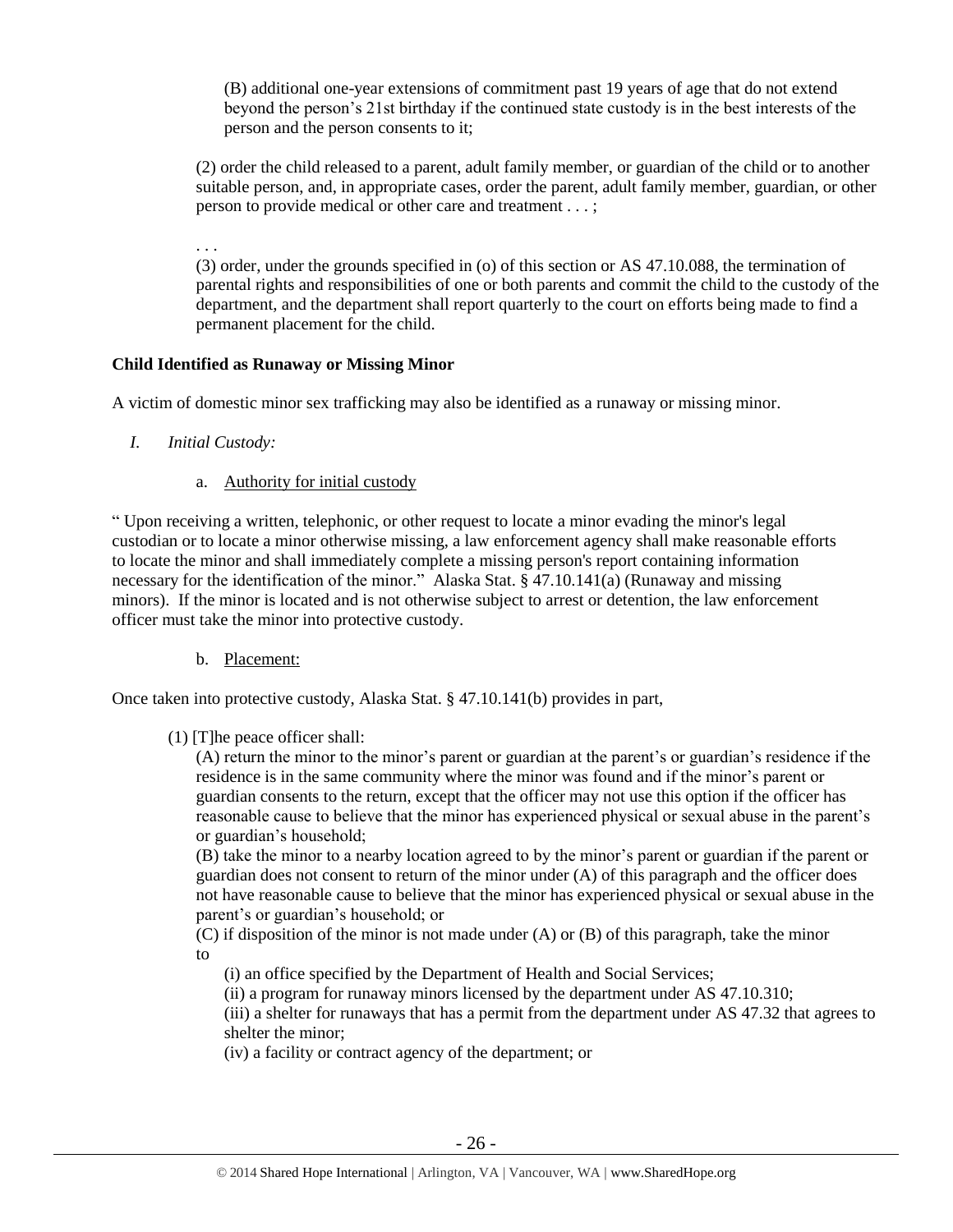(B) additional one-year extensions of commitment past 19 years of age that do not extend beyond the person's 21st birthday if the continued state custody is in the best interests of the person and the person consents to it;

(2) order the child released to a parent, adult family member, or guardian of the child or to another suitable person, and, in appropriate cases, order the parent, adult family member, guardian, or other person to provide medical or other care and treatment . . . ;

. . .

(3) order, under the grounds specified in (o) of this section or AS 47.10.088, the termination of parental rights and responsibilities of one or both parents and commit the child to the custody of the department, and the department shall report quarterly to the court on efforts being made to find a permanent placement for the child.

**Child Identified as Runaway or Missing Minor**

A victim of domestic minor sex trafficking may also be identified as a runaway or missing minor.

*I. Initial Custody:*

a. Authority for initial custody

" Upon receiving a written, telephonic, or other request to locate a minor evading the minor's legal custodian or to locate a minor otherwise missing, a law enforcement agency shall make reasonable efforts to locate the minor and shall immediately complete a missing person's report containing information necessary for the identification of the minor." Alaska Stat. § 47.10.141(a) (Runaway and missing minors). If the minor is located and is not otherwise subject to arrest or detention, the law enforcement officer must take the minor into protective custody.

b. Placement:

Once taken into protective custody, Alaska Stat. § 47.10.141(b) provides in part,

(1) [T]he peace officer shall:

(A) return the minor to the minor's parent or guardian at the parent's or guardian's residence if the residence is in the same community where the minor was found and if the minor's parent or guardian consents to the return, except that the officer may not use this option if the officer has reasonable cause to believe that the minor has experienced physical or sexual abuse in the parent's or guardian's household;

(B) take the minor to a nearby location agreed to by the minor's parent or guardian if the parent or guardian does not consent to return of the minor under (A) of this paragraph and the officer does not have reasonable cause to believe that the minor has experienced physical or sexual abuse in the parent's or guardian's household; or

(C) if disposition of the minor is not made under (A) or (B) of this paragraph, take the minor to

(i) an office specified by the Department of Health and Social Services;

(ii) a program for runaway minors licensed by the department under AS 47.10.310;

(iii) a shelter for runaways that has a permit from the department under AS 47.32 that agrees to shelter the minor;

(iv) a facility or contract agency of the department; or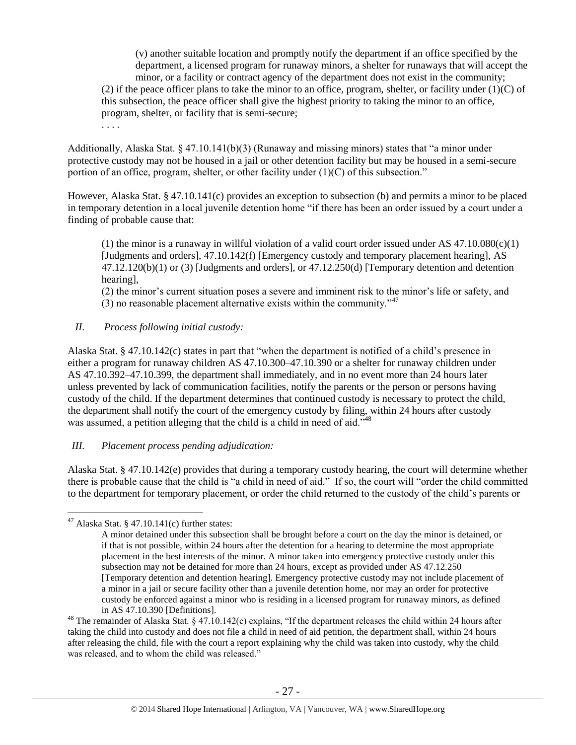(v) another suitable location and promptly notify the department if an office specified by the department, a licensed program for runaway minors, a shelter for runaways that will accept the minor, or a facility or contract agency of the department does not exist in the community;

(2) if the peace officer plans to take the minor to an office, program, shelter, or facility under (1)(C) of this subsection, the peace officer shall give the highest priority to taking the minor to an office, program, shelter, or facility that is semi-secure;

. . . .

Additionally, Alaska Stat. § 47.10.141(b)(3) (Runaway and missing minors) states that "a minor under protective custody may not be housed in a jail or other detention facility but may be housed in a semi-secure portion of an office, program, shelter, or other facility under (1)(C) of this subsection."

However, Alaska Stat. § 47.10.141(c) provides an exception to subsection (b) and permits a minor to be placed in temporary detention in a local juvenile detention home "if there has been an order issued by a court under a finding of probable cause that:

> (1) the minor is a runaway in willful violation of a valid court order issued under AS 47.10.080(c)(1) [Judgments and orders], 47.10.142(f) [Emergency custody and temporary placement hearing], AS 47.12.120(b)(1) or (3) [Judgments and orders], or 47.12.250(d) [Temporary detention and detention hearing],
>
> (2) the minor's current situation poses a severe and imminent risk to the minor's life or safety, and
>
> (3) no reasonable placement alternative exists within the community."[47]

*II. Process following initial custody:*

Alaska Stat. § 47.10.142(c) states in part that "when the department is notified of a child's presence in either a program for runaway children AS 47.10.300–47.10.390 or a shelter for runaway children under AS 47.10.392–47.10.399, the department shall immediately, and in no event more than 24 hours later unless prevented by lack of communication facilities, notify the parents or the person or persons having custody of the child. If the department determines that continued custody is necessary to protect the child, the department shall notify the court of the emergency custody by filing, within 24 hours after custody was assumed, a petition alleging that the child is a child in need of aid."[48]

*III. Placement process pending adjudication:*

Alaska Stat. § 47.10.142(e) provides that during a temporary custody hearing, the court will determine whether there is probable cause that the child is "a child in need of aid." If so, the court will "order the child committed to the department for temporary placement, or order the child returned to the custody of the child's parents or

---

[47] Alaska Stat. § 47.10.141(c) further states:

> A minor detained under this subsection shall be brought before a court on the day the minor is detained, or if that is not possible, within 24 hours after the detention for a hearing to determine the most appropriate placement in the best interests of the minor. A minor taken into emergency protective custody under this subsection may not be detained for more than 24 hours, except as provided under AS 47.12.250 [Temporary detention and detention hearing]. Emergency protective custody may not include placement of a minor in a jail or secure facility other than a juvenile detention home, nor may an order for protective custody be enforced against a minor who is residing in a licensed program for runaway minors, as defined in AS 47.10.390 [Definitions].

[48] The remainder of Alaska Stat. § 47.10.142(c) explains, "If the department releases the child within 24 hours after taking the child into custody and does not file a child in need of aid petition, the department shall, within 24 hours after releasing the child, file with the court a report explaining why the child was taken into custody, why the child was released, and to whom the child was released."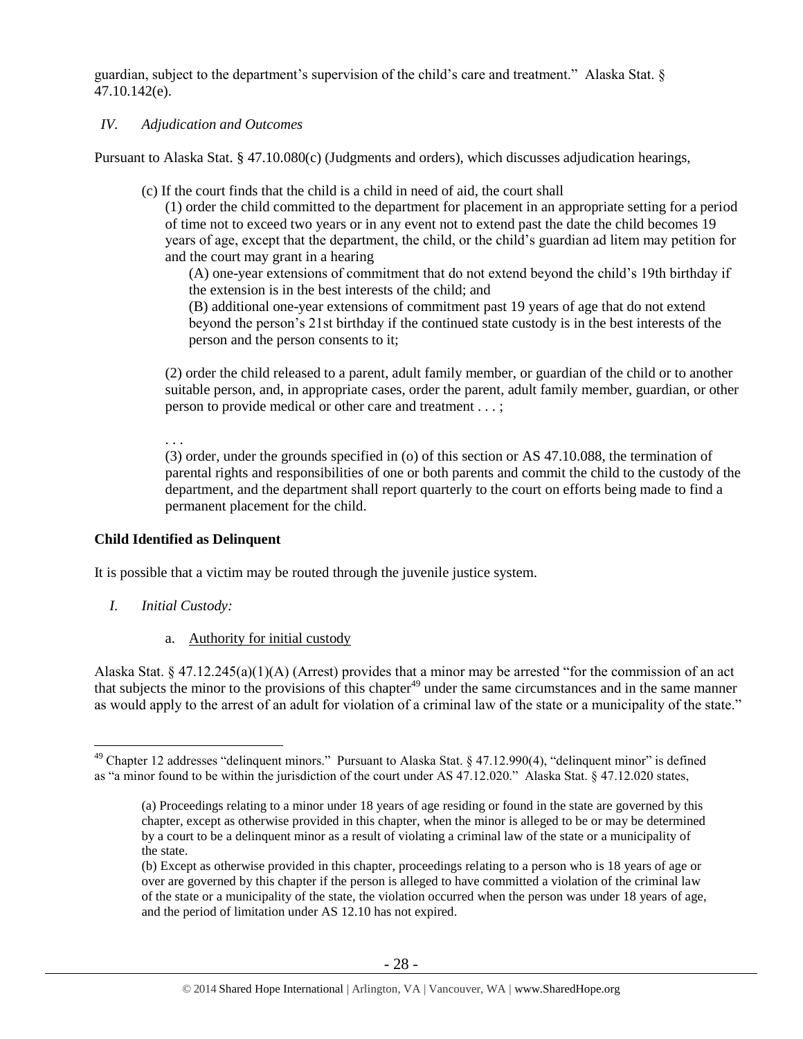guardian, subject to the department's supervision of the child's care and treatment." Alaska Stat. § 47.10.142(e).

*IV. Adjudication and Outcomes*

Pursuant to Alaska Stat. § 47.10.080(c) (Judgments and orders), which discusses adjudication hearings,

> (c) If the court finds that the child is a child in need of aid, the court shall
>
> (1) order the child committed to the department for placement in an appropriate setting for a period of time not to exceed two years or in any event not to extend past the date the child becomes 19 years of age, except that the department, the child, or the child's guardian ad litem may petition for and the court may grant in a hearing
>
> (A) one-year extensions of commitment that do not extend beyond the child's 19th birthday if the extension is in the best interests of the child; and
>
> (B) additional one-year extensions of commitment past 19 years of age that do not extend beyond the person's 21st birthday if the continued state custody is in the best interests of the person and the person consents to it;
>
> (2) order the child released to a parent, adult family member, or guardian of the child or to another suitable person, and, in appropriate cases, order the parent, adult family member, guardian, or other person to provide medical or other care and treatment . . . ;
>
> . . .
>
> (3) order, under the grounds specified in (o) of this section or AS 47.10.088, the termination of parental rights and responsibilities of one or both parents and commit the child to the custody of the department, and the department shall report quarterly to the court on efforts being made to find a permanent placement for the child.

**Child Identified as Delinquent**

It is possible that a victim may be routed through the juvenile justice system.

*I. Initial Custody:*

a. Authority for initial custody

Alaska Stat. § 47.12.245(a)(1)(A) (Arrest) provides that a minor may be arrested "for the commission of an act that subjects the minor to the provisions of this chapter[49] under the same circumstances and in the same manner as would apply to the arrest of an adult for violation of a criminal law of the state or a municipality of the state."

---

[49] Chapter 12 addresses "delinquent minors." Pursuant to Alaska Stat. § 47.12.990(4), "delinquent minor" is defined as "a minor found to be within the jurisdiction of the court under AS 47.12.020." Alaska Stat. § 47.12.020 states,

> (a) Proceedings relating to a minor under 18 years of age residing or found in the state are governed by this chapter, except as otherwise provided in this chapter, when the minor is alleged to be or may be determined by a court to be a delinquent minor as a result of violating a criminal law of the state or a municipality of the state.
>
> (b) Except as otherwise provided in this chapter, proceedings relating to a person who is 18 years of age or over are governed by this chapter if the person is alleged to have committed a violation of the criminal law of the state or a municipality of the state, the violation occurred when the person was under 18 years of age, and the period of limitation under AS 12.10 has not expired.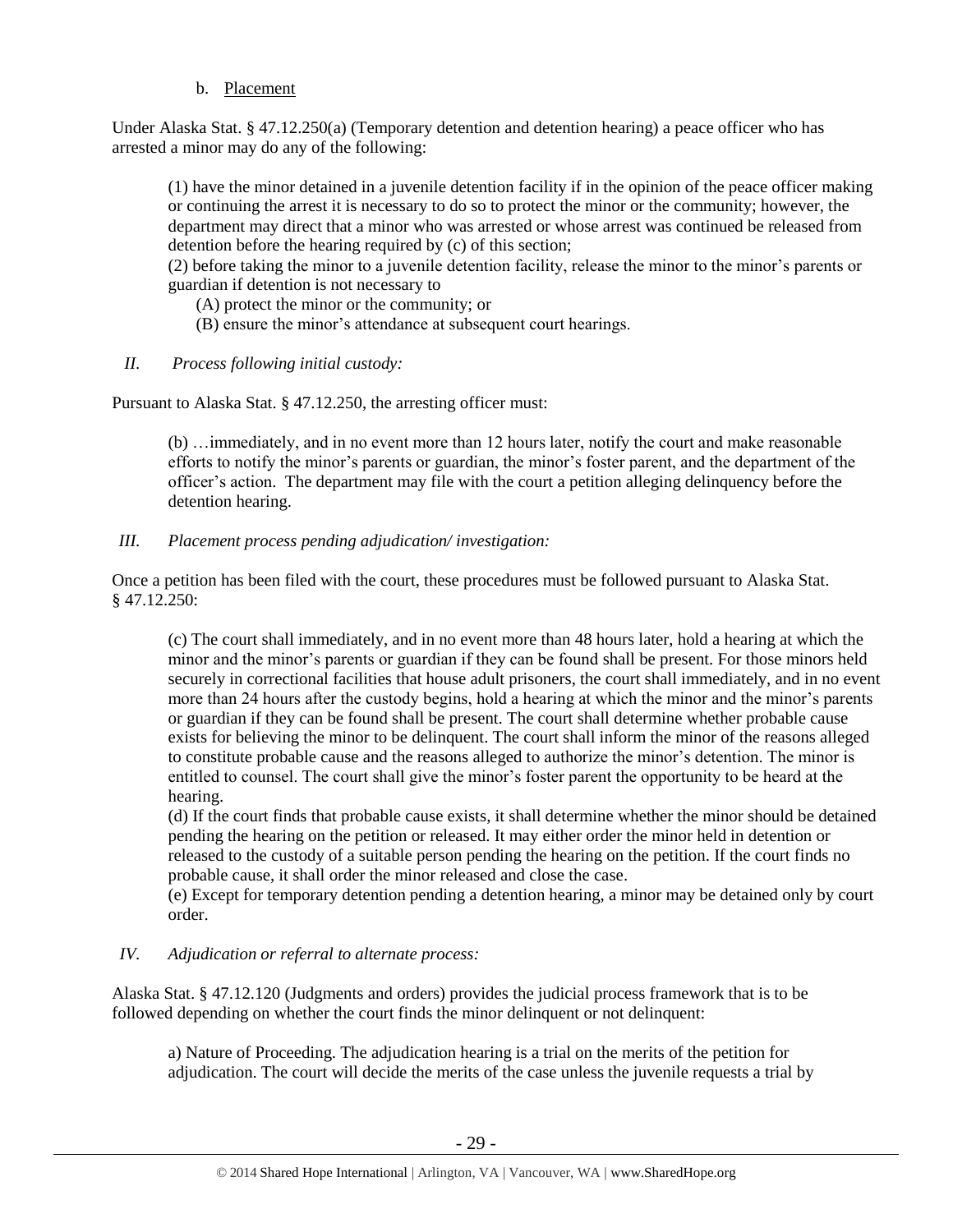b. Placement

Under Alaska Stat. § 47.12.250(a) (Temporary detention and detention hearing) a peace officer who has arrested a minor may do any of the following:

> (1) have the minor detained in a juvenile detention facility if in the opinion of the peace officer making or continuing the arrest it is necessary to do so to protect the minor or the community; however, the department may direct that a minor who was arrested or whose arrest was continued be released from detention before the hearing required by (c) of this section;
> (2) before taking the minor to a juvenile detention facility, release the minor to the minor's parents or guardian if detention is not necessary to
> (A) protect the minor or the community; or
> (B) ensure the minor's attendance at subsequent court hearings.

*II. Process following initial custody:*

Pursuant to Alaska Stat. § 47.12.250, the arresting officer must:

> (b) …immediately, and in no event more than 12 hours later, notify the court and make reasonable efforts to notify the minor's parents or guardian, the minor's foster parent, and the department of the officer's action. The department may file with the court a petition alleging delinquency before the detention hearing.

*III. Placement process pending adjudication/ investigation:*

Once a petition has been filed with the court, these procedures must be followed pursuant to Alaska Stat. § 47.12.250:

> (c) The court shall immediately, and in no event more than 48 hours later, hold a hearing at which the minor and the minor's parents or guardian if they can be found shall be present. For those minors held securely in correctional facilities that house adult prisoners, the court shall immediately, and in no event more than 24 hours after the custody begins, hold a hearing at which the minor and the minor's parents or guardian if they can be found shall be present. The court shall determine whether probable cause exists for believing the minor to be delinquent. The court shall inform the minor of the reasons alleged to constitute probable cause and the reasons alleged to authorize the minor's detention. The minor is entitled to counsel. The court shall give the minor's foster parent the opportunity to be heard at the hearing.
> (d) If the court finds that probable cause exists, it shall determine whether the minor should be detained pending the hearing on the petition or released. It may either order the minor held in detention or released to the custody of a suitable person pending the hearing on the petition. If the court finds no probable cause, it shall order the minor released and close the case.
> (e) Except for temporary detention pending a detention hearing, a minor may be detained only by court order.

*IV. Adjudication or referral to alternate process:*

Alaska Stat. § 47.12.120 (Judgments and orders) provides the judicial process framework that is to be followed depending on whether the court finds the minor delinquent or not delinquent:

> a) Nature of Proceeding. The adjudication hearing is a trial on the merits of the petition for adjudication. The court will decide the merits of the case unless the juvenile requests a trial by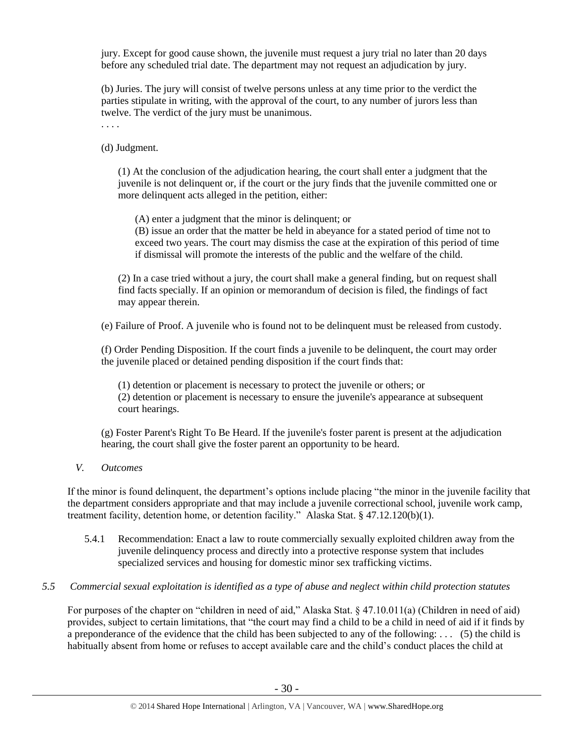jury. Except for good cause shown, the juvenile must request a jury trial no later than 20 days before any scheduled trial date. The department may not request an adjudication by jury.

(b) Juries. The jury will consist of twelve persons unless at any time prior to the verdict the parties stipulate in writing, with the approval of the court, to any number of jurors less than twelve. The verdict of the jury must be unanimous.

. . . .

(d) Judgment.

(1) At the conclusion of the adjudication hearing, the court shall enter a judgment that the juvenile is not delinquent or, if the court or the jury finds that the juvenile committed one or more delinquent acts alleged in the petition, either:

(A) enter a judgment that the minor is delinquent; or
(B) issue an order that the matter be held in abeyance for a stated period of time not to exceed two years. The court may dismiss the case at the expiration of this period of time if dismissal will promote the interests of the public and the welfare of the child.

(2) In a case tried without a jury, the court shall make a general finding, but on request shall find facts specially. If an opinion or memorandum of decision is filed, the findings of fact may appear therein.

(e) Failure of Proof. A juvenile who is found not to be delinquent must be released from custody.

(f) Order Pending Disposition. If the court finds a juvenile to be delinquent, the court may order the juvenile placed or detained pending disposition if the court finds that:

(1) detention or placement is necessary to protect the juvenile or others; or
(2) detention or placement is necessary to ensure the juvenile's appearance at subsequent court hearings.

(g) Foster Parent's Right To Be Heard. If the juvenile's foster parent is present at the adjudication hearing, the court shall give the foster parent an opportunity to be heard.

*V. Outcomes*

If the minor is found delinquent, the department's options include placing "the minor in the juvenile facility that the department considers appropriate and that may include a juvenile correctional school, juvenile work camp, treatment facility, detention home, or detention facility." Alaska Stat. § 47.12.120(b)(1).

5.4.1 Recommendation: Enact a law to route commercially sexually exploited children away from the juvenile delinquency process and directly into a protective response system that includes specialized services and housing for domestic minor sex trafficking victims.

*5.5 Commercial sexual exploitation is identified as a type of abuse and neglect within child protection statutes*

For purposes of the chapter on "children in need of aid," Alaska Stat. § 47.10.011(a) (Children in need of aid) provides, subject to certain limitations, that "the court may find a child to be a child in need of aid if it finds by a preponderance of the evidence that the child has been subjected to any of the following: . . . (5) the child is habitually absent from home or refuses to accept available care and the child's conduct places the child at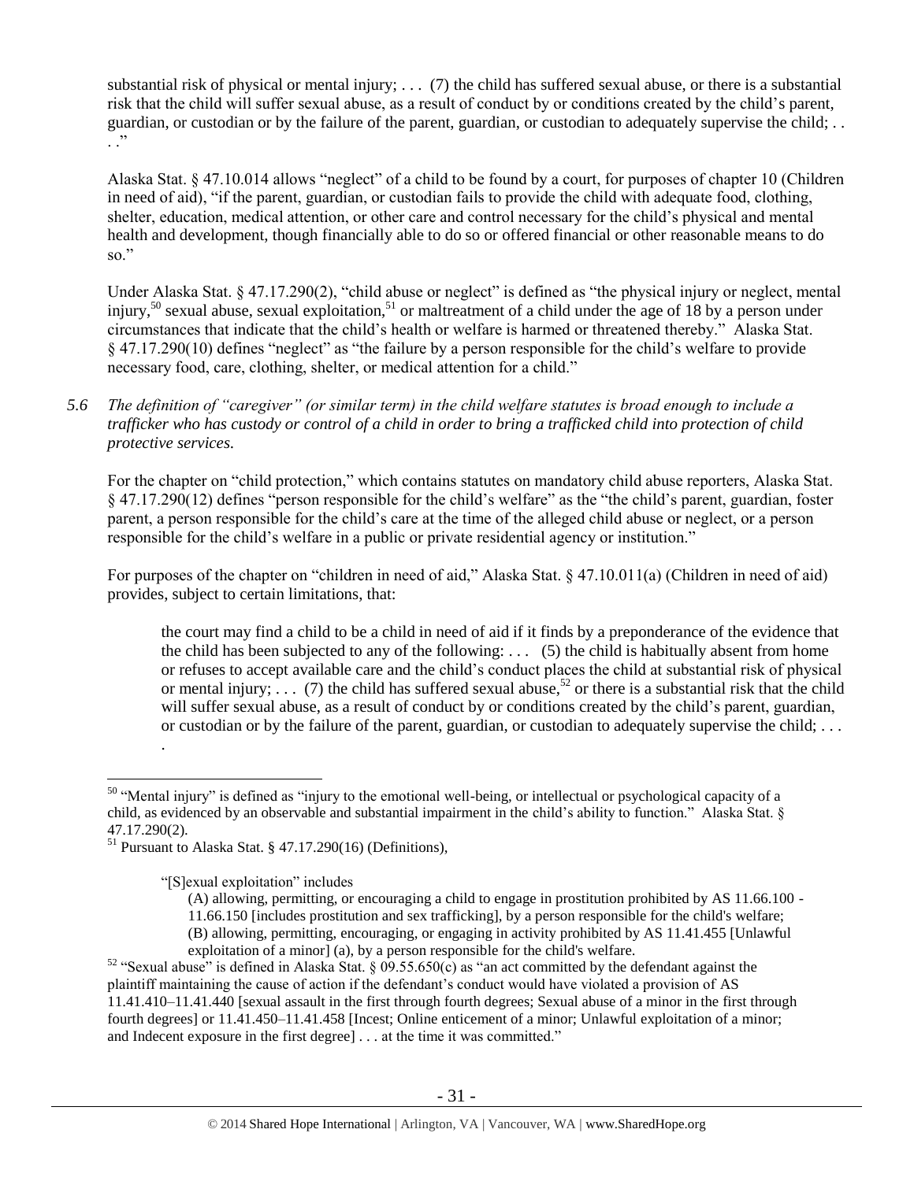substantial risk of physical or mental injury; . . . (7) the child has suffered sexual abuse, or there is a substantial risk that the child will suffer sexual abuse, as a result of conduct by or conditions created by the child's parent, guardian, or custodian or by the failure of the parent, guardian, or custodian to adequately supervise the child; . . . ."

Alaska Stat. § 47.10.014 allows "neglect" of a child to be found by a court, for purposes of chapter 10 (Children in need of aid), "if the parent, guardian, or custodian fails to provide the child with adequate food, clothing, shelter, education, medical attention, or other care and control necessary for the child's physical and mental health and development, though financially able to do so or offered financial or other reasonable means to do so."

Under Alaska Stat. § 47.17.290(2), "child abuse or neglect" is defined as "the physical injury or neglect, mental injury,[50] sexual abuse, sexual exploitation,[51] or maltreatment of a child under the age of 18 by a person under circumstances that indicate that the child's health or welfare is harmed or threatened thereby." Alaska Stat. § 47.17.290(10) defines "neglect" as "the failure by a person responsible for the child's welfare to provide necessary food, care, clothing, shelter, or medical attention for a child."

*5.6 The definition of "caregiver" (or similar term) in the child welfare statutes is broad enough to include a trafficker who has custody or control of a child in order to bring a trafficked child into protection of child protective services.*

For the chapter on "child protection," which contains statutes on mandatory child abuse reporters, Alaska Stat. § 47.17.290(12) defines "person responsible for the child's welfare" as the "the child's parent, guardian, foster parent, a person responsible for the child's care at the time of the alleged child abuse or neglect, or a person responsible for the child's welfare in a public or private residential agency or institution."

For purposes of the chapter on "children in need of aid," Alaska Stat. § 47.10.011(a) (Children in need of aid) provides, subject to certain limitations, that:

> the court may find a child to be a child in need of aid if it finds by a preponderance of the evidence that the child has been subjected to any of the following: . . . (5) the child is habitually absent from home or refuses to accept available care and the child's conduct places the child at substantial risk of physical or mental injury; . . . (7) the child has suffered sexual abuse,[52] or there is a substantial risk that the child will suffer sexual abuse, as a result of conduct by or conditions created by the child's parent, guardian, or custodian or by the failure of the parent, guardian, or custodian to adequately supervise the child; . . . .

---

[50] "Mental injury" is defined as "injury to the emotional well-being, or intellectual or psychological capacity of a child, as evidenced by an observable and substantial impairment in the child's ability to function." Alaska Stat. § 47.17.290(2).

[51] Pursuant to Alaska Stat. § 47.17.290(16) (Definitions),

> "[S]exual exploitation" includes
> (A) allowing, permitting, or encouraging a child to engage in prostitution prohibited by AS 11.66.100 - 11.66.150 [includes prostitution and sex trafficking], by a person responsible for the child's welfare;
> (B) allowing, permitting, encouraging, or engaging in activity prohibited by AS 11.41.455 [Unlawful exploitation of a minor] (a), by a person responsible for the child's welfare.

[52] "Sexual abuse" is defined in Alaska Stat. § 09.55.650(c) as "an act committed by the defendant against the plaintiff maintaining the cause of action if the defendant's conduct would have violated a provision of AS 11.41.410–11.41.440 [sexual assault in the first through fourth degrees; Sexual abuse of a minor in the first through fourth degrees] or 11.41.450–11.41.458 [Incest; Online enticement of a minor; Unlawful exploitation of a minor; and Indecent exposure in the first degree] . . . at the time it was committed."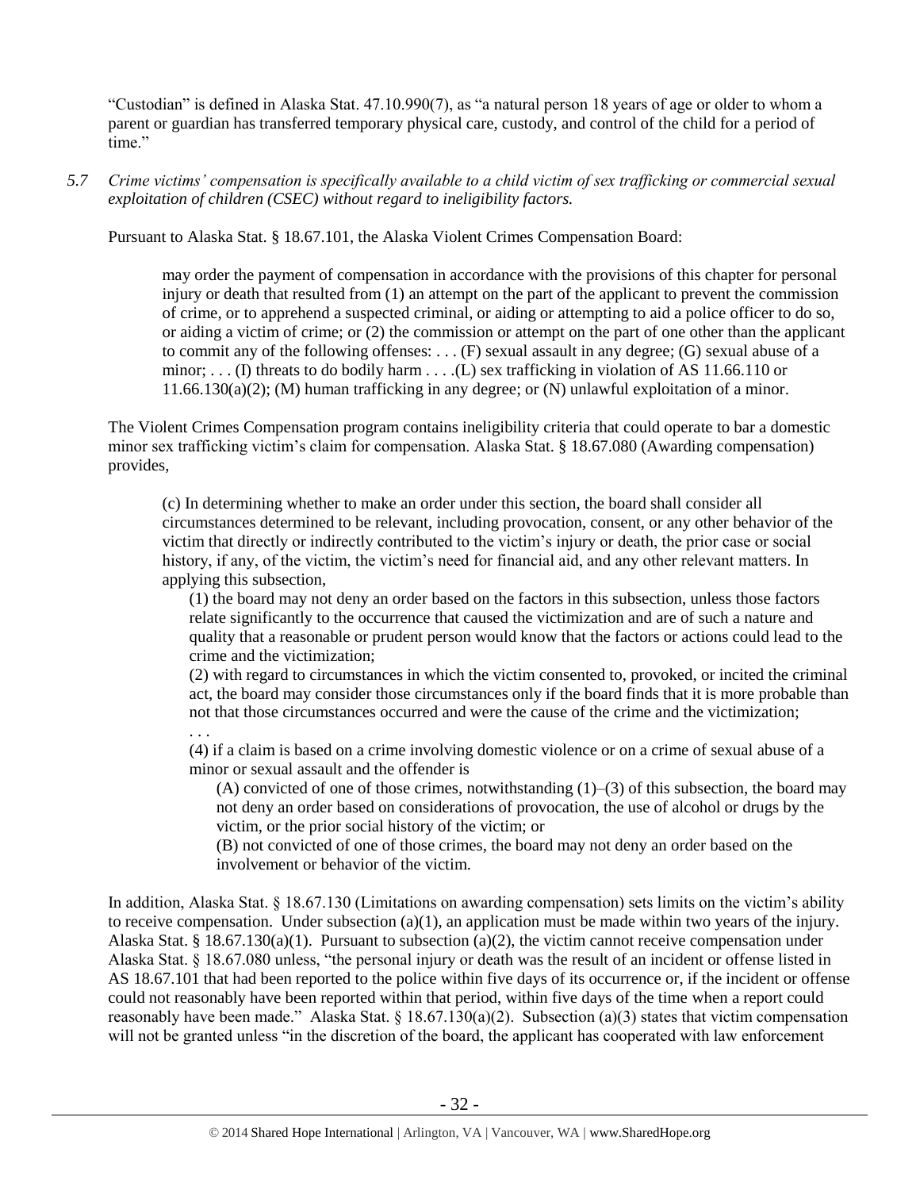"Custodian" is defined in Alaska Stat. 47.10.990(7), as "a natural person 18 years of age or older to whom a parent or guardian has transferred temporary physical care, custody, and control of the child for a period of time."

*5.7 Crime victims' compensation is specifically available to a child victim of sex trafficking or commercial sexual exploitation of children (CSEC) without regard to ineligibility factors.*

Pursuant to Alaska Stat. § 18.67.101, the Alaska Violent Crimes Compensation Board:

> may order the payment of compensation in accordance with the provisions of this chapter for personal injury or death that resulted from (1) an attempt on the part of the applicant to prevent the commission of crime, or to apprehend a suspected criminal, or aiding or attempting to aid a police officer to do so, or aiding a victim of crime; or (2) the commission or attempt on the part of one other than the applicant to commit any of the following offenses: . . . (F) sexual assault in any degree; (G) sexual abuse of a minor; . . . (I) threats to do bodily harm . . . .(L) sex trafficking in violation of AS 11.66.110 or 11.66.130(a)(2); (M) human trafficking in any degree; or (N) unlawful exploitation of a minor.

The Violent Crimes Compensation program contains ineligibility criteria that could operate to bar a domestic minor sex trafficking victim's claim for compensation. Alaska Stat. § 18.67.080 (Awarding compensation) provides,

> (c) In determining whether to make an order under this section, the board shall consider all circumstances determined to be relevant, including provocation, consent, or any other behavior of the victim that directly or indirectly contributed to the victim's injury or death, the prior case or social history, if any, of the victim, the victim's need for financial aid, and any other relevant matters. In applying this subsection,
>
> (1) the board may not deny an order based on the factors in this subsection, unless those factors relate significantly to the occurrence that caused the victimization and are of such a nature and quality that a reasonable or prudent person would know that the factors or actions could lead to the crime and the victimization;
>
> (2) with regard to circumstances in which the victim consented to, provoked, or incited the criminal act, the board may consider those circumstances only if the board finds that it is more probable than not that those circumstances occurred and were the cause of the crime and the victimization;
>
> . . .
>
> (4) if a claim is based on a crime involving domestic violence or on a crime of sexual abuse of a minor or sexual assault and the offender is
>
> (A) convicted of one of those crimes, notwithstanding (1)–(3) of this subsection, the board may not deny an order based on considerations of provocation, the use of alcohol or drugs by the victim, or the prior social history of the victim; or
>
> (B) not convicted of one of those crimes, the board may not deny an order based on the involvement or behavior of the victim.

In addition, Alaska Stat. § 18.67.130 (Limitations on awarding compensation) sets limits on the victim's ability to receive compensation. Under subsection (a)(1), an application must be made within two years of the injury. Alaska Stat. § 18.67.130(a)(1). Pursuant to subsection (a)(2), the victim cannot receive compensation under Alaska Stat. § 18.67.080 unless, "the personal injury or death was the result of an incident or offense listed in AS 18.67.101 that had been reported to the police within five days of its occurrence or, if the incident or offense could not reasonably have been reported within that period, within five days of the time when a report could reasonably have been made." Alaska Stat. § 18.67.130(a)(2). Subsection (a)(3) states that victim compensation will not be granted unless "in the discretion of the board, the applicant has cooperated with law enforcement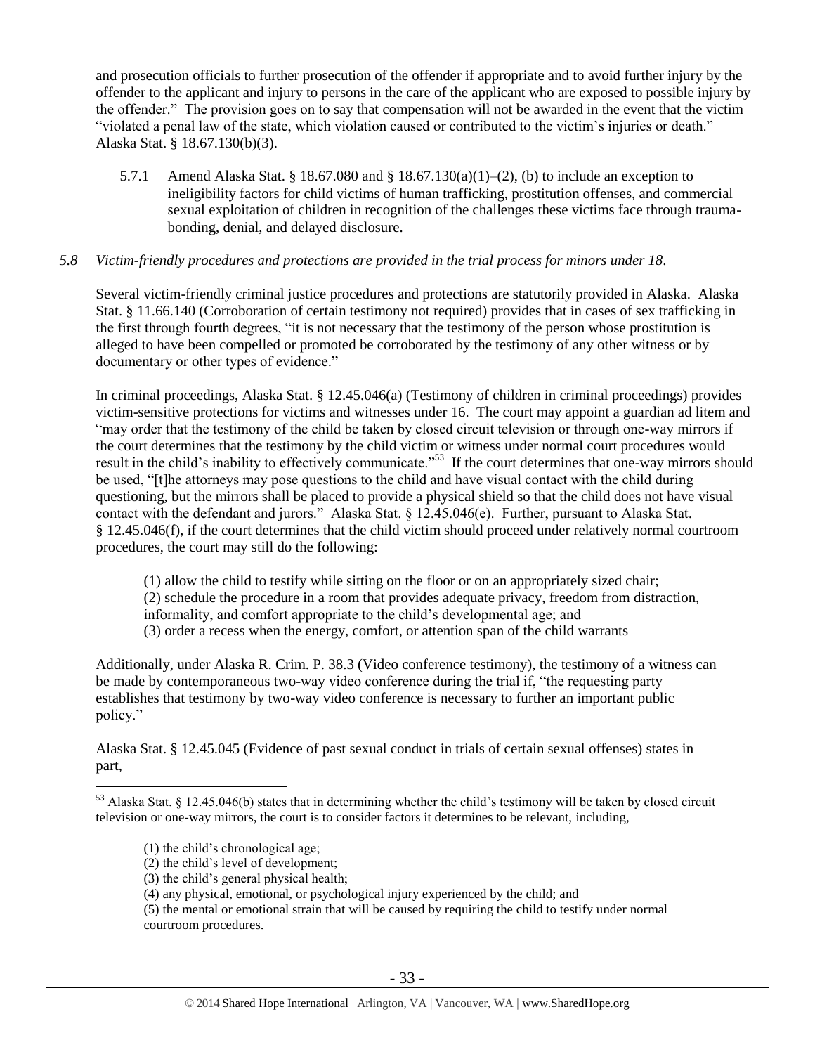and prosecution officials to further prosecution of the offender if appropriate and to avoid further injury by the offender to the applicant and injury to persons in the care of the applicant who are exposed to possible injury by the offender." The provision goes on to say that compensation will not be awarded in the event that the victim "violated a penal law of the state, which violation caused or contributed to the victim's injuries or death." Alaska Stat. § 18.67.130(b)(3).

5.7.1 Amend Alaska Stat. § 18.67.080 and § 18.67.130(a)(1)–(2), (b) to include an exception to ineligibility factors for child victims of human trafficking, prostitution offenses, and commercial sexual exploitation of children in recognition of the challenges these victims face through trauma-bonding, denial, and delayed disclosure.

*5.8 Victim-friendly procedures and protections are provided in the trial process for minors under 18.*

Several victim-friendly criminal justice procedures and protections are statutorily provided in Alaska. Alaska Stat. § 11.66.140 (Corroboration of certain testimony not required) provides that in cases of sex trafficking in the first through fourth degrees, "it is not necessary that the testimony of the person whose prostitution is alleged to have been compelled or promoted be corroborated by the testimony of any other witness or by documentary or other types of evidence."

In criminal proceedings, Alaska Stat. § 12.45.046(a) (Testimony of children in criminal proceedings) provides victim-sensitive protections for victims and witnesses under 16. The court may appoint a guardian ad litem and "may order that the testimony of the child be taken by closed circuit television or through one-way mirrors if the court determines that the testimony by the child victim or witness under normal court procedures would result in the child's inability to effectively communicate."[53] If the court determines that one-way mirrors should be used, "[t]he attorneys may pose questions to the child and have visual contact with the child during questioning, but the mirrors shall be placed to provide a physical shield so that the child does not have visual contact with the defendant and jurors." Alaska Stat. § 12.45.046(e). Further, pursuant to Alaska Stat. § 12.45.046(f), if the court determines that the child victim should proceed under relatively normal courtroom procedures, the court may still do the following:

> (1) allow the child to testify while sitting on the floor or on an appropriately sized chair;
> (2) schedule the procedure in a room that provides adequate privacy, freedom from distraction, informality, and comfort appropriate to the child's developmental age; and
> (3) order a recess when the energy, comfort, or attention span of the child warrants

Additionally, under Alaska R. Crim. P. 38.3 (Video conference testimony), the testimony of a witness can be made by contemporaneous two-way video conference during the trial if, "the requesting party establishes that testimony by two-way video conference is necessary to further an important public policy."

Alaska Stat. § 12.45.045 (Evidence of past sexual conduct in trials of certain sexual offenses) states in part,

---

[53] Alaska Stat. § 12.45.046(b) states that in determining whether the child's testimony will be taken by closed circuit television or one-way mirrors, the court is to consider factors it determines to be relevant, including,

> (1) the child's chronological age;
> (2) the child's level of development;
> (3) the child's general physical health;
> (4) any physical, emotional, or psychological injury experienced by the child; and
> (5) the mental or emotional strain that will be caused by requiring the child to testify under normal courtroom procedures.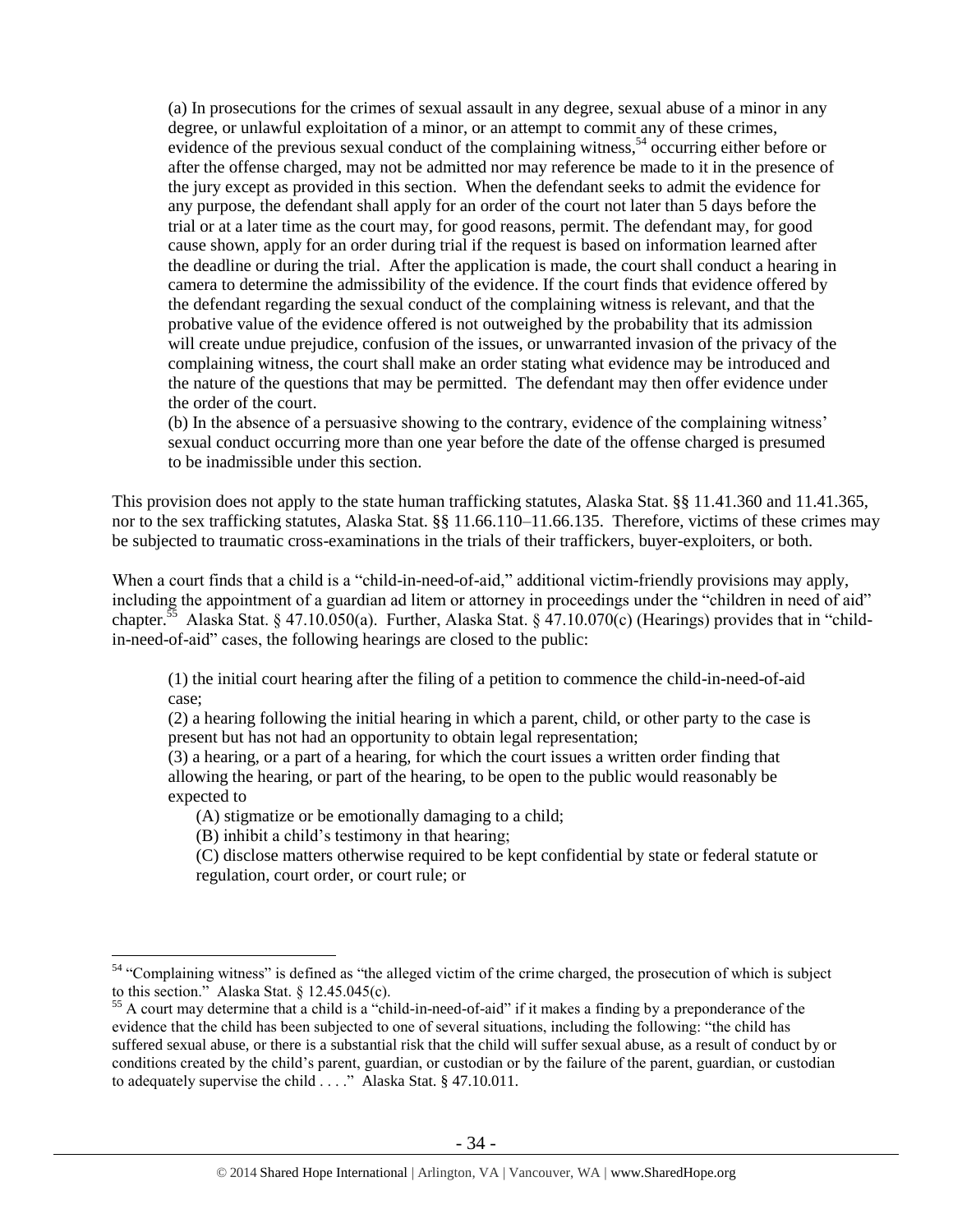> (a) In prosecutions for the crimes of sexual assault in any degree, sexual abuse of a minor in any degree, or unlawful exploitation of a minor, or an attempt to commit any of these crimes, evidence of the previous sexual conduct of the complaining witness,[54] occurring either before or after the offense charged, may not be admitted nor may reference be made to it in the presence of the jury except as provided in this section. When the defendant seeks to admit the evidence for any purpose, the defendant shall apply for an order of the court not later than 5 days before the trial or at a later time as the court may, for good reasons, permit. The defendant may, for good cause shown, apply for an order during trial if the request is based on information learned after the deadline or during the trial. After the application is made, the court shall conduct a hearing in camera to determine the admissibility of the evidence. If the court finds that evidence offered by the defendant regarding the sexual conduct of the complaining witness is relevant, and that the probative value of the evidence offered is not outweighed by the probability that its admission will create undue prejudice, confusion of the issues, or unwarranted invasion of the privacy of the complaining witness, the court shall make an order stating what evidence may be introduced and the nature of the questions that may be permitted. The defendant may then offer evidence under the order of the court.
>
> (b) In the absence of a persuasive showing to the contrary, evidence of the complaining witness' sexual conduct occurring more than one year before the date of the offense charged is presumed to be inadmissible under this section.

This provision does not apply to the state human trafficking statutes, Alaska Stat. §§ 11.41.360 and 11.41.365, nor to the sex trafficking statutes, Alaska Stat. §§ 11.66.110–11.66.135. Therefore, victims of these crimes may be subjected to traumatic cross-examinations in the trials of their traffickers, buyer-exploiters, or both.

When a court finds that a child is a "child-in-need-of-aid," additional victim-friendly provisions may apply, including the appointment of a guardian ad litem or attorney in proceedings under the "children in need of aid" chapter.[55] Alaska Stat. § 47.10.050(a). Further, Alaska Stat. § 47.10.070(c) (Hearings) provides that in "child-in-need-of-aid" cases, the following hearings are closed to the public:

> (1) the initial court hearing after the filing of a petition to commence the child-in-need-of-aid case;
>
> (2) a hearing following the initial hearing in which a parent, child, or other party to the case is present but has not had an opportunity to obtain legal representation;
>
> (3) a hearing, or a part of a hearing, for which the court issues a written order finding that allowing the hearing, or part of the hearing, to be open to the public would reasonably be expected to
>
> > (A) stigmatize or be emotionally damaging to a child;
> >
> > (B) inhibit a child's testimony in that hearing;
> >
> > (C) disclose matters otherwise required to be kept confidential by state or federal statute or regulation, court order, or court rule; or

---

[54] "Complaining witness" is defined as "the alleged victim of the crime charged, the prosecution of which is subject to this section." Alaska Stat. § 12.45.045(c).

[55] A court may determine that a child is a "child-in-need-of-aid" if it makes a finding by a preponderance of the evidence that the child has been subjected to one of several situations, including the following: "the child has suffered sexual abuse, or there is a substantial risk that the child will suffer sexual abuse, as a result of conduct by or conditions created by the child's parent, guardian, or custodian or by the failure of the parent, guardian, or custodian to adequately supervise the child . . . ." Alaska Stat. § 47.10.011.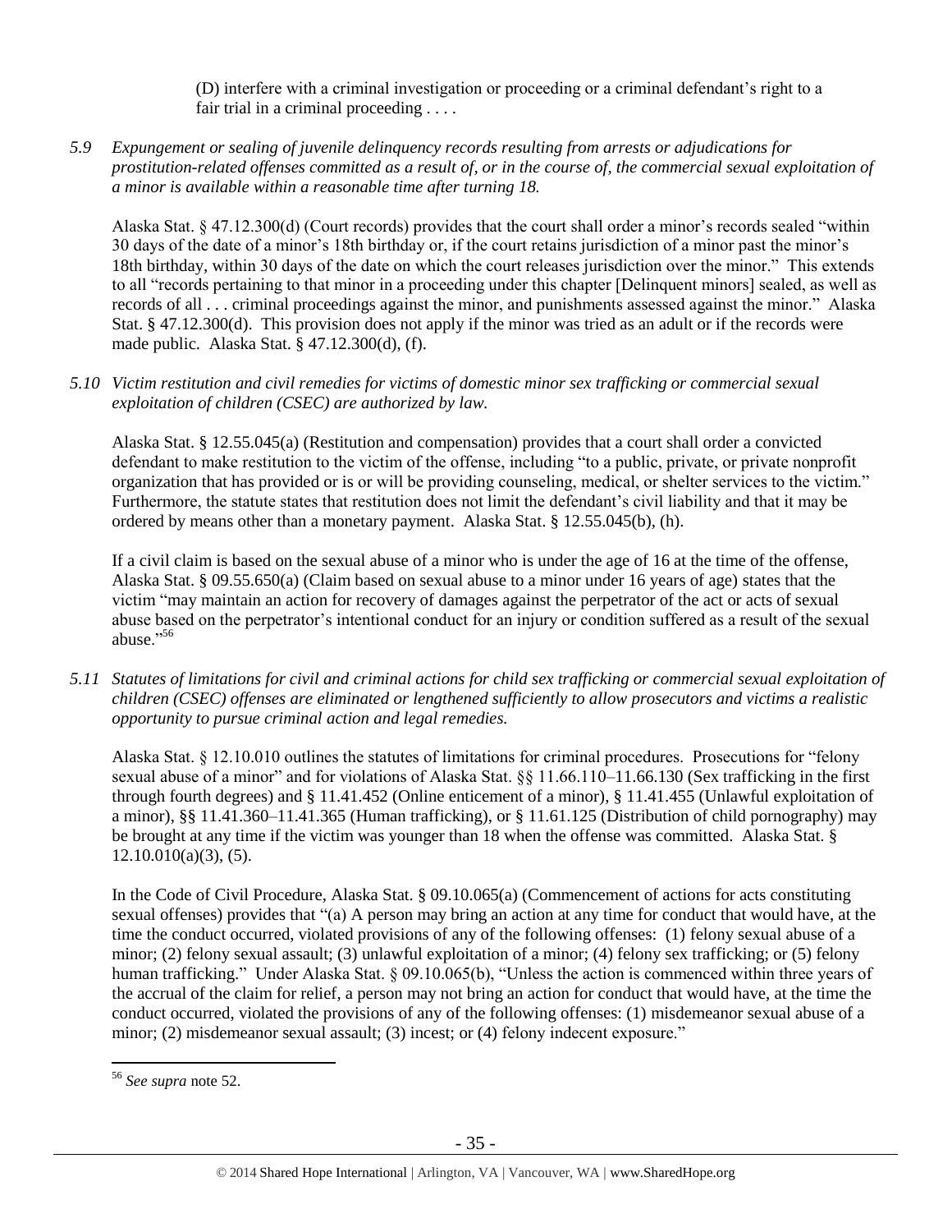(D) interfere with a criminal investigation or proceeding or a criminal defendant's right to a fair trial in a criminal proceeding . . . .

*5.9 Expungement or sealing of juvenile delinquency records resulting from arrests or adjudications for prostitution-related offenses committed as a result of, or in the course of, the commercial sexual exploitation of a minor is available within a reasonable time after turning 18.*

Alaska Stat. § 47.12.300(d) (Court records) provides that the court shall order a minor's records sealed "within 30 days of the date of a minor's 18th birthday or, if the court retains jurisdiction of a minor past the minor's 18th birthday, within 30 days of the date on which the court releases jurisdiction over the minor." This extends to all "records pertaining to that minor in a proceeding under this chapter [Delinquent minors] sealed, as well as records of all . . . criminal proceedings against the minor, and punishments assessed against the minor." Alaska Stat. § 47.12.300(d). This provision does not apply if the minor was tried as an adult or if the records were made public. Alaska Stat. § 47.12.300(d), (f).

*5.10 Victim restitution and civil remedies for victims of domestic minor sex trafficking or commercial sexual exploitation of children (CSEC) are authorized by law.*

Alaska Stat. § 12.55.045(a) (Restitution and compensation) provides that a court shall order a convicted defendant to make restitution to the victim of the offense, including "to a public, private, or private nonprofit organization that has provided or is or will be providing counseling, medical, or shelter services to the victim." Furthermore, the statute states that restitution does not limit the defendant's civil liability and that it may be ordered by means other than a monetary payment. Alaska Stat. § 12.55.045(b), (h).

If a civil claim is based on the sexual abuse of a minor who is under the age of 16 at the time of the offense, Alaska Stat. § 09.55.650(a) (Claim based on sexual abuse to a minor under 16 years of age) states that the victim "may maintain an action for recovery of damages against the perpetrator of the act or acts of sexual abuse based on the perpetrator's intentional conduct for an injury or condition suffered as a result of the sexual abuse."[56]

*5.11 Statutes of limitations for civil and criminal actions for child sex trafficking or commercial sexual exploitation of children (CSEC) offenses are eliminated or lengthened sufficiently to allow prosecutors and victims a realistic opportunity to pursue criminal action and legal remedies.*

Alaska Stat. § 12.10.010 outlines the statutes of limitations for criminal procedures. Prosecutions for "felony sexual abuse of a minor" and for violations of Alaska Stat. §§ 11.66.110–11.66.130 (Sex trafficking in the first through fourth degrees) and § 11.41.452 (Online enticement of a minor), § 11.41.455 (Unlawful exploitation of a minor), §§ 11.41.360–11.41.365 (Human trafficking), or § 11.61.125 (Distribution of child pornography) may be brought at any time if the victim was younger than 18 when the offense was committed. Alaska Stat. § 12.10.010(a)(3), (5).

In the Code of Civil Procedure, Alaska Stat. § 09.10.065(a) (Commencement of actions for acts constituting sexual offenses) provides that "(a) A person may bring an action at any time for conduct that would have, at the time the conduct occurred, violated provisions of any of the following offenses: (1) felony sexual abuse of a minor; (2) felony sexual assault; (3) unlawful exploitation of a minor; (4) felony sex trafficking; or (5) felony human trafficking." Under Alaska Stat. § 09.10.065(b), "Unless the action is commenced within three years of the accrual of the claim for relief, a person may not bring an action for conduct that would have, at the time the conduct occurred, violated the provisions of any of the following offenses: (1) misdemeanor sexual abuse of a minor; (2) misdemeanor sexual assault; (3) incest; or (4) felony indecent exposure."

---

[56] *See supra* note 52.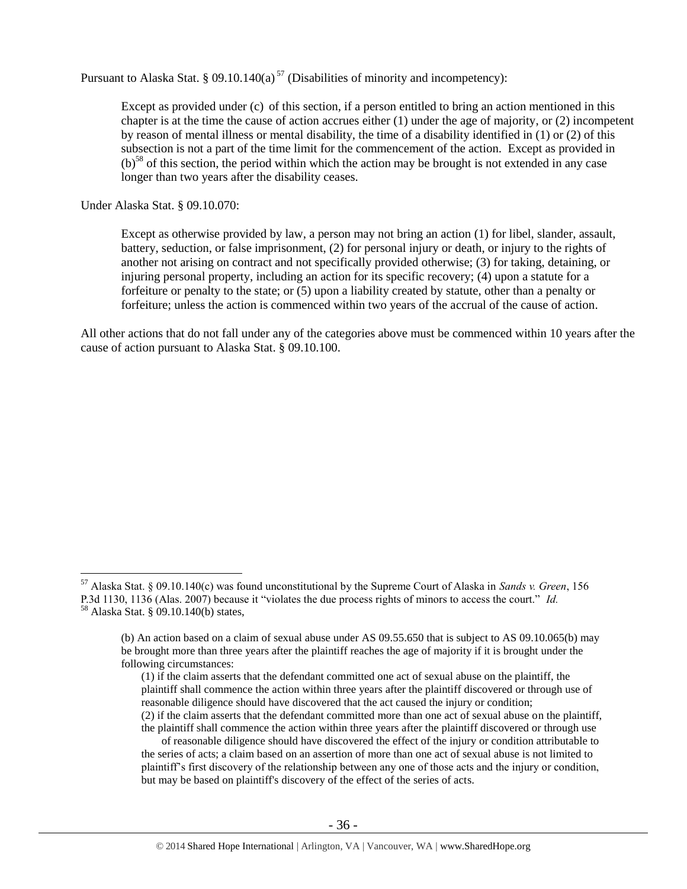Pursuant to Alaska Stat. § 09.10.140(a) [57] (Disabilities of minority and incompetency):

> Except as provided under (c) of this section, if a person entitled to bring an action mentioned in this chapter is at the time the cause of action accrues either (1) under the age of majority, or (2) incompetent by reason of mental illness or mental disability, the time of a disability identified in (1) or (2) of this subsection is not a part of the time limit for the commencement of the action. Except as provided in (b)[58] of this section, the period within which the action may be brought is not extended in any case longer than two years after the disability ceases.

Under Alaska Stat. § 09.10.070:

> Except as otherwise provided by law, a person may not bring an action (1) for libel, slander, assault, battery, seduction, or false imprisonment, (2) for personal injury or death, or injury to the rights of another not arising on contract and not specifically provided otherwise; (3) for taking, detaining, or injuring personal property, including an action for its specific recovery; (4) upon a statute for a forfeiture or penalty to the state; or (5) upon a liability created by statute, other than a penalty or forfeiture; unless the action is commenced within two years of the accrual of the cause of action.

All other actions that do not fall under any of the categories above must be commenced within 10 years after the cause of action pursuant to Alaska Stat. § 09.10.100.

---

[57] Alaska Stat. § 09.10.140(c) was found unconstitutional by the Supreme Court of Alaska in *Sands v. Green*, 156 P.3d 1130, 1136 (Alas. 2007) because it "violates the due process rights of minors to access the court." *Id.*

[58] Alaska Stat. § 09.10.140(b) states,

> (b) An action based on a claim of sexual abuse under AS 09.55.650 that is subject to AS 09.10.065(b) may be brought more than three years after the plaintiff reaches the age of majority if it is brought under the following circumstances:
>
> (1) if the claim asserts that the defendant committed one act of sexual abuse on the plaintiff, the plaintiff shall commence the action within three years after the plaintiff discovered or through use of reasonable diligence should have discovered that the act caused the injury or condition;
>
> (2) if the claim asserts that the defendant committed more than one act of sexual abuse on the plaintiff, the plaintiff shall commence the action within three years after the plaintiff discovered or through use of reasonable diligence should have discovered the effect of the injury or condition attributable to the series of acts; a claim based on an assertion of more than one act of sexual abuse is not limited to plaintiff's first discovery of the relationship between any one of those acts and the injury or condition, but may be based on plaintiff's discovery of the effect of the series of acts.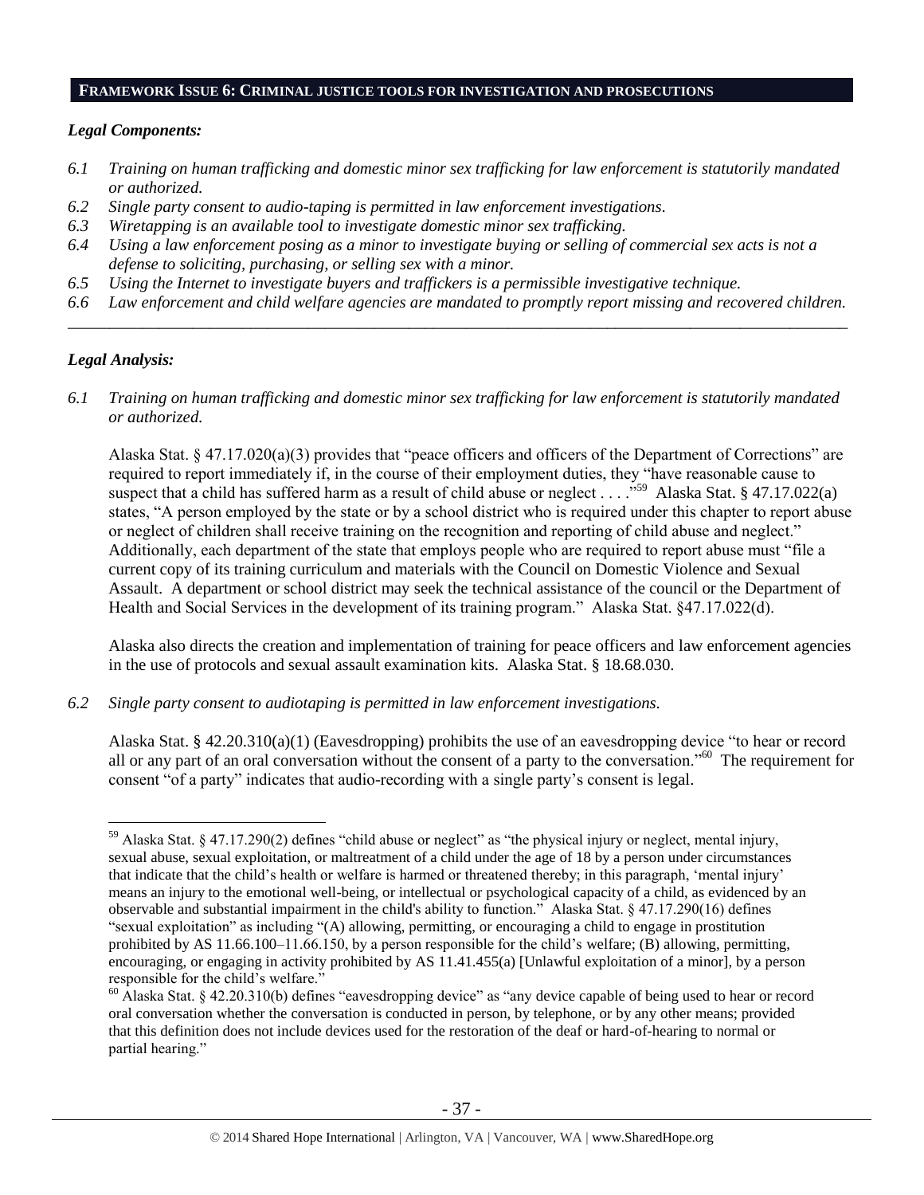## FRAMEWORK ISSUE 6: CRIMINAL JUSTICE TOOLS FOR INVESTIGATION AND PROSECUTIONS

### *Legal Components:*

*6.1 Training on human trafficking and domestic minor sex trafficking for law enforcement is statutorily mandated or authorized.*

*6.2 Single party consent to audio-taping is permitted in law enforcement investigations.*

*6.3 Wiretapping is an available tool to investigate domestic minor sex trafficking.*

*6.4 Using a law enforcement posing as a minor to investigate buying or selling of commercial sex acts is not a defense to soliciting, purchasing, or selling sex with a minor.*

*6.5 Using the Internet to investigate buyers and traffickers is a permissible investigative technique.*

*6.6 Law enforcement and child welfare agencies are mandated to promptly report missing and recovered children.*

---

### *Legal Analysis:*

*6.1 Training on human trafficking and domestic minor sex trafficking for law enforcement is statutorily mandated or authorized.*

Alaska Stat. § 47.17.020(a)(3) provides that "peace officers and officers of the Department of Corrections" are required to report immediately if, in the course of their employment duties, they "have reasonable cause to suspect that a child has suffered harm as a result of child abuse or neglect . . . ."[59] Alaska Stat. § 47.17.022(a) states, "A person employed by the state or by a school district who is required under this chapter to report abuse or neglect of children shall receive training on the recognition and reporting of child abuse and neglect." Additionally, each department of the state that employs people who are required to report abuse must "file a current copy of its training curriculum and materials with the Council on Domestic Violence and Sexual Assault. A department or school district may seek the technical assistance of the council or the Department of Health and Social Services in the development of its training program." Alaska Stat. §47.17.022(d).

Alaska also directs the creation and implementation of training for peace officers and law enforcement agencies in the use of protocols and sexual assault examination kits. Alaska Stat. § 18.68.030.

*6.2 Single party consent to audiotaping is permitted in law enforcement investigations.*

Alaska Stat. § 42.20.310(a)(1) (Eavesdropping) prohibits the use of an eavesdropping device "to hear or record all or any part of an oral conversation without the consent of a party to the conversation."[60] The requirement for consent "of a party" indicates that audio-recording with a single party's consent is legal.

---

[59] Alaska Stat. § 47.17.290(2) defines "child abuse or neglect" as "the physical injury or neglect, mental injury, sexual abuse, sexual exploitation, or maltreatment of a child under the age of 18 by a person under circumstances that indicate that the child's health or welfare is harmed or threatened thereby; in this paragraph, 'mental injury' means an injury to the emotional well-being, or intellectual or psychological capacity of a child, as evidenced by an observable and substantial impairment in the child's ability to function." Alaska Stat. § 47.17.290(16) defines "sexual exploitation" as including "(A) allowing, permitting, or encouraging a child to engage in prostitution prohibited by AS 11.66.100–11.66.150, by a person responsible for the child's welfare; (B) allowing, permitting, encouraging, or engaging in activity prohibited by AS 11.41.455(a) [Unlawful exploitation of a minor], by a person responsible for the child's welfare."

[60] Alaska Stat. § 42.20.310(b) defines "eavesdropping device" as "any device capable of being used to hear or record oral conversation whether the conversation is conducted in person, by telephone, or by any other means; provided that this definition does not include devices used for the restoration of the deaf or hard-of-hearing to normal or partial hearing."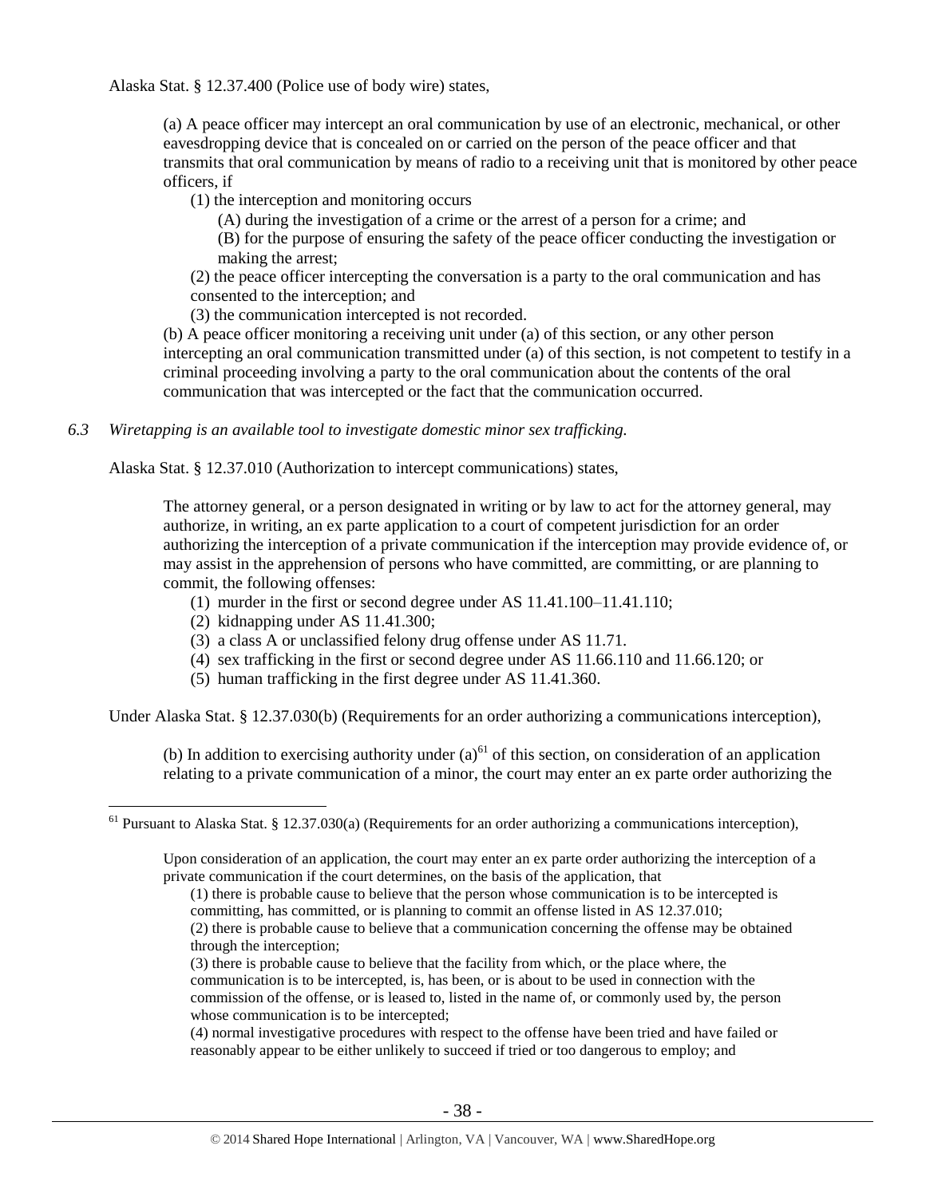Alaska Stat. § 12.37.400 (Police use of body wire) states,

> (a) A peace officer may intercept an oral communication by use of an electronic, mechanical, or other eavesdropping device that is concealed on or carried on the person of the peace officer and that transmits that oral communication by means of radio to a receiving unit that is monitored by other peace officers, if
>
> (1) the interception and monitoring occurs
>
> (A) during the investigation of a crime or the arrest of a person for a crime; and
>
> (B) for the purpose of ensuring the safety of the peace officer conducting the investigation or making the arrest;
>
> (2) the peace officer intercepting the conversation is a party to the oral communication and has consented to the interception; and
>
> (3) the communication intercepted is not recorded.
>
> (b) A peace officer monitoring a receiving unit under (a) of this section, or any other person intercepting an oral communication transmitted under (a) of this section, is not competent to testify in a criminal proceeding involving a party to the oral communication about the contents of the oral communication that was intercepted or the fact that the communication occurred.

*6.3 Wiretapping is an available tool to investigate domestic minor sex trafficking.*

Alaska Stat. § 12.37.010 (Authorization to intercept communications) states,

> The attorney general, or a person designated in writing or by law to act for the attorney general, may authorize, in writing, an ex parte application to a court of competent jurisdiction for an order authorizing the interception of a private communication if the interception may provide evidence of, or may assist in the apprehension of persons who have committed, are committing, or are planning to commit, the following offenses:
>
> (1) murder in the first or second degree under AS 11.41.100–11.41.110;
>
> (2) kidnapping under AS 11.41.300;
>
> (3) a class A or unclassified felony drug offense under AS 11.71.
>
> (4) sex trafficking in the first or second degree under AS 11.66.110 and 11.66.120; or
>
> (5) human trafficking in the first degree under AS 11.41.360.

Under Alaska Stat. § 12.37.030(b) (Requirements for an order authorizing a communications interception),

> (b) In addition to exercising authority under (a)[61] of this section, on consideration of an application relating to a private communication of a minor, the court may enter an ex parte order authorizing the

---

[61] Pursuant to Alaska Stat. § 12.37.030(a) (Requirements for an order authorizing a communications interception),

> Upon consideration of an application, the court may enter an ex parte order authorizing the interception of a private communication if the court determines, on the basis of the application, that
>
> (1) there is probable cause to believe that the person whose communication is to be intercepted is committing, has committed, or is planning to commit an offense listed in AS 12.37.010;
>
> (2) there is probable cause to believe that a communication concerning the offense may be obtained through the interception;
>
> (3) there is probable cause to believe that the facility from which, or the place where, the communication is to be intercepted, is, has been, or is about to be used in connection with the commission of the offense, or is leased to, listed in the name of, or commonly used by, the person whose communication is to be intercepted;
>
> (4) normal investigative procedures with respect to the offense have been tried and have failed or reasonably appear to be either unlikely to succeed if tried or too dangerous to employ; and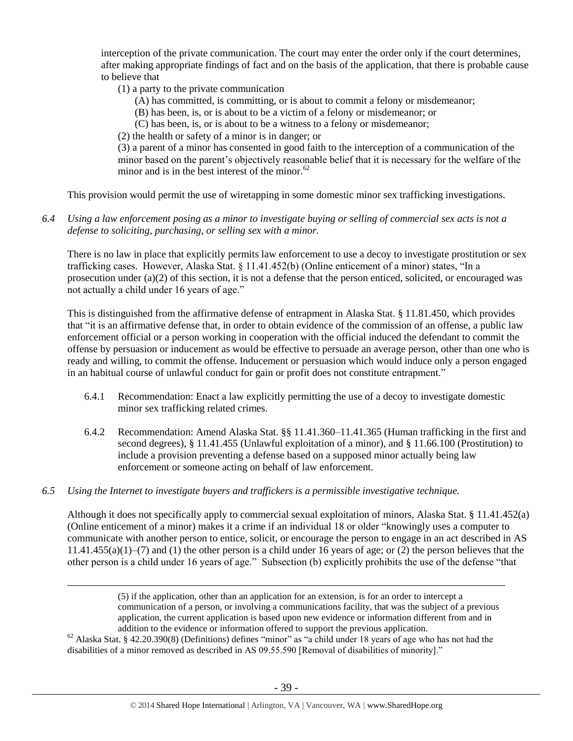interception of the private communication. The court may enter the order only if the court determines, after making appropriate findings of fact and on the basis of the application, that there is probable cause to believe that

> (1) a party to the private communication
>
> > (A) has committed, is committing, or is about to commit a felony or misdemeanor;
> > (B) has been, is, or is about to be a victim of a felony or misdemeanor; or
> > (C) has been, is, or is about to be a witness to a felony or misdemeanor;
>
> (2) the health or safety of a minor is in danger; or
>
> (3) a parent of a minor has consented in good faith to the interception of a communication of the minor based on the parent's objectively reasonable belief that it is necessary for the welfare of the minor and is in the best interest of the minor.[62]

This provision would permit the use of wiretapping in some domestic minor sex trafficking investigations.

*6.4 Using a law enforcement posing as a minor to investigate buying or selling of commercial sex acts is not a defense to soliciting, purchasing, or selling sex with a minor.*

There is no law in place that explicitly permits law enforcement to use a decoy to investigate prostitution or sex trafficking cases. However, Alaska Stat. § 11.41.452(b) (Online enticement of a minor) states, "In a prosecution under (a)(2) of this section, it is not a defense that the person enticed, solicited, or encouraged was not actually a child under 16 years of age."

This is distinguished from the affirmative defense of entrapment in Alaska Stat. § 11.81.450, which provides that "it is an affirmative defense that, in order to obtain evidence of the commission of an offense, a public law enforcement official or a person working in cooperation with the official induced the defendant to commit the offense by persuasion or inducement as would be effective to persuade an average person, other than one who is ready and willing, to commit the offense. Inducement or persuasion which would induce only a person engaged in an habitual course of unlawful conduct for gain or profit does not constitute entrapment."

6.4.1 Recommendation: Enact a law explicitly permitting the use of a decoy to investigate domestic minor sex trafficking related crimes.

6.4.2 Recommendation: Amend Alaska Stat. §§ 11.41.360–11.41.365 (Human trafficking in the first and second degrees), § 11.41.455 (Unlawful exploitation of a minor), and § 11.66.100 (Prostitution) to include a provision preventing a defense based on a supposed minor actually being law enforcement or someone acting on behalf of law enforcement.

*6.5 Using the Internet to investigate buyers and traffickers is a permissible investigative technique.*

Although it does not specifically apply to commercial sexual exploitation of minors, Alaska Stat. § 11.41.452(a) (Online enticement of a minor) makes it a crime if an individual 18 or older "knowingly uses a computer to communicate with another person to entice, solicit, or encourage the person to engage in an act described in AS 11.41.455(a)(1)–(7) and (1) the other person is a child under 16 years of age; or (2) the person believes that the other person is a child under 16 years of age." Subsection (b) explicitly prohibits the use of the defense "that

---

> (5) if the application, other than an application for an extension, is for an order to intercept a communication of a person, or involving a communications facility, that was the subject of a previous application, the current application is based upon new evidence or information different from and in addition to the evidence or information offered to support the previous application.

[62] Alaska Stat. § 42.20.390(8) (Definitions) defines "minor" as "a child under 18 years of age who has not had the disabilities of a minor removed as described in AS 09.55.590 [Removal of disabilities of minority]."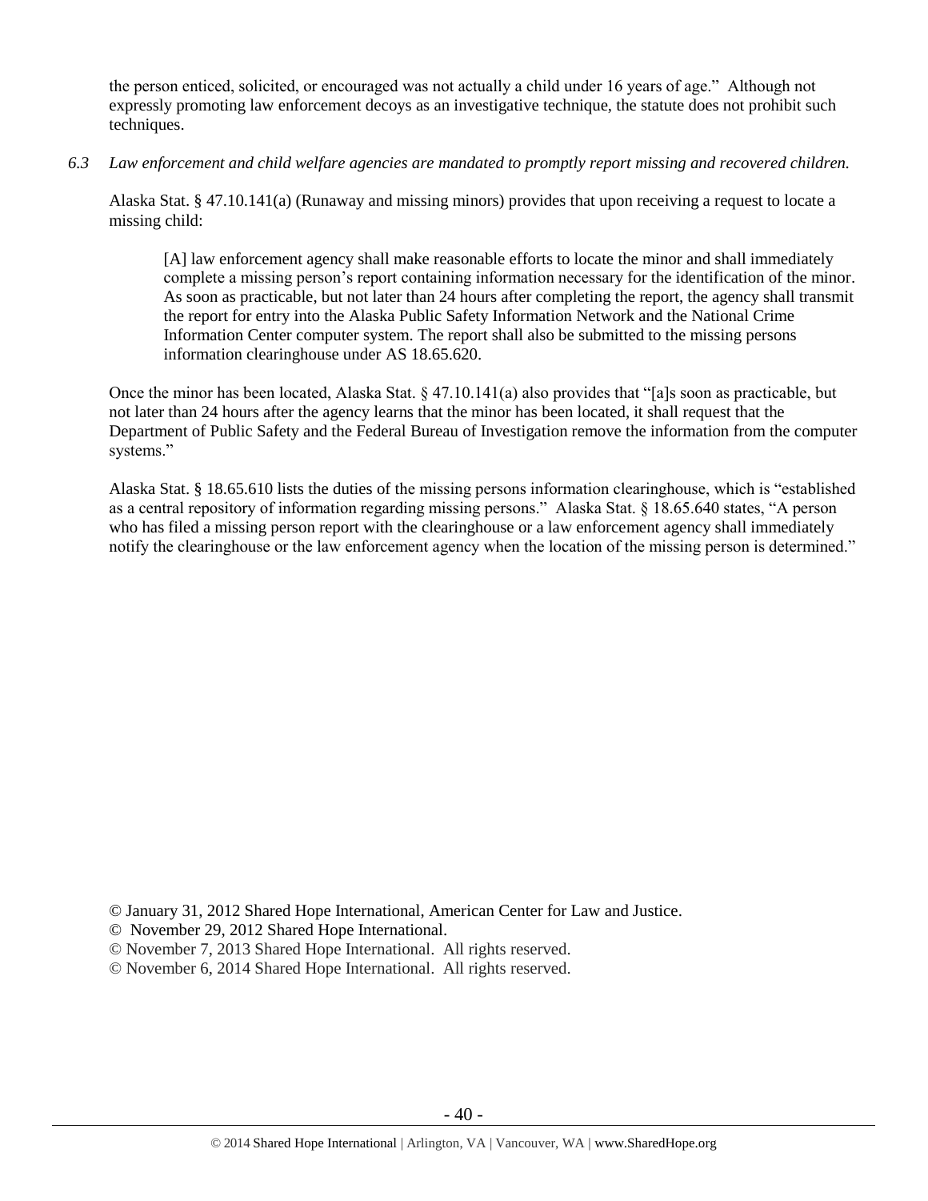the person enticed, solicited, or encouraged was not actually a child under 16 years of age." Although not expressly promoting law enforcement decoys as an investigative technique, the statute does not prohibit such techniques.

*6.3 Law enforcement and child welfare agencies are mandated to promptly report missing and recovered children.*

Alaska Stat. § 47.10.141(a) (Runaway and missing minors) provides that upon receiving a request to locate a missing child:

> [A] law enforcement agency shall make reasonable efforts to locate the minor and shall immediately complete a missing person's report containing information necessary for the identification of the minor. As soon as practicable, but not later than 24 hours after completing the report, the agency shall transmit the report for entry into the Alaska Public Safety Information Network and the National Crime Information Center computer system. The report shall also be submitted to the missing persons information clearinghouse under AS 18.65.620.

Once the minor has been located, Alaska Stat. § 47.10.141(a) also provides that "[a]s soon as practicable, but not later than 24 hours after the agency learns that the minor has been located, it shall request that the Department of Public Safety and the Federal Bureau of Investigation remove the information from the computer systems."

Alaska Stat. § 18.65.610 lists the duties of the missing persons information clearinghouse, which is "established as a central repository of information regarding missing persons." Alaska Stat. § 18.65.640 states, "A person who has filed a missing person report with the clearinghouse or a law enforcement agency shall immediately notify the clearinghouse or the law enforcement agency when the location of the missing person is determined."

© January 31, 2012 Shared Hope International, American Center for Law and Justice.
© November 29, 2012 Shared Hope International.
© November 7, 2013 Shared Hope International. All rights reserved.
© November 6, 2014 Shared Hope International. All rights reserved.